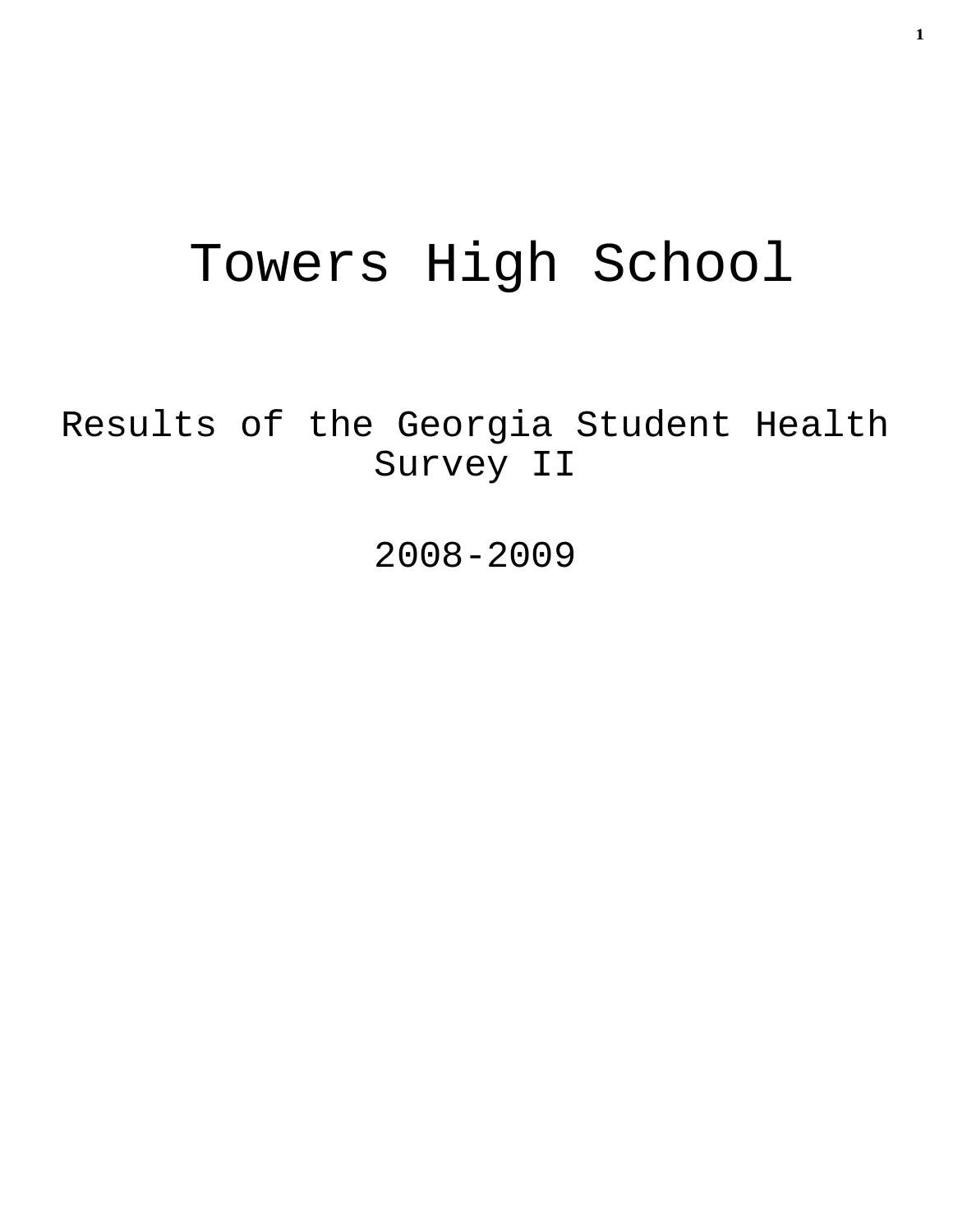# Towers High School

## Results of the Georgia Student Health Survey II

## 2008-2009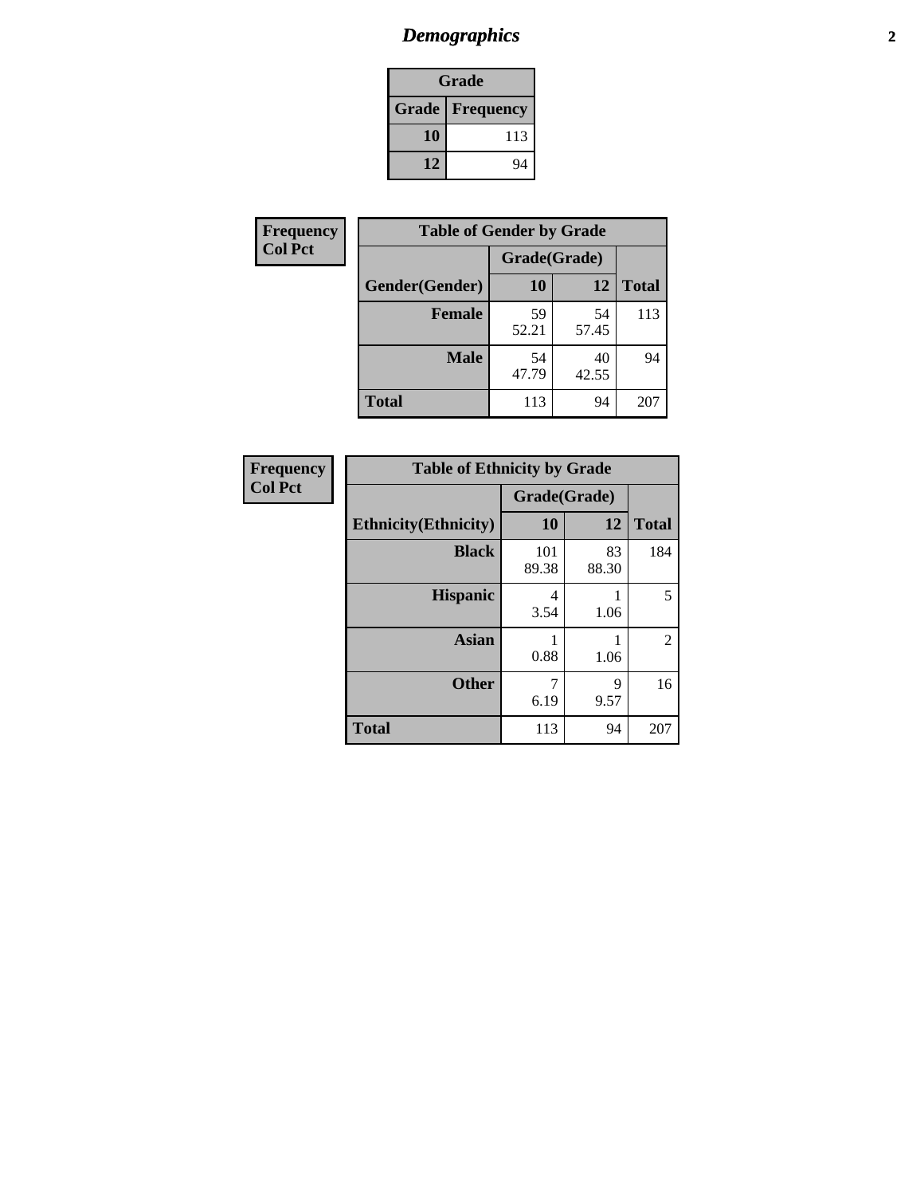# *Demographics*

| Grade | |
|---|---|
| **Grade** | **Frequency** |
| **10** | 113 |
| **12** | 94 |

**Frequency**
**Col Pct**

| **Table of Gender by Grade** | | | |
|---|---|---|---|
| | **Grade(Grade)** | | |
| **Gender(Gender)** | **10** | **12** | **Total** |
| **Female** | 59<br>52.21 | 54<br>57.45 | 113 |
| **Male** | 54<br>47.79 | 40<br>42.55 | 94 |
| **Total** | 113 | 94 | 207 |

**Frequency**
**Col Pct**

| **Table of Ethnicity by Grade** | | | |
|---|---|---|---|
| | **Grade(Grade)** | | |
| **Ethnicity(Ethnicity)** | **10** | **12** | **Total** |
| **Black** | 101<br>89.38 | 83<br>88.30 | 184 |
| **Hispanic** | 4<br>3.54 | 1<br>1.06 | 5 |
| **Asian** | 1<br>0.88 | 1<br>1.06 | 2 |
| **Other** | 7<br>6.19 | 9<br>9.57 | 16 |
| **Total** | 113 | 94 | 207 |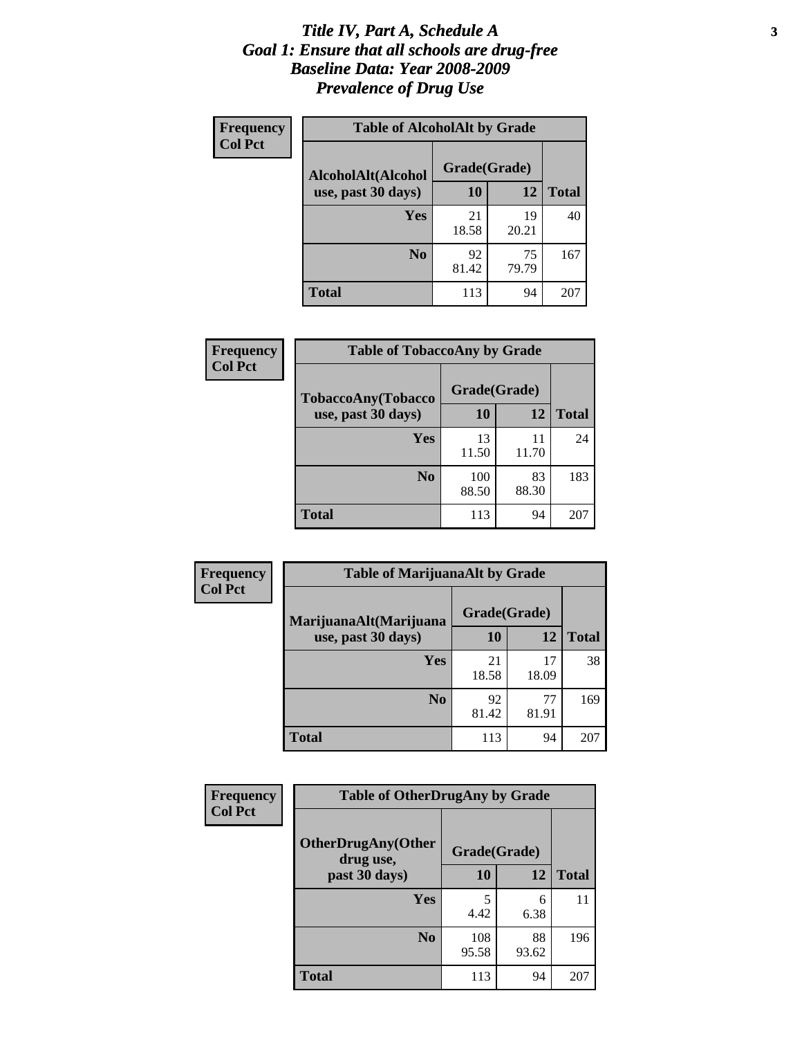# *Title IV, Part A, Schedule A*
# *Goal 1: Ensure that all schools are drug-free*
# *Baseline Data: Year 2008-2009*
# *Prevalence of Drug Use*

**Frequency**
**Col Pct**

**Table of AlcoholAlt by Grade**

| AlcoholAlt(Alcohol use, past 30 days) | Grade(Grade) | | |
|---|---|---|---|
| | 10 | 12 | Total |
| Yes | 21<br>18.58 | 19<br>20.21 | 40 |
| No | 92<br>81.42 | 75<br>79.79 | 167 |
| Total | 113 | 94 | 207 |

**Frequency**
**Col Pct**

**Table of TobaccoAny by Grade**

| TobaccoAny(Tobacco use, past 30 days) | Grade(Grade) | | |
|---|---|---|---|
| | 10 | 12 | Total |
| Yes | 13<br>11.50 | 11<br>11.70 | 24 |
| No | 100<br>88.50 | 83<br>88.30 | 183 |
| Total | 113 | 94 | 207 |

**Frequency**
**Col Pct**

**Table of MarijuanaAlt by Grade**

| MarijuanaAlt(Marijuana use, past 30 days) | Grade(Grade) | | |
|---|---|---|---|
| | 10 | 12 | Total |
| Yes | 21<br>18.58 | 17<br>18.09 | 38 |
| No | 92<br>81.42 | 77<br>81.91 | 169 |
| Total | 113 | 94 | 207 |

**Frequency**
**Col Pct**

**Table of OtherDrugAny by Grade**

| OtherDrugAny(Other drug use, past 30 days) | Grade(Grade) | | |
|---|---|---|---|
| | 10 | 12 | Total |
| Yes | 5<br>4.42 | 6<br>6.38 | 11 |
| No | 108<br>95.58 | 88<br>93.62 | 196 |
| Total | 113 | 94 | 207 |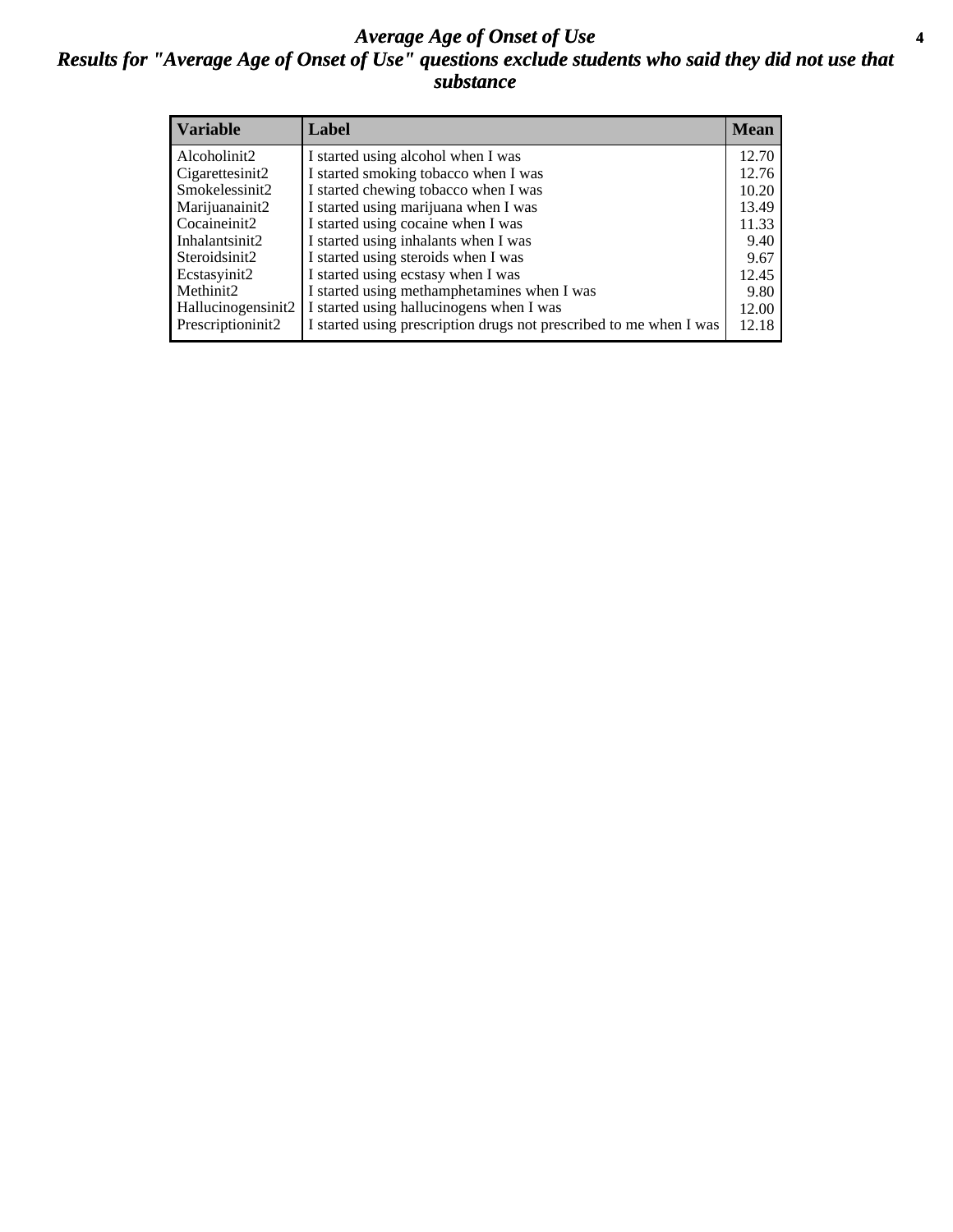# *Average Age of Onset of Use*

## *Results for "Average Age of Onset of Use" questions exclude students who said they did not use that substance*

| Variable | Label | Mean |
|---|---|---|
| Alcoholinit2 | I started using alcohol when I was | 12.70 |
| Cigarettesinit2 | I started smoking tobacco when I was | 12.76 |
| Smokelessinit2 | I started chewing tobacco when I was | 10.20 |
| Marijuanainit2 | I started using marijuana when I was | 13.49 |
| Cocaineinit2 | I started using cocaine when I was | 11.33 |
| Inhalantsinit2 | I started using inhalants when I was | 9.40 |
| Steroidsinit2 | I started using steroids when I was | 9.67 |
| Ecstasyinit2 | I started using ecstasy when I was | 12.45 |
| Methinit2 | I started using methamphetamines when I was | 9.80 |
| Hallucinogensinit2 | I started using hallucinogens when I was | 12.00 |
| Prescriptioninit2 | I started using prescription drugs not prescribed to me when I was | 12.18 |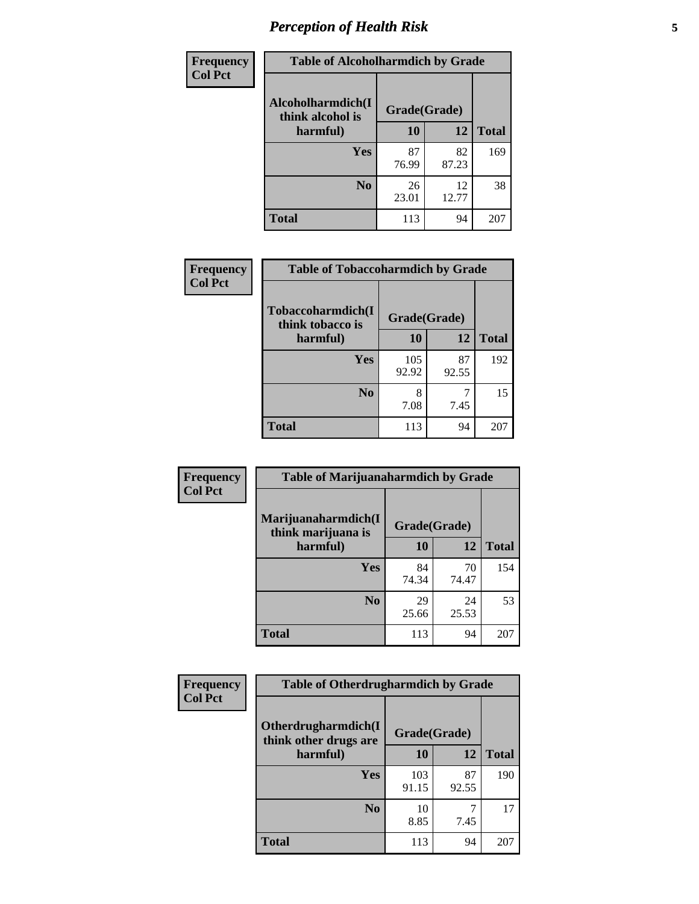# *Perception of Health Risk*

| Frequency Col Pct | Table of Alcoholharmdich by Grade | | |
|---|---|---|---|
| Alcoholharmdich(I think alcohol is harmful) | Grade(Grade) | | |
| | 10 | 12 | Total |
| Yes | 87<br>76.99 | 82<br>87.23 | 169 |
| No | 26<br>23.01 | 12<br>12.77 | 38 |
| Total | 113 | 94 | 207 |

| Frequency Col Pct | Table of Tobaccoharmdich by Grade | | |
|---|---|---|---|
| Tobaccoharmdich(I think tobacco is harmful) | Grade(Grade) | | |
| | 10 | 12 | Total |
| Yes | 105<br>92.92 | 87<br>92.55 | 192 |
| No | 8<br>7.08 | 7<br>7.45 | 15 |
| Total | 113 | 94 | 207 |

| Frequency Col Pct | Table of Marijuanaharmdich by Grade | | |
|---|---|---|---|
| Marijuanaharmdich(I think marijuana is harmful) | Grade(Grade) | | |
| | 10 | 12 | Total |
| Yes | 84<br>74.34 | 70<br>74.47 | 154 |
| No | 29<br>25.66 | 24<br>25.53 | 53 |
| Total | 113 | 94 | 207 |

| Frequency Col Pct | Table of Otherdrugharmdich by Grade | | |
|---|---|---|---|
| Otherdrugharmdich(I think other drugs are harmful) | Grade(Grade) | | |
| | 10 | 12 | Total |
| Yes | 103<br>91.15 | 87<br>92.55 | 190 |
| No | 10<br>8.85 | 7<br>7.45 | 17 |
| Total | 113 | 94 | 207 |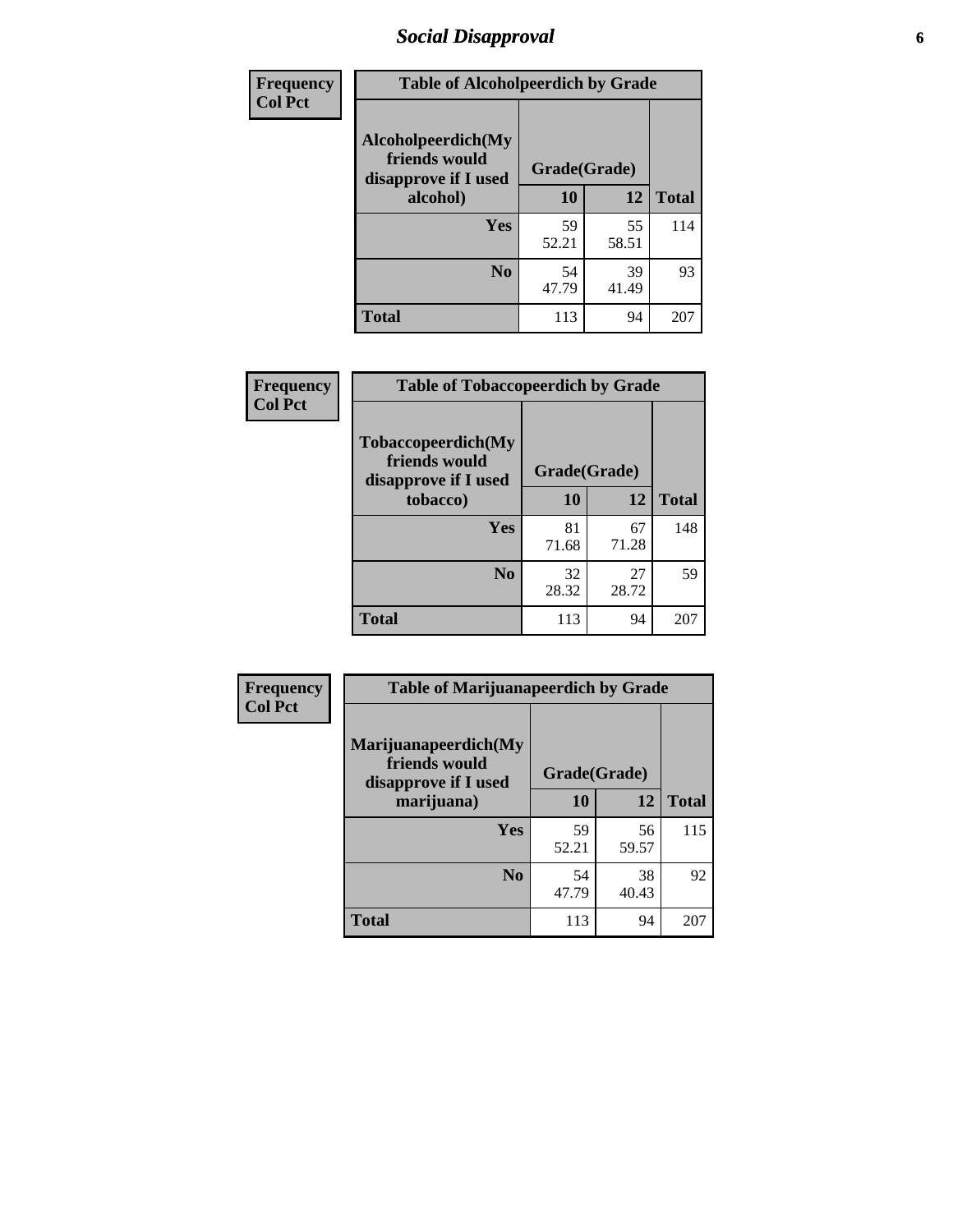## Social Disapproval

| Frequency Col Pct | Table of Alcoholpeerdich by Grade | | |
|---|---|---|---|
| Alcoholpeerdich(My friends would disapprove if I used alcohol) | Grade(Grade) | | |
| | 10 | 12 | Total |
| Yes | 59<br>52.21 | 55<br>58.51 | 114 |
| No | 54<br>47.79 | 39<br>41.49 | 93 |
| Total | 113 | 94 | 207 |

| Frequency Col Pct | Table of Tobaccopeerdich by Grade | | |
|---|---|---|---|
| Tobaccopeerdich(My friends would disapprove if I used tobacco) | Grade(Grade) | | |
| | 10 | 12 | Total |
| Yes | 81<br>71.68 | 67<br>71.28 | 148 |
| No | 32<br>28.32 | 27<br>28.72 | 59 |
| Total | 113 | 94 | 207 |

| Frequency Col Pct | Table of Marijuanapeerdich by Grade | | |
|---|---|---|---|
| Marijuanapeerdich(My friends would disapprove if I used marijuana) | Grade(Grade) | | |
| | 10 | 12 | Total |
| Yes | 59<br>52.21 | 56<br>59.57 | 115 |
| No | 54<br>47.79 | 38<br>40.43 | 92 |
| Total | 113 | 94 | 207 |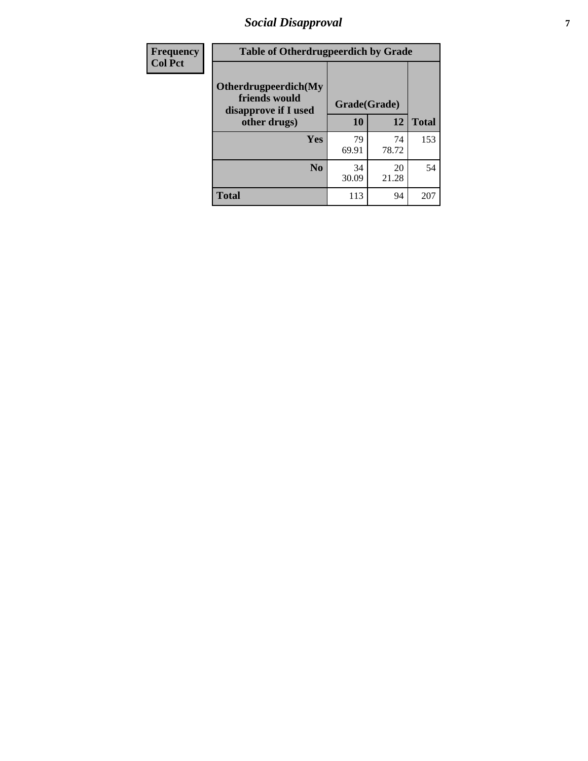| Frequency<br>Col Pct | Table of Otherdrugpeerdich by Grade | | |
|---|---|---|---|
| Otherdrugpeerdich(My friends would disapprove if I used other drugs) | Grade(Grade) | | |
| | 10 | 12 | Total |
| Yes | 79<br>69.91 | 74<br>78.72 | 153 |
| No | 34<br>30.09 | 20<br>21.28 | 54 |
| Total | 113 | 94 | 207 |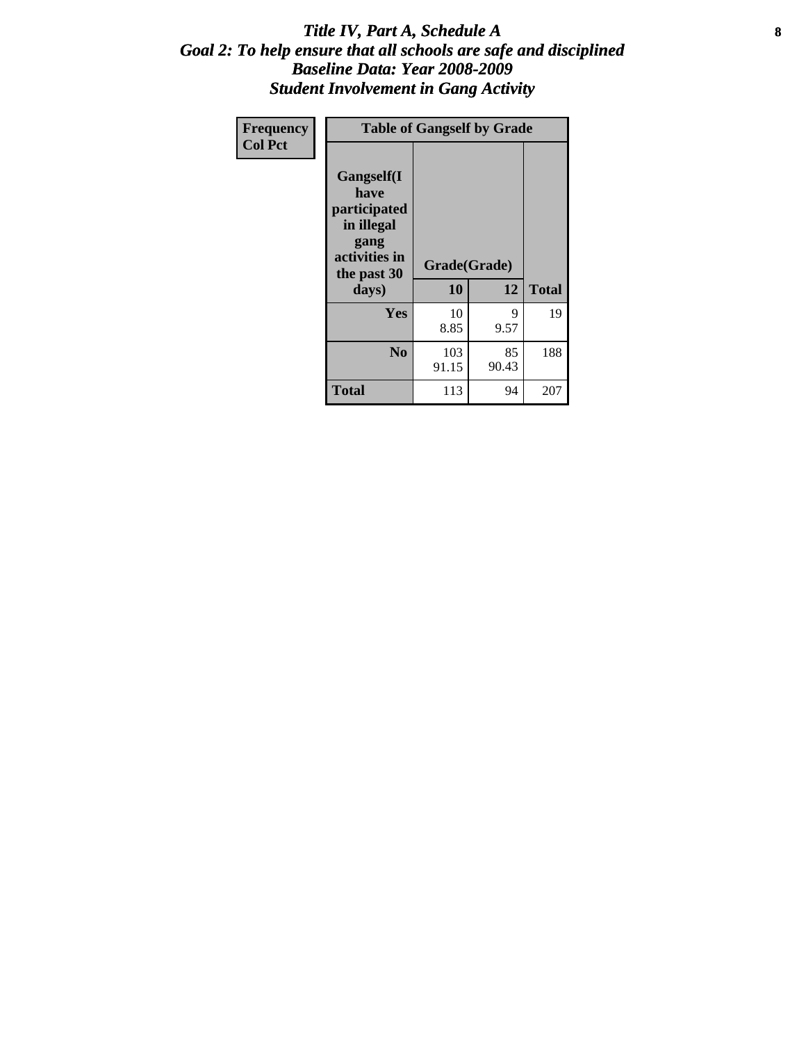# *Title IV, Part A, Schedule A*
# *Goal 2: To help ensure that all schools are safe and disciplined*
# *Baseline Data: Year 2008-2009*
# *Student Involvement in Gang Activity*

| Frequency<br>Col Pct | Table of Gangself by Grade | | |
|---|---|---|---|
| Gangself(I have participated in illegal gang activities in the past 30 days) | Grade(Grade) | | |
| | 10 | 12 | Total |
| Yes | 10<br>8.85 | 9<br>9.57 | 19 |
| No | 103<br>91.15 | 85<br>90.43 | 188 |
| Total | 113 | 94 | 207 |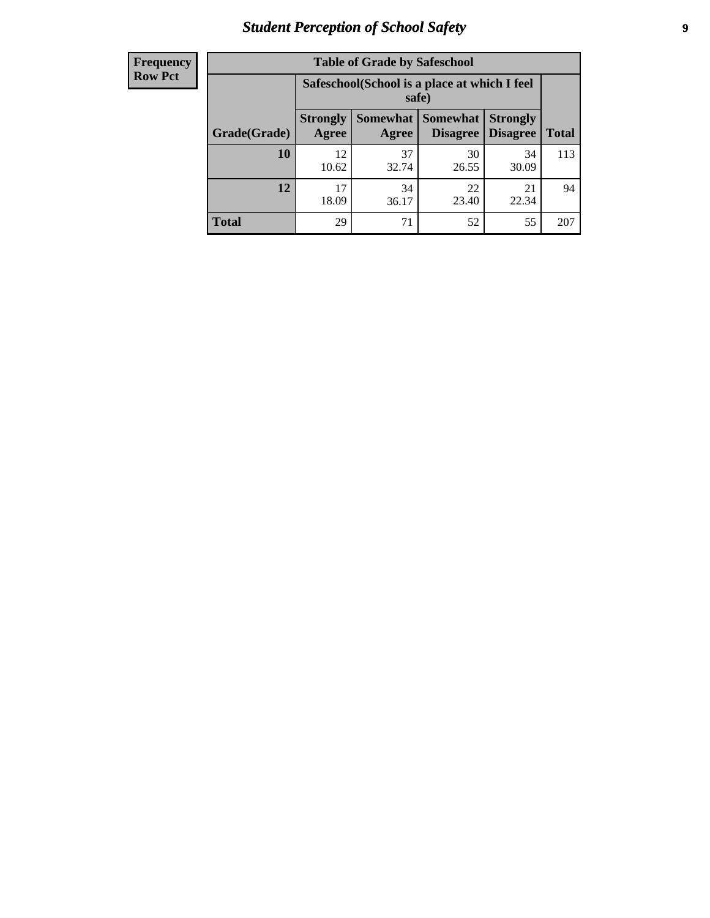| Frequency Row Pct |
|---|

| Table of Grade by Safeschool | | | | | |
|---|---|---|---|---|---|
| | Safeschool(School is a place at which I feel safe) | | | | |
| Grade(Grade) | Strongly Agree | Somewhat Agree | Somewhat Disagree | Strongly Disagree | Total |
| 10 | 12<br>10.62 | 37<br>32.74 | 30<br>26.55 | 34<br>30.09 | 113 |
| 12 | 17<br>18.09 | 34<br>36.17 | 22<br>23.40 | 21<br>22.34 | 94 |
| Total | 29 | 71 | 52 | 55 | 207 |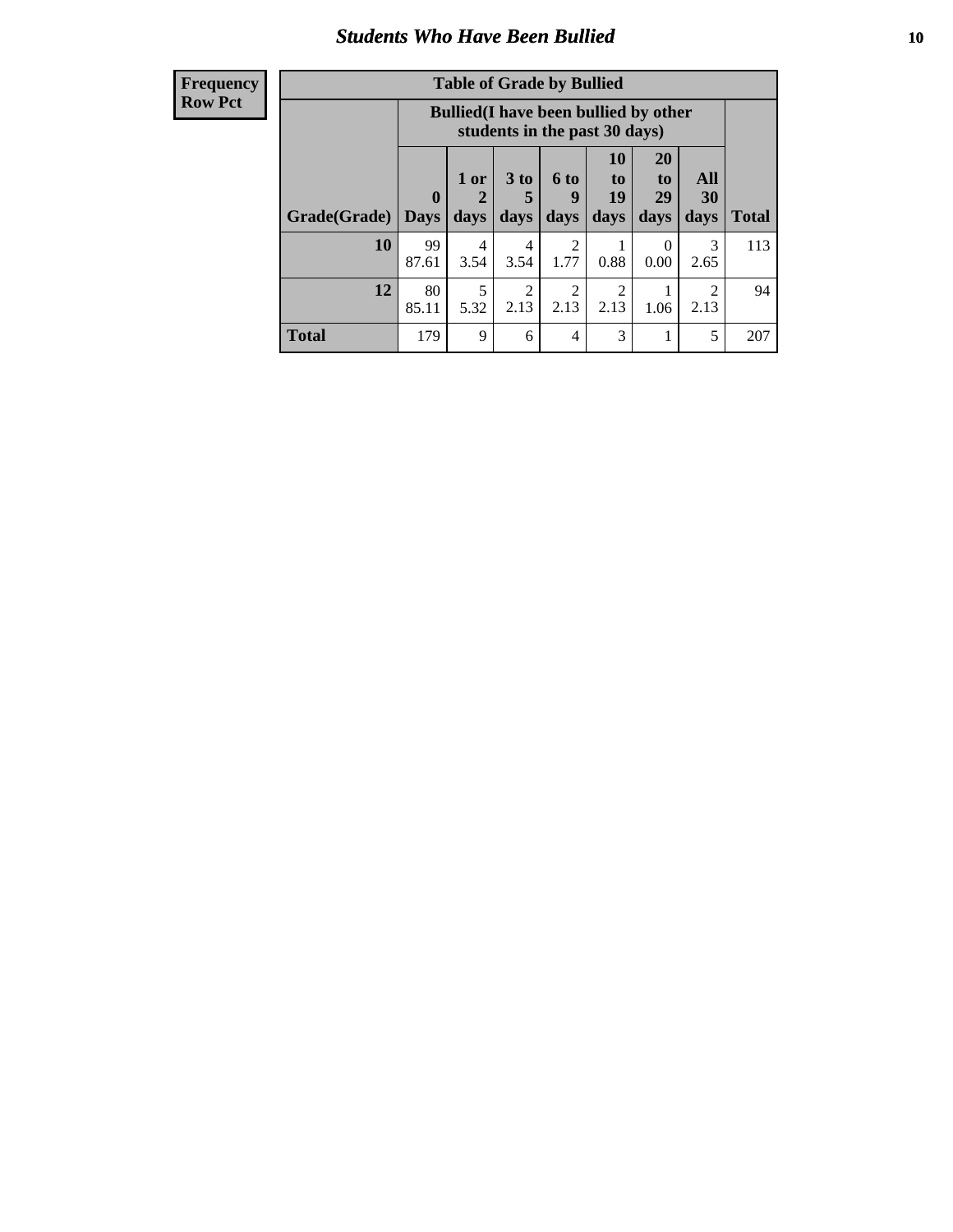# *Students Who Have Been Bullied*

| Frequency<br>Row Pct |
|---|

| Table of Grade by Bullied | | | | | | | | |
|---|---|---|---|---|---|---|---|---|
| | Bullied(I have been bullied by other students in the past 30 days) | | | | | | | |
| Grade(Grade) | 0 Days | 1 or 2 days | 3 to 5 days | 6 to 9 days | 10 to 19 days | 20 to 29 days | All 30 days | Total |
| **10** | 99<br>87.61 | 4<br>3.54 | 4<br>3.54 | 2<br>1.77 | 1<br>0.88 | 0<br>0.00 | 3<br>2.65 | 113 |
| **12** | 80<br>85.11 | 5<br>5.32 | 2<br>2.13 | 2<br>2.13 | 2<br>2.13 | 1<br>1.06 | 2<br>2.13 | 94 |
| **Total** | 179 | 9 | 6 | 4 | 3 | 1 | 5 | 207 |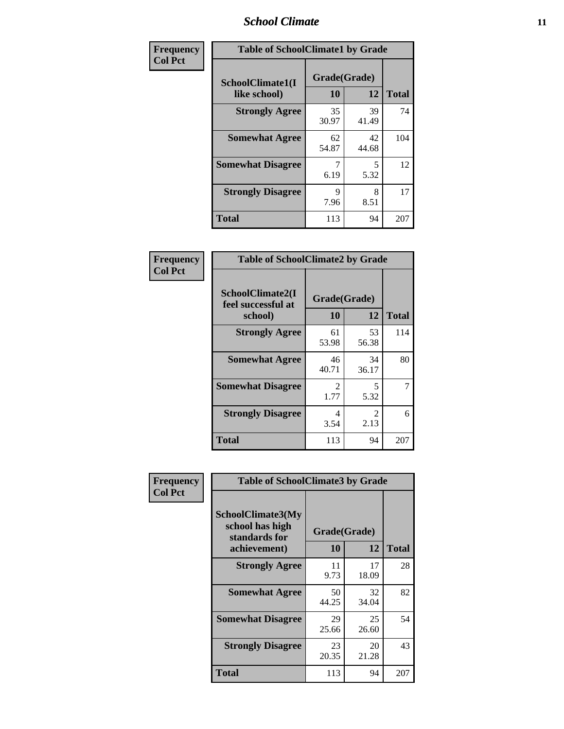| Frequency Col Pct | Table of SchoolClimate1 by Grade | | |
|---|---|---|---|
| SchoolClimate1(I like school) | Grade(Grade) | | |
| | 10 | 12 | Total |
| Strongly Agree | 35<br>30.97 | 39<br>41.49 | 74 |
| Somewhat Agree | 62<br>54.87 | 42<br>44.68 | 104 |
| Somewhat Disagree | 7<br>6.19 | 5<br>5.32 | 12 |
| Strongly Disagree | 9<br>7.96 | 8<br>8.51 | 17 |
| Total | 113 | 94 | 207 |

| Frequency Col Pct | Table of SchoolClimate2 by Grade | | |
|---|---|---|---|
| SchoolClimate2(I feel successful at school) | Grade(Grade) | | |
| | 10 | 12 | Total |
| Strongly Agree | 61<br>53.98 | 53<br>56.38 | 114 |
| Somewhat Agree | 46<br>40.71 | 34<br>36.17 | 80 |
| Somewhat Disagree | 2<br>1.77 | 5<br>5.32 | 7 |
| Strongly Disagree | 4<br>3.54 | 2<br>2.13 | 6 |
| Total | 113 | 94 | 207 |

| Frequency Col Pct | Table of SchoolClimate3 by Grade | | |
|---|---|---|---|
| SchoolClimate3(My school has high standards for achievement) | Grade(Grade) | | |
| | 10 | 12 | Total |
| Strongly Agree | 11<br>9.73 | 17<br>18.09 | 28 |
| Somewhat Agree | 50<br>44.25 | 32<br>34.04 | 82 |
| Somewhat Disagree | 29<br>25.66 | 25<br>26.60 | 54 |
| Strongly Disagree | 23<br>20.35 | 20<br>21.28 | 43 |
| Total | 113 | 94 | 207 |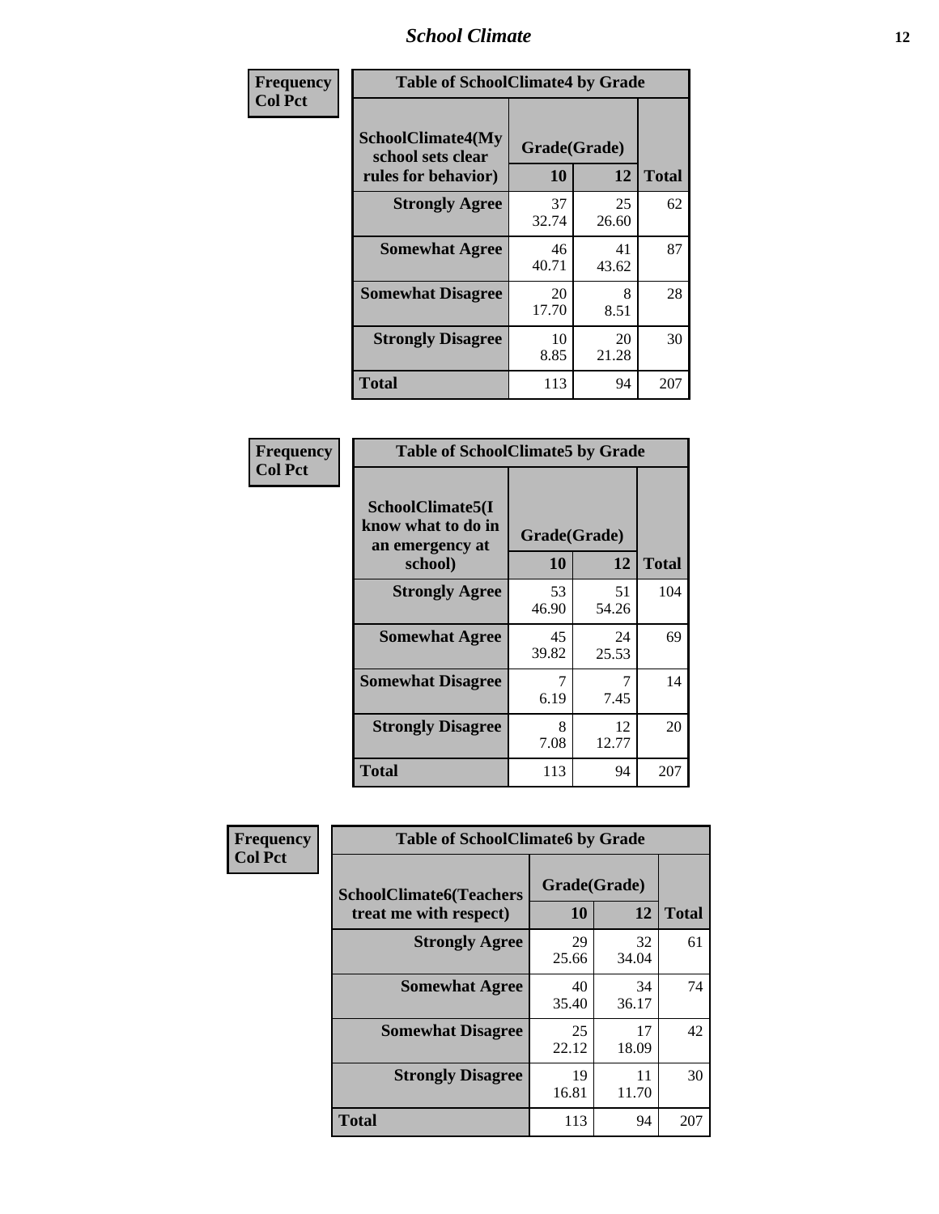| Frequency Col Pct | Table of SchoolClimate4 by Grade | | |
|---|---|---|---|
| SchoolClimate4(My school sets clear rules for behavior) | Grade(Grade) | | |
| | 10 | 12 | Total |
| Strongly Agree | 37<br>32.74 | 25<br>26.60 | 62 |
| Somewhat Agree | 46<br>40.71 | 41<br>43.62 | 87 |
| Somewhat Disagree | 20<br>17.70 | 8<br>8.51 | 28 |
| Strongly Disagree | 10<br>8.85 | 20<br>21.28 | 30 |
| Total | 113 | 94 | 207 |

| Frequency Col Pct | Table of SchoolClimate5 by Grade | | |
|---|---|---|---|
| SchoolClimate5(I know what to do in an emergency at school) | Grade(Grade) | | |
| | 10 | 12 | Total |
| Strongly Agree | 53<br>46.90 | 51<br>54.26 | 104 |
| Somewhat Agree | 45<br>39.82 | 24<br>25.53 | 69 |
| Somewhat Disagree | 7<br>6.19 | 7<br>7.45 | 14 |
| Strongly Disagree | 8<br>7.08 | 12<br>12.77 | 20 |
| Total | 113 | 94 | 207 |

| Frequency Col Pct | Table of SchoolClimate6 by Grade | | |
|---|---|---|---|
| SchoolClimate6(Teachers treat me with respect) | Grade(Grade) | | |
| | 10 | 12 | Total |
| Strongly Agree | 29<br>25.66 | 32<br>34.04 | 61 |
| Somewhat Agree | 40<br>35.40 | 34<br>36.17 | 74 |
| Somewhat Disagree | 25<br>22.12 | 17<br>18.09 | 42 |
| Strongly Disagree | 19<br>16.81 | 11<br>11.70 | 30 |
| Total | 113 | 94 | 207 |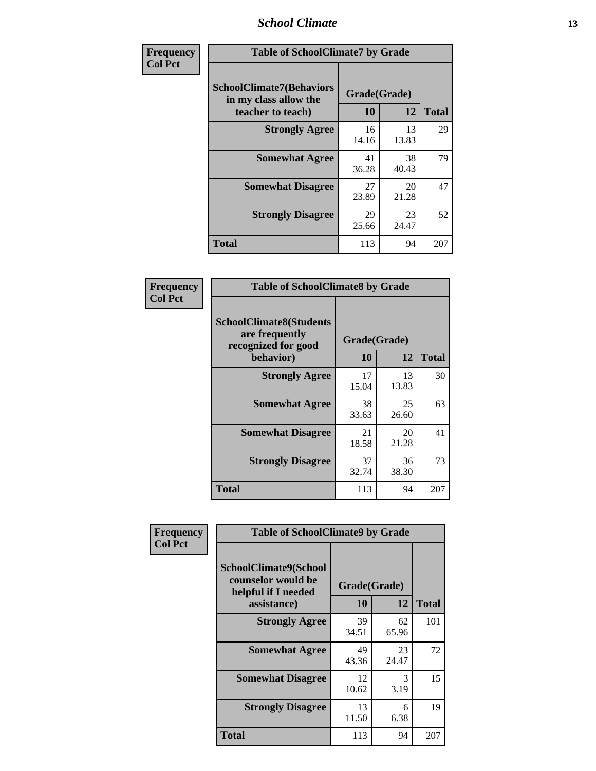| Frequency<br>Col Pct | Table of SchoolClimate7 by Grade | | |
|---|---|---|---|
| SchoolClimate7(Behaviors in my class allow the teacher to teach) | Grade(Grade) | | |
| | 10 | 12 | Total |
| Strongly Agree | 16<br>14.16 | 13<br>13.83 | 29 |
| Somewhat Agree | 41<br>36.28 | 38<br>40.43 | 79 |
| Somewhat Disagree | 27<br>23.89 | 20<br>21.28 | 47 |
| Strongly Disagree | 29<br>25.66 | 23<br>24.47 | 52 |
| Total | 113 | 94 | 207 |

| Frequency<br>Col Pct | Table of SchoolClimate8 by Grade | | |
|---|---|---|---|
| SchoolClimate8(Students are frequently recognized for good behavior) | Grade(Grade) | | |
| | 10 | 12 | Total |
| Strongly Agree | 17<br>15.04 | 13<br>13.83 | 30 |
| Somewhat Agree | 38<br>33.63 | 25<br>26.60 | 63 |
| Somewhat Disagree | 21<br>18.58 | 20<br>21.28 | 41 |
| Strongly Disagree | 37<br>32.74 | 36<br>38.30 | 73 |
| Total | 113 | 94 | 207 |

| Frequency<br>Col Pct | Table of SchoolClimate9 by Grade | | |
|---|---|---|---|
| SchoolClimate9(School counselor would be helpful if I needed assistance) | Grade(Grade) | | |
| | 10 | 12 | Total |
| Strongly Agree | 39<br>34.51 | 62<br>65.96 | 101 |
| Somewhat Agree | 49<br>43.36 | 23<br>24.47 | 72 |
| Somewhat Disagree | 12<br>10.62 | 3<br>3.19 | 15 |
| Strongly Disagree | 13<br>11.50 | 6<br>6.38 | 19 |
| Total | 113 | 94 | 207 |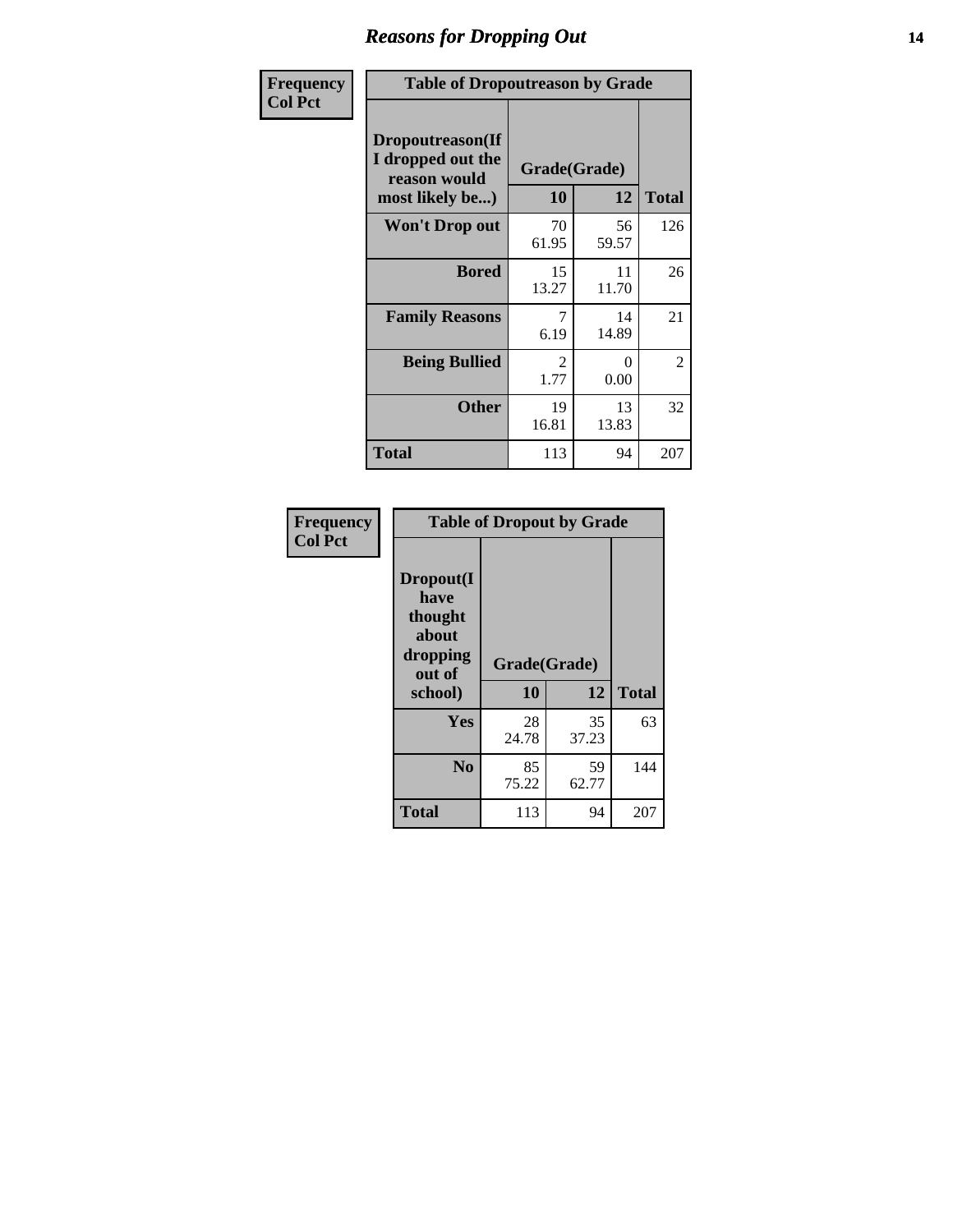## Reasons for Dropping Out

Frequency
Col Pct

**Table of Dropoutreason by Grade**

| Dropoutreason(If I dropped out the reason would most likely be...) | Grade(Grade) | | Total |
|---|---|---|---|
| | 10 | 12 | |
| **Won't Drop out** | 70<br>61.95 | 56<br>59.57 | 126 |
| **Bored** | 15<br>13.27 | 11<br>11.70 | 26 |
| **Family Reasons** | 7<br>6.19 | 14<br>14.89 | 21 |
| **Being Bullied** | 2<br>1.77 | 0<br>0.00 | 2 |
| **Other** | 19<br>16.81 | 13<br>13.83 | 32 |
| **Total** | 113 | 94 | 207 |

Frequency
Col Pct

**Table of Dropout by Grade**

| Dropout(I have thought about dropping out of school) | Grade(Grade) | | Total |
|---|---|---|---|
| | 10 | 12 | |
| **Yes** | 28<br>24.78 | 35<br>37.23 | 63 |
| **No** | 85<br>75.22 | 59<br>62.77 | 144 |
| **Total** | 113 | 94 | 207 |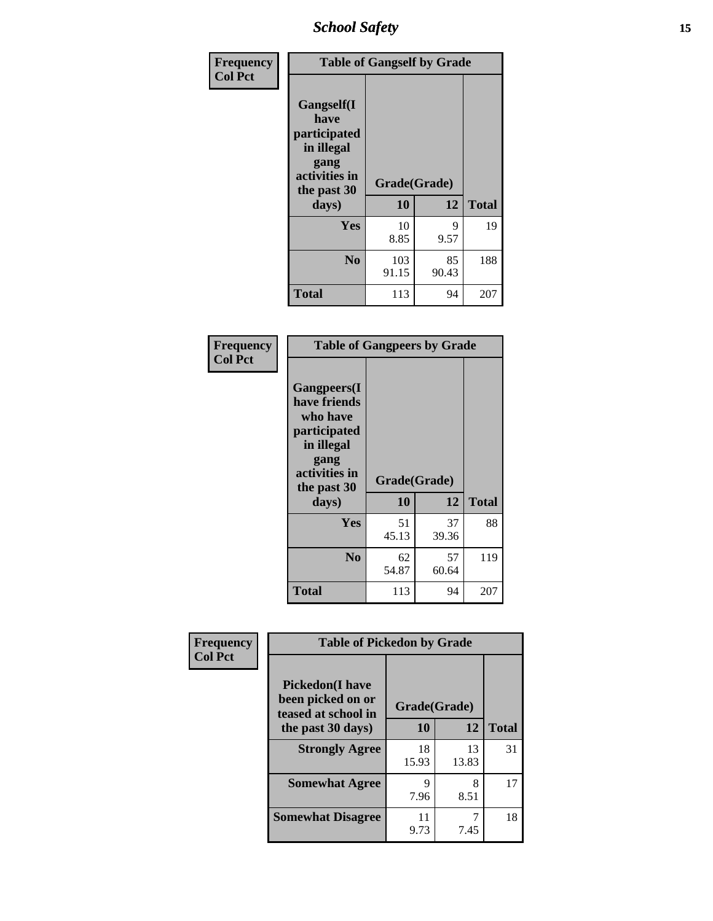| Frequency<br>Col Pct | Table of Gangself by Grade | | |
|---|---|---|---|
| Gangself(I have participated in illegal gang activities in the past 30 days) | Grade(Grade) | | |
| | 10 | 12 | Total |
| Yes | 10<br>8.85 | 9<br>9.57 | 19 |
| No | 103<br>91.15 | 85<br>90.43 | 188 |
| Total | 113 | 94 | 207 |

| Frequency<br>Col Pct | Table of Gangpeers by Grade | | |
|---|---|---|---|
| Gangpeers(I have friends who have participated in illegal gang activities in the past 30 days) | Grade(Grade) | | |
| | 10 | 12 | Total |
| Yes | 51<br>45.13 | 37<br>39.36 | 88 |
| No | 62<br>54.87 | 57<br>60.64 | 119 |
| Total | 113 | 94 | 207 |

| Frequency<br>Col Pct | Table of Pickedon by Grade | | |
|---|---|---|---|
| Pickedon(I have been picked on or teased at school in the past 30 days) | Grade(Grade) | | |
| | 10 | 12 | Total |
| Strongly Agree | 18<br>15.93 | 13<br>13.83 | 31 |
| Somewhat Agree | 9<br>7.96 | 8<br>8.51 | 17 |
| Somewhat Disagree | 11<br>9.73 | 7<br>7.45 | 18 |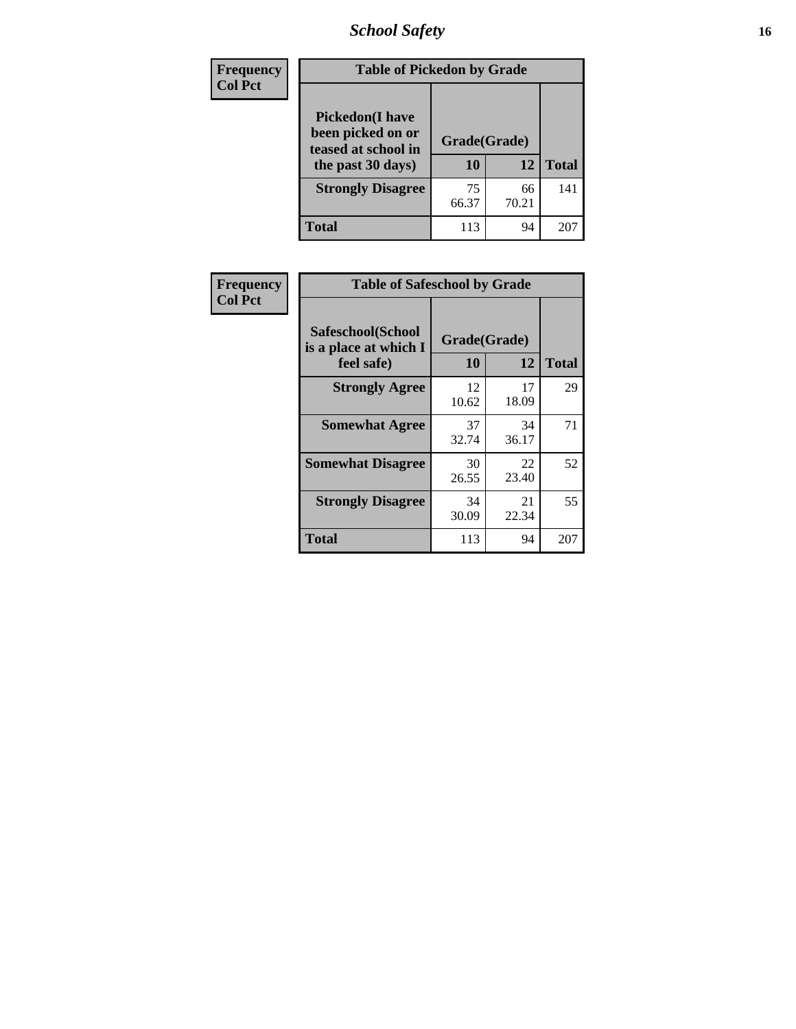| Frequency<br>Col Pct | Table of Pickedon by Grade | | |
|---|---|---|---|
| Pickedon(I have been picked on or teased at school in the past 30 days) | Grade(Grade) | | |
| | 10 | 12 | Total |
| Strongly Disagree | 75<br>66.37 | 66<br>70.21 | 141 |
| Total | 113 | 94 | 207 |

| Frequency<br>Col Pct | Table of Safeschool by Grade | | |
|---|---|---|---|
| Safeschool(School is a place at which I feel safe) | Grade(Grade) | | |
| | 10 | 12 | Total |
| Strongly Agree | 12<br>10.62 | 17<br>18.09 | 29 |
| Somewhat Agree | 37<br>32.74 | 34<br>36.17 | 71 |
| Somewhat Disagree | 30<br>26.55 | 22<br>23.40 | 52 |
| Strongly Disagree | 34<br>30.09 | 21<br>22.34 | 55 |
| Total | 113 | 94 | 207 |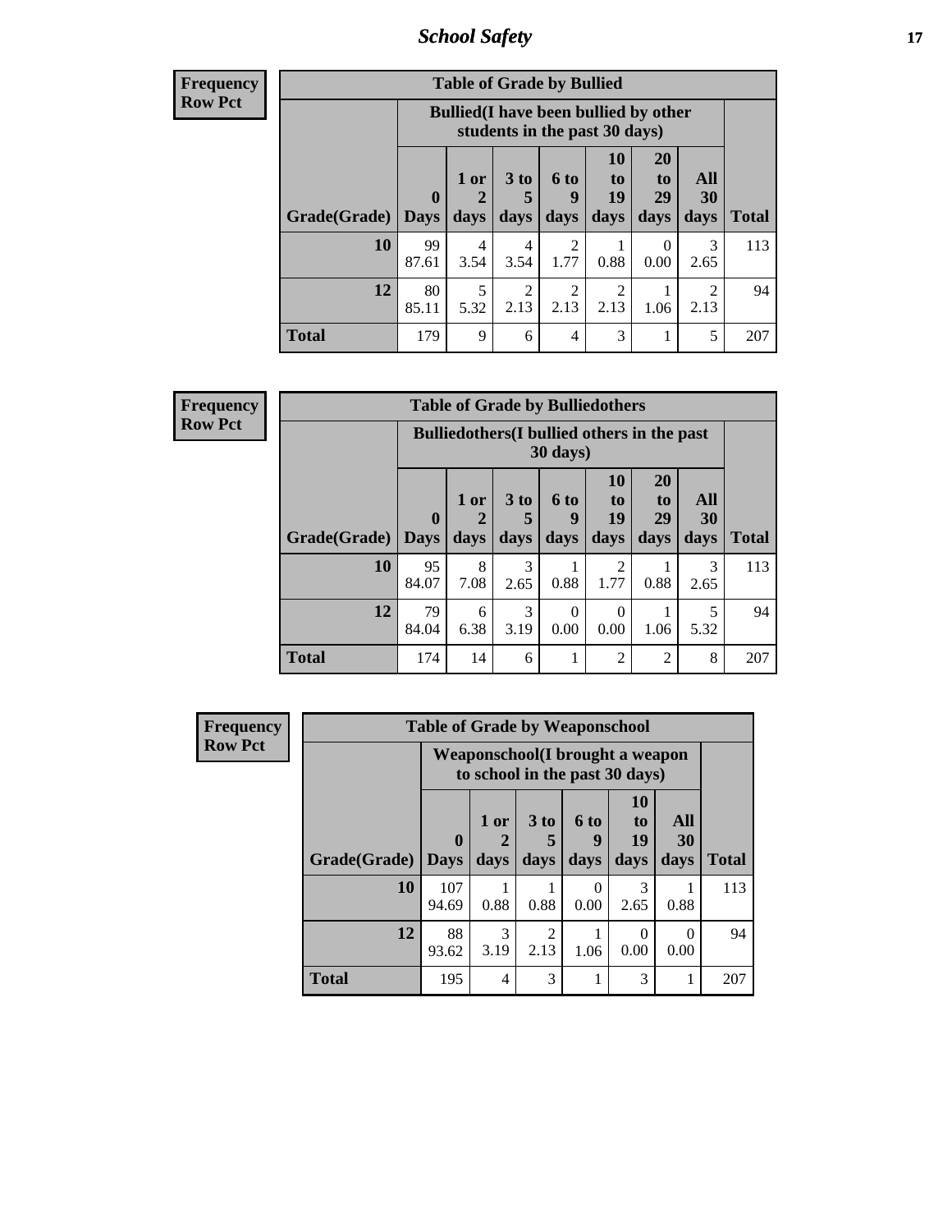**Frequency**
**Row Pct**

| Table of Grade by Bullied | | | | | | | | |
|---|---|---|---|---|---|---|---|---|
| | Bullied(I have been bullied by other students in the past 30 days) | | | | | | | |
| Grade(Grade) | 0 Days | 1 or 2 days | 3 to 5 days | 6 to 9 days | 10 to 19 days | 20 to 29 days | All 30 days | Total |
| **10** | 99<br>87.61 | 4<br>3.54 | 4<br>3.54 | 2<br>1.77 | 1<br>0.88 | 0<br>0.00 | 3<br>2.65 | 113 |
| **12** | 80<br>85.11 | 5<br>5.32 | 2<br>2.13 | 2<br>2.13 | 2<br>2.13 | 1<br>1.06 | 2<br>2.13 | 94 |
| **Total** | 179 | 9 | 6 | 4 | 3 | 1 | 5 | 207 |

**Frequency**
**Row Pct**

| Table of Grade by Bulliedothers | | | | | | | | |
|---|---|---|---|---|---|---|---|---|
| | Bulliedothers(I bullied others in the past 30 days) | | | | | | | |
| Grade(Grade) | 0 Days | 1 or 2 days | 3 to 5 days | 6 to 9 days | 10 to 19 days | 20 to 29 days | All 30 days | Total |
| **10** | 95<br>84.07 | 8<br>7.08 | 3<br>2.65 | 1<br>0.88 | 2<br>1.77 | 1<br>0.88 | 3<br>2.65 | 113 |
| **12** | 79<br>84.04 | 6<br>6.38 | 3<br>3.19 | 0<br>0.00 | 0<br>0.00 | 1<br>1.06 | 5<br>5.32 | 94 |
| **Total** | 174 | 14 | 6 | 1 | 2 | 2 | 8 | 207 |

**Frequency**
**Row Pct**

| Table of Grade by Weaponschool | | | | | | | |
|---|---|---|---|---|---|---|---|
| | Weaponschool(I brought a weapon to school in the past 30 days) | | | | | | |
| Grade(Grade) | 0 Days | 1 or 2 days | 3 to 5 days | 6 to 9 days | 10 to 19 days | All 30 days | Total |
| **10** | 107<br>94.69 | 1<br>0.88 | 1<br>0.88 | 0<br>0.00 | 3<br>2.65 | 1<br>0.88 | 113 |
| **12** | 88<br>93.62 | 3<br>3.19 | 2<br>2.13 | 1<br>1.06 | 0<br>0.00 | 0<br>0.00 | 94 |
| **Total** | 195 | 4 | 3 | 1 | 3 | 1 | 207 |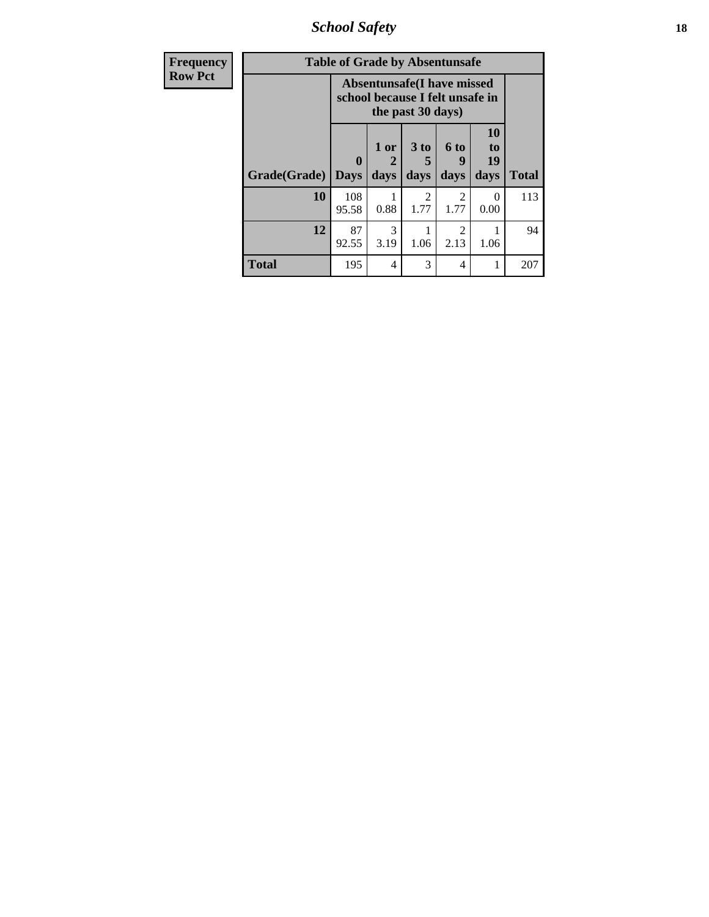## School Safety

| Frequency<br>Row Pct | Table of Grade by Absentunsafe | | | | | |
|---|---|---|---|---|---|---|
| | Absentunsafe(I have missed school because I felt unsafe in the past 30 days) | | | | | |
| Grade(Grade) | 0 Days | 1 or 2 days | 3 to 5 days | 6 to 9 days | 10 to 19 days | Total |
| 10 | 108<br>95.58 | 1<br>0.88 | 2<br>1.77 | 2<br>1.77 | 0<br>0.00 | 113 |
| 12 | 87<br>92.55 | 3<br>3.19 | 1<br>1.06 | 2<br>2.13 | 1<br>1.06 | 94 |
| Total | 195 | 4 | 3 | 4 | 1 | 207 |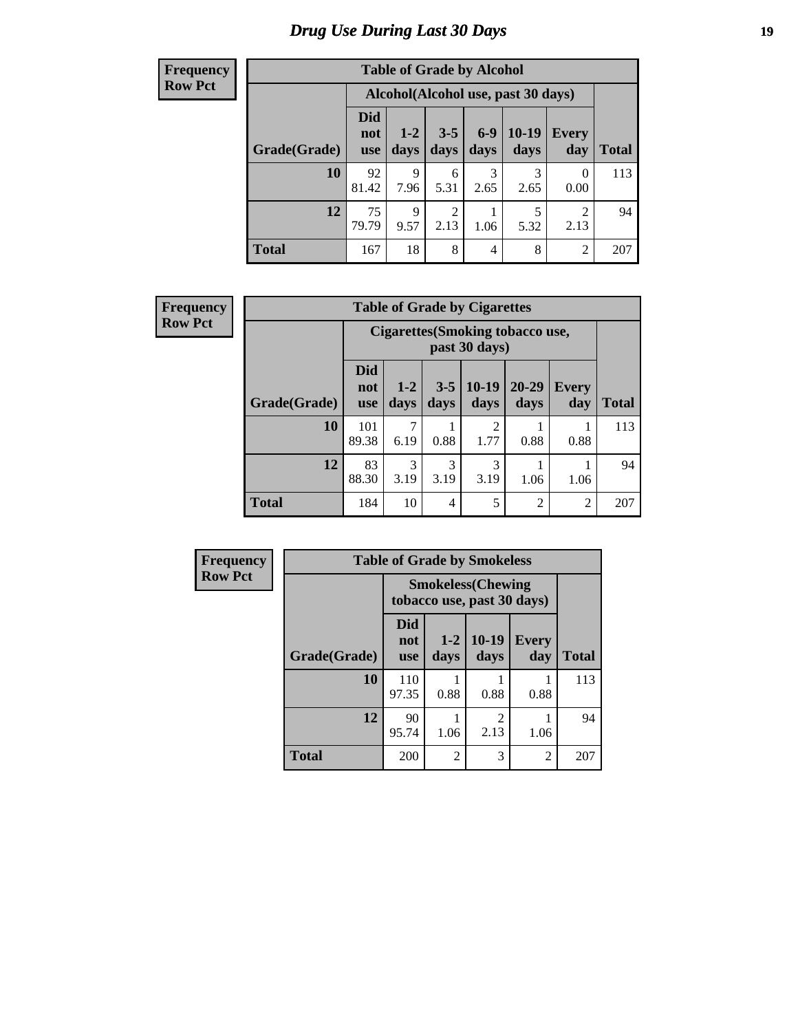# Drug Use During Last 30 Days

**Frequency**
**Row Pct**

| Table of Grade by Alcohol | | | | | | | |
|---|---|---|---|---|---|---|---|
| | Alcohol(Alcohol use, past 30 days) | | | | | | |
| Grade(Grade) | Did not use | 1-2 days | 3-5 days | 6-9 days | 10-19 days | Every day | Total |
| 10 | 92<br>81.42 | 9<br>7.96 | 6<br>5.31 | 3<br>2.65 | 3<br>2.65 | 0<br>0.00 | 113 |
| 12 | 75<br>79.79 | 9<br>9.57 | 2<br>2.13 | 1<br>1.06 | 5<br>5.32 | 2<br>2.13 | 94 |
| Total | 167 | 18 | 8 | 4 | 8 | 2 | 207 |

**Frequency**
**Row Pct**

| Table of Grade by Cigarettes | | | | | | | |
|---|---|---|---|---|---|---|---|
| | Cigarettes(Smoking tobacco use, past 30 days) | | | | | | |
| Grade(Grade) | Did not use | 1-2 days | 3-5 days | 10-19 days | 20-29 days | Every day | Total |
| 10 | 101<br>89.38 | 7<br>6.19 | 1<br>0.88 | 2<br>1.77 | 1<br>0.88 | 1<br>0.88 | 113 |
| 12 | 83<br>88.30 | 3<br>3.19 | 3<br>3.19 | 3<br>3.19 | 1<br>1.06 | 1<br>1.06 | 94 |
| Total | 184 | 10 | 4 | 5 | 2 | 2 | 207 |

**Frequency**
**Row Pct**

| Table of Grade by Smokeless | | | | | |
|---|---|---|---|---|---|
| | Smokeless(Chewing tobacco use, past 30 days) | | | | |
| Grade(Grade) | Did not use | 1-2 days | 10-19 days | Every day | Total |
| 10 | 110<br>97.35 | 1<br>0.88 | 1<br>0.88 | 1<br>0.88 | 113 |
| 12 | 90<br>95.74 | 1<br>1.06 | 2<br>2.13 | 1<br>1.06 | 94 |
| Total | 200 | 2 | 3 | 2 | 207 |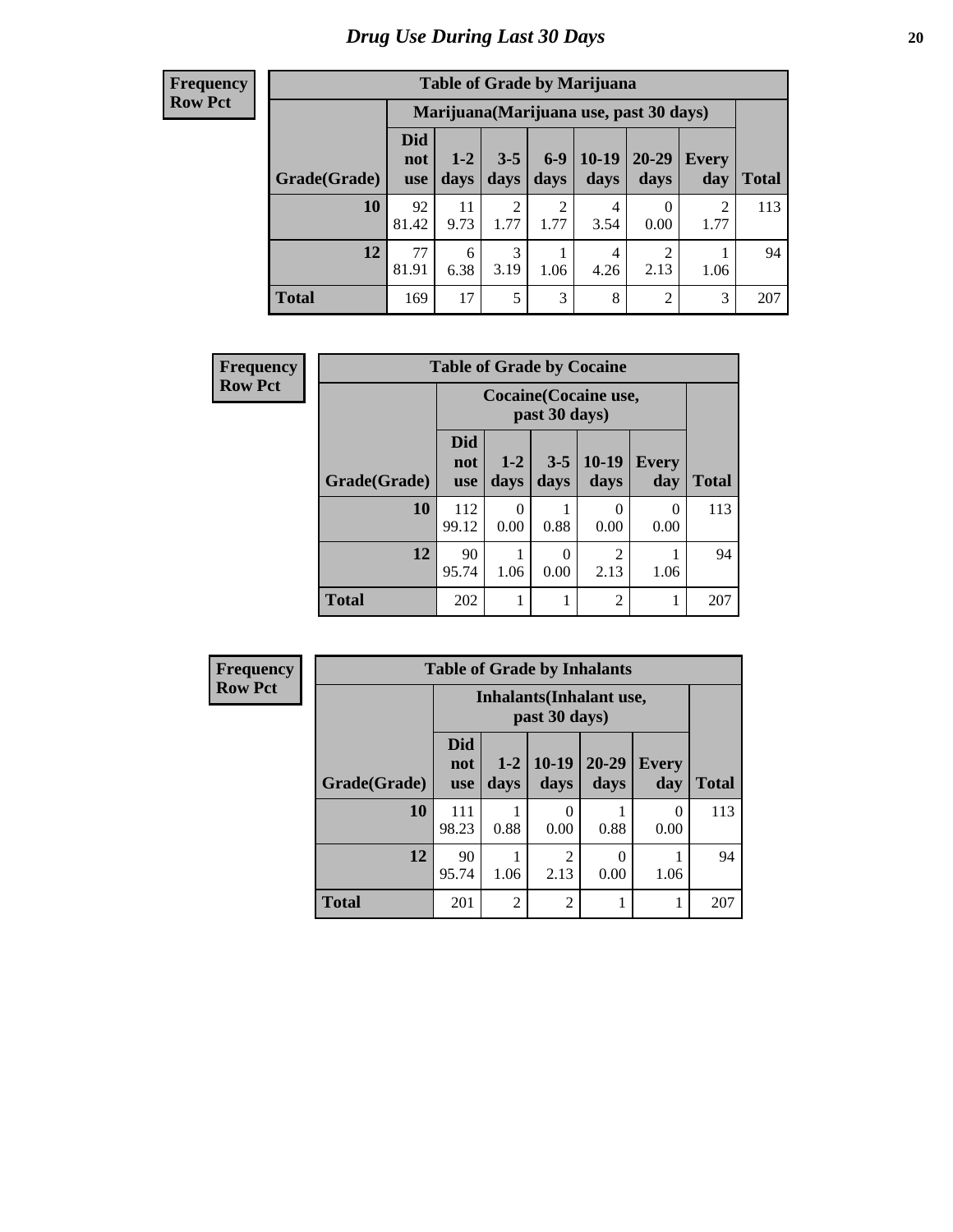# Drug Use During Last 30 Days

| Frequency Row Pct | Table of Grade by Marijuana | | | | | | | |
|---|---|---|---|---|---|---|---|---|
| | Marijuana(Marijuana use, past 30 days) | | | | | | | |
| Grade(Grade) | Did not use | 1-2 days | 3-5 days | 6-9 days | 10-19 days | 20-29 days | Every day | Total |
| 10 | 92<br>81.42 | 11<br>9.73 | 2<br>1.77 | 2<br>1.77 | 4<br>3.54 | 0<br>0.00 | 2<br>1.77 | 113 |
| 12 | 77<br>81.91 | 6<br>6.38 | 3<br>3.19 | 1<br>1.06 | 4<br>4.26 | 2<br>2.13 | 1<br>1.06 | 94 |
| Total | 169 | 17 | 5 | 3 | 8 | 2 | 3 | 207 |

| Frequency Row Pct | Table of Grade by Cocaine | | | | | |
|---|---|---|---|---|---|---|
| | Cocaine(Cocaine use, past 30 days) | | | | | |
| Grade(Grade) | Did not use | 1-2 days | 3-5 days | 10-19 days | Every day | Total |
| 10 | 112<br>99.12 | 0<br>0.00 | 1<br>0.88 | 0<br>0.00 | 0<br>0.00 | 113 |
| 12 | 90<br>95.74 | 1<br>1.06 | 0<br>0.00 | 2<br>2.13 | 1<br>1.06 | 94 |
| Total | 202 | 1 | 1 | 2 | 1 | 207 |

| Frequency Row Pct | Table of Grade by Inhalants | | | | | |
|---|---|---|---|---|---|---|
| | Inhalants(Inhalant use, past 30 days) | | | | | |
| Grade(Grade) | Did not use | 1-2 days | 10-19 days | 20-29 days | Every day | Total |
| 10 | 111<br>98.23 | 1<br>0.88 | 0<br>0.00 | 1<br>0.88 | 0<br>0.00 | 113 |
| 12 | 90<br>95.74 | 1<br>1.06 | 2<br>2.13 | 0<br>0.00 | 1<br>1.06 | 94 |
| Total | 201 | 2 | 2 | 1 | 1 | 207 |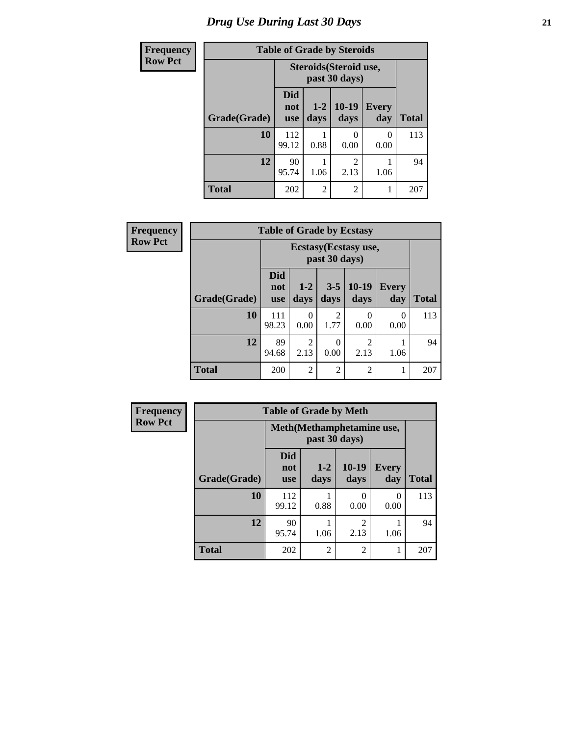# Drug Use During Last 30 Days

**Frequency**
**Row Pct**

| Table of Grade by Steroids | | | | | |
|---|---|---|---|---|---|
| | Steroids(Steroid use, past 30 days) | | | | |
| Grade(Grade) | Did not use | 1-2 days | 10-19 days | Every day | Total |
| **10** | 112<br>99.12 | 1<br>0.88 | 0<br>0.00 | 0<br>0.00 | 113 |
| **12** | 90<br>95.74 | 1<br>1.06 | 2<br>2.13 | 1<br>1.06 | 94 |
| **Total** | 202 | 2 | 2 | 1 | 207 |

**Frequency**
**Row Pct**

| Table of Grade by Ecstasy | | | | | | |
|---|---|---|---|---|---|---|
| | Ecstasy(Ecstasy use, past 30 days) | | | | | |
| Grade(Grade) | Did not use | 1-2 days | 3-5 days | 10-19 days | Every day | Total |
| **10** | 111<br>98.23 | 0<br>0.00 | 2<br>1.77 | 0<br>0.00 | 0<br>0.00 | 113 |
| **12** | 89<br>94.68 | 2<br>2.13 | 0<br>0.00 | 2<br>2.13 | 1<br>1.06 | 94 |
| **Total** | 200 | 2 | 2 | 2 | 1 | 207 |

**Frequency**
**Row Pct**

| Table of Grade by Meth | | | | | |
|---|---|---|---|---|---|
| | Meth(Methamphetamine use, past 30 days) | | | | |
| Grade(Grade) | Did not use | 1-2 days | 10-19 days | Every day | Total |
| **10** | 112<br>99.12 | 1<br>0.88 | 0<br>0.00 | 0<br>0.00 | 113 |
| **12** | 90<br>95.74 | 1<br>1.06 | 2<br>2.13 | 1<br>1.06 | 94 |
| **Total** | 202 | 2 | 2 | 1 | 207 |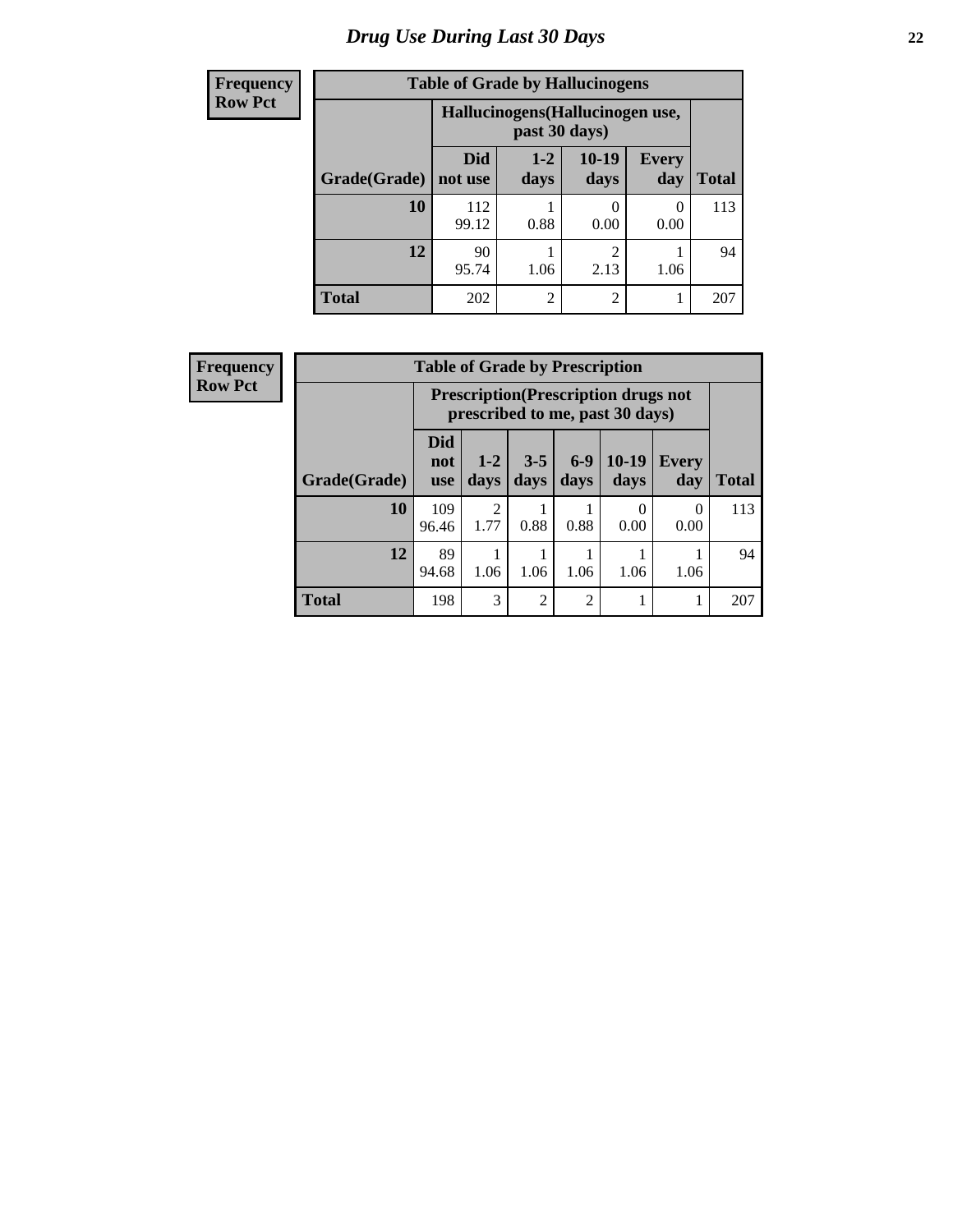# Drug Use During Last 30 Days

**Frequency**
**Row Pct**

| Table of Grade by Hallucinogens | | | | | |
|---|---|---|---|---|---|
| | Hallucinogens(Hallucinogen use, past 30 days) | | | | |
| Grade(Grade) | Did not use | 1-2 days | 10-19 days | Every day | Total |
| 10 | 112<br>99.12 | 1<br>0.88 | 0<br>0.00 | 0<br>0.00 | 113 |
| 12 | 90<br>95.74 | 1<br>1.06 | 2<br>2.13 | 1<br>1.06 | 94 |
| Total | 202 | 2 | 2 | 1 | 207 |

**Frequency**
**Row Pct**

| Table of Grade by Prescription | | | | | | | |
|---|---|---|---|---|---|---|---|
| | Prescription(Prescription drugs not prescribed to me, past 30 days) | | | | | | |
| Grade(Grade) | Did not use | 1-2 days | 3-5 days | 6-9 days | 10-19 days | Every day | Total |
| 10 | 109<br>96.46 | 2<br>1.77 | 1<br>0.88 | 1<br>0.88 | 0<br>0.00 | 0<br>0.00 | 113 |
| 12 | 89<br>94.68 | 1<br>1.06 | 1<br>1.06 | 1<br>1.06 | 1<br>1.06 | 1<br>1.06 | 94 |
| Total | 198 | 3 | 2 | 2 | 1 | 1 | 207 |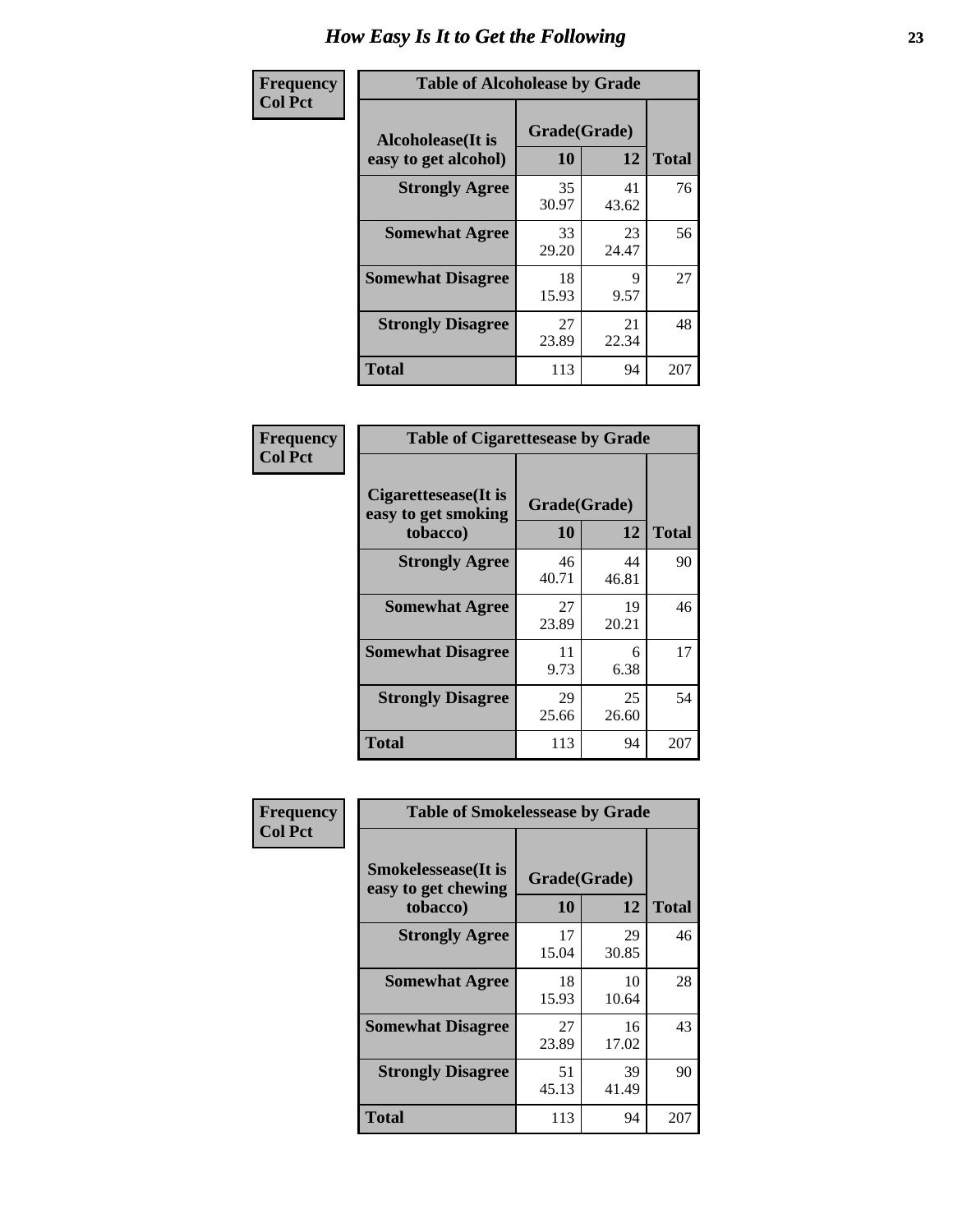# How Easy Is It to Get the Following

**Frequency**
**Col Pct**

**Table of Alcoholease by Grade**

| Alcoholease(It is easy to get alcohol) | Grade(Grade) 10 | 12 | Total |
|---|---|---|---|
| **Strongly Agree** | 35<br>30.97 | 41<br>43.62 | 76 |
| **Somewhat Agree** | 33<br>29.20 | 23<br>24.47 | 56 |
| **Somewhat Disagree** | 18<br>15.93 | 9<br>9.57 | 27 |
| **Strongly Disagree** | 27<br>23.89 | 21<br>22.34 | 48 |
| **Total** | 113 | 94 | 207 |

**Frequency**
**Col Pct**

**Table of Cigarettesease by Grade**

| Cigarettesease(It is easy to get smoking tobacco) | Grade(Grade) 10 | 12 | Total |
|---|---|---|---|
| **Strongly Agree** | 46<br>40.71 | 44<br>46.81 | 90 |
| **Somewhat Agree** | 27<br>23.89 | 19<br>20.21 | 46 |
| **Somewhat Disagree** | 11<br>9.73 | 6<br>6.38 | 17 |
| **Strongly Disagree** | 29<br>25.66 | 25<br>26.60 | 54 |
| **Total** | 113 | 94 | 207 |

**Frequency**
**Col Pct**

**Table of Smokelessease by Grade**

| Smokelessease(It is easy to get chewing tobacco) | Grade(Grade) 10 | 12 | Total |
|---|---|---|---|
| **Strongly Agree** | 17<br>15.04 | 29<br>30.85 | 46 |
| **Somewhat Agree** | 18<br>15.93 | 10<br>10.64 | 28 |
| **Somewhat Disagree** | 27<br>23.89 | 16<br>17.02 | 43 |
| **Strongly Disagree** | 51<br>45.13 | 39<br>41.49 | 90 |
| **Total** | 113 | 94 | 207 |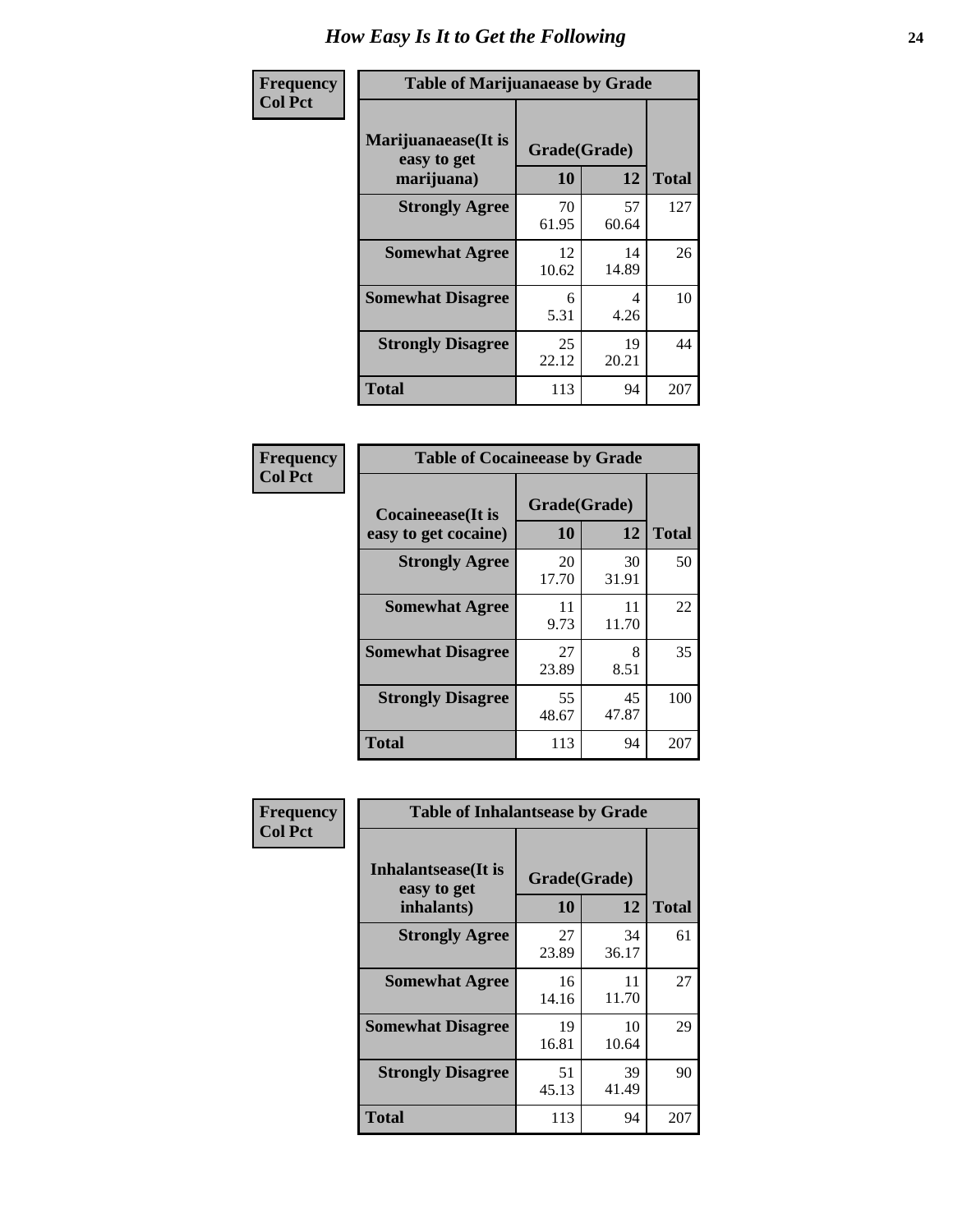# How Easy Is It to Get the Following

**Frequency**
**Col Pct**

**Table of Marijuanaease by Grade**

| Marijuanaease(It is easy to get marijuana) | Grade(Grade) | | Total |
|---|---|---|---|
| | 10 | 12 | |
| **Strongly Agree** | 70<br>61.95 | 57<br>60.64 | 127 |
| **Somewhat Agree** | 12<br>10.62 | 14<br>14.89 | 26 |
| **Somewhat Disagree** | 6<br>5.31 | 4<br>4.26 | 10 |
| **Strongly Disagree** | 25<br>22.12 | 19<br>20.21 | 44 |
| **Total** | 113 | 94 | 207 |

**Frequency**
**Col Pct**

**Table of Cocaineease by Grade**

| Cocaineease(It is easy to get cocaine) | Grade(Grade) | | Total |
|---|---|---|---|
| | 10 | 12 | |
| **Strongly Agree** | 20<br>17.70 | 30<br>31.91 | 50 |
| **Somewhat Agree** | 11<br>9.73 | 11<br>11.70 | 22 |
| **Somewhat Disagree** | 27<br>23.89 | 8<br>8.51 | 35 |
| **Strongly Disagree** | 55<br>48.67 | 45<br>47.87 | 100 |
| **Total** | 113 | 94 | 207 |

**Frequency**
**Col Pct**

**Table of Inhalantsease by Grade**

| Inhalantsease(It is easy to get inhalants) | Grade(Grade) | | Total |
|---|---|---|---|
| | 10 | 12 | |
| **Strongly Agree** | 27<br>23.89 | 34<br>36.17 | 61 |
| **Somewhat Agree** | 16<br>14.16 | 11<br>11.70 | 27 |
| **Somewhat Disagree** | 19<br>16.81 | 10<br>10.64 | 29 |
| **Strongly Disagree** | 51<br>45.13 | 39<br>41.49 | 90 |
| **Total** | 113 | 94 | 207 |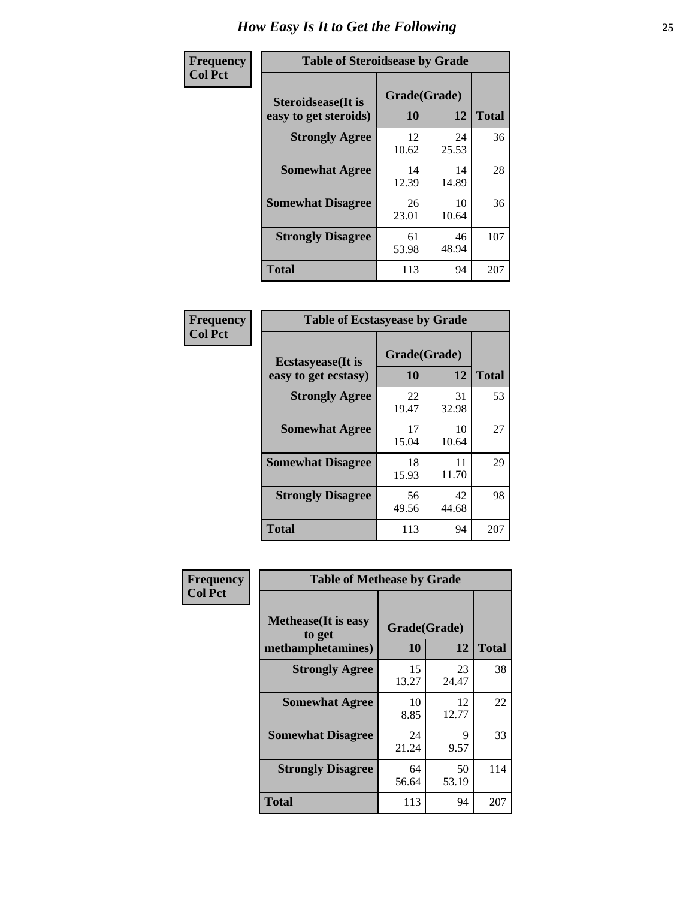# How Easy Is It to Get the Following

**Frequency**
**Col Pct**

**Table of Steroidsease by Grade**

| Steroidsease(It is easy to get steroids) | Grade(Grade) | | Total |
|---|---|---|---|
| | 10 | 12 | |
| Strongly Agree | 12<br>10.62 | 24<br>25.53 | 36 |
| Somewhat Agree | 14<br>12.39 | 14<br>14.89 | 28 |
| Somewhat Disagree | 26<br>23.01 | 10<br>10.64 | 36 |
| Strongly Disagree | 61<br>53.98 | 46<br>48.94 | 107 |
| Total | 113 | 94 | 207 |

**Frequency**
**Col Pct**

**Table of Ecstasyease by Grade**

| Ecstasyease(It is easy to get ecstasy) | Grade(Grade) | | Total |
|---|---|---|---|
| | 10 | 12 | |
| Strongly Agree | 22<br>19.47 | 31<br>32.98 | 53 |
| Somewhat Agree | 17<br>15.04 | 10<br>10.64 | 27 |
| Somewhat Disagree | 18<br>15.93 | 11<br>11.70 | 29 |
| Strongly Disagree | 56<br>49.56 | 42<br>44.68 | 98 |
| Total | 113 | 94 | 207 |

**Frequency**
**Col Pct**

**Table of Methease by Grade**

| Methease(It is easy to get methamphetamines) | Grade(Grade) | | Total |
|---|---|---|---|
| | 10 | 12 | |
| Strongly Agree | 15<br>13.27 | 23<br>24.47 | 38 |
| Somewhat Agree | 10<br>8.85 | 12<br>12.77 | 22 |
| Somewhat Disagree | 24<br>21.24 | 9<br>9.57 | 33 |
| Strongly Disagree | 64<br>56.64 | 50<br>53.19 | 114 |
| Total | 113 | 94 | 207 |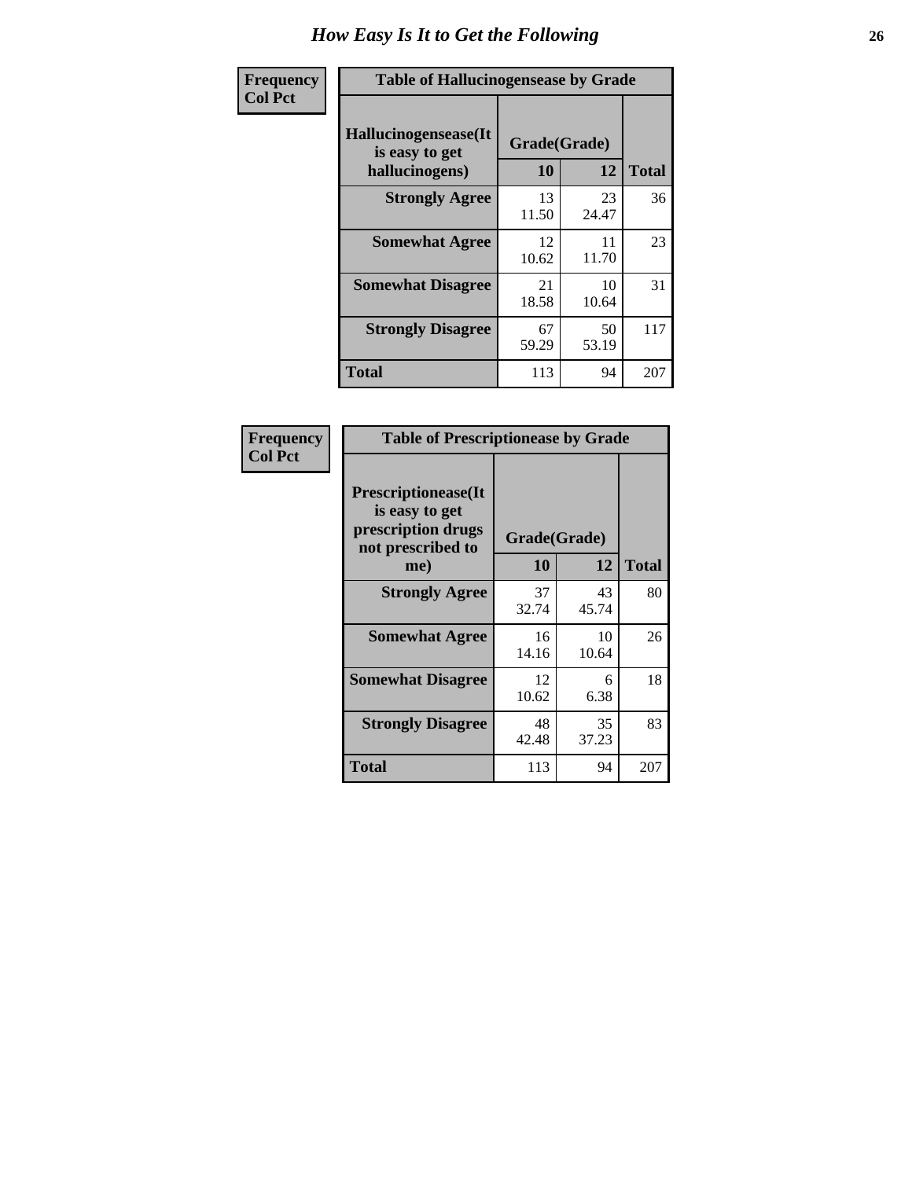# How Easy Is It to Get the Following

Frequency
Col Pct

**Table of Hallucinogensease by Grade**

| Hallucinogensease(It is easy to get hallucinogens) | Grade(Grade) 10 | 12 | Total |
|---|---|---|---|
| **Strongly Agree** | 13<br>11.50 | 23<br>24.47 | 36 |
| **Somewhat Agree** | 12<br>10.62 | 11<br>11.70 | 23 |
| **Somewhat Disagree** | 21<br>18.58 | 10<br>10.64 | 31 |
| **Strongly Disagree** | 67<br>59.29 | 50<br>53.19 | 117 |
| **Total** | 113 | 94 | 207 |

Frequency
Col Pct

**Table of Prescriptionease by Grade**

| Prescriptionease(It is easy to get prescription drugs not prescribed to me) | Grade(Grade) 10 | 12 | Total |
|---|---|---|---|
| **Strongly Agree** | 37<br>32.74 | 43<br>45.74 | 80 |
| **Somewhat Agree** | 16<br>14.16 | 10<br>10.64 | 26 |
| **Somewhat Disagree** | 12<br>10.62 | 6<br>6.38 | 18 |
| **Strongly Disagree** | 48<br>42.48 | 35<br>37.23 | 83 |
| **Total** | 113 | 94 | 207 |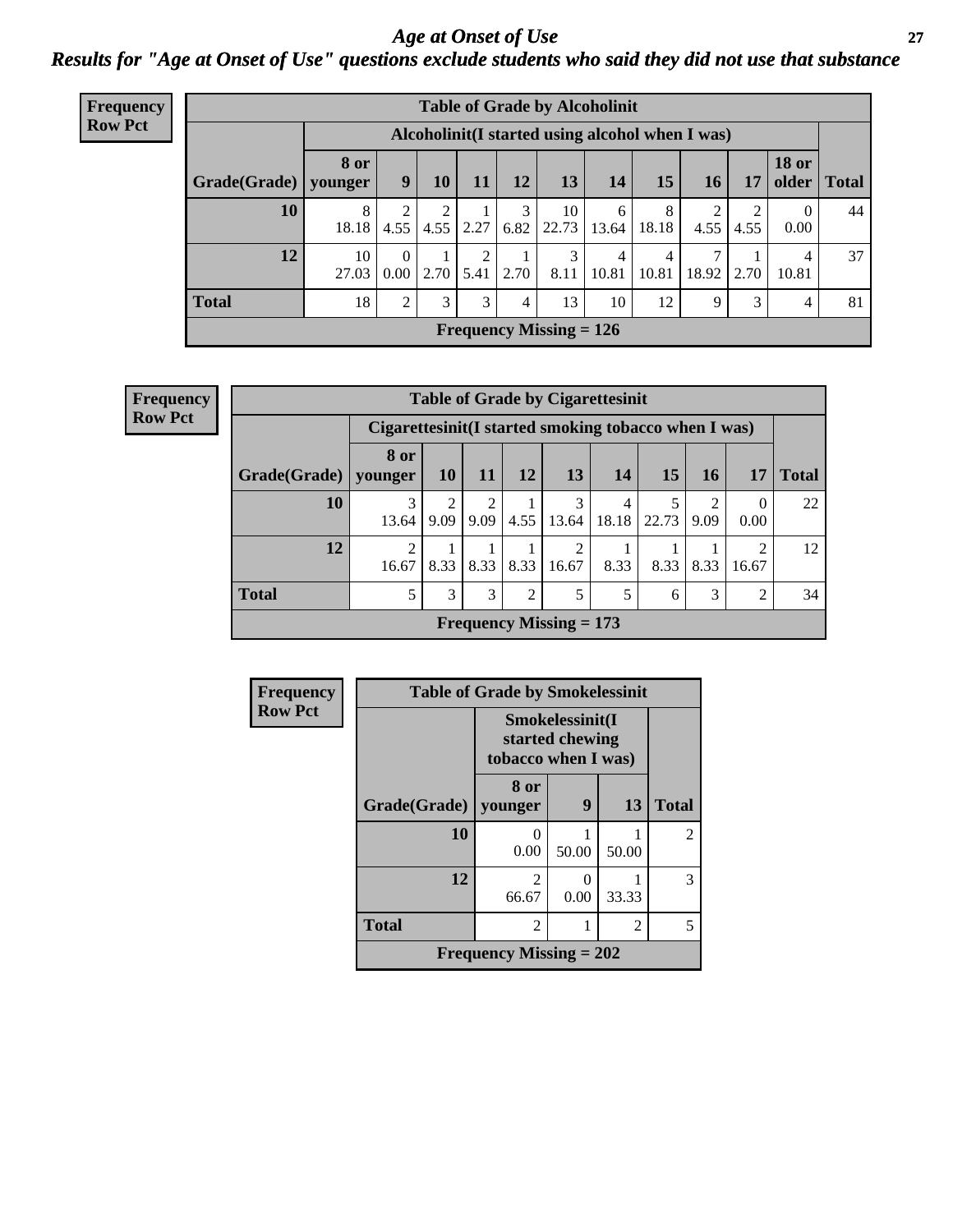# *Age at Onset of Use*

## *Results for "Age at Onset of Use" questions exclude students who said they did not use that substance*

**Frequency**
**Row Pct**

| Table of Grade by Alcoholinit | | | | | | | | | | | | |
|---|---|---|---|---|---|---|---|---|---|---|---|---|
| | Alcoholinit(I started using alcohol when I was) | | | | | | | | | | | |
| Grade(Grade) | 8 or younger | 9 | 10 | 11 | 12 | 13 | 14 | 15 | 16 | 17 | 18 or older | Total |
| 10 | 8<br>18.18 | 2<br>4.55 | 2<br>4.55 | 1<br>2.27 | 3<br>6.82 | 10<br>22.73 | 6<br>13.64 | 8<br>18.18 | 2<br>4.55 | 2<br>4.55 | 0<br>0.00 | 44 |
| 12 | 10<br>27.03 | 0<br>0.00 | 1<br>2.70 | 2<br>5.41 | 1<br>2.70 | 3<br>8.11 | 4<br>10.81 | 4<br>10.81 | 7<br>18.92 | 1<br>2.70 | 4<br>10.81 | 37 |
| Total | 18 | 2 | 3 | 3 | 4 | 13 | 10 | 12 | 9 | 3 | 4 | 81 |
| Frequency Missing = 126 | | | | | | | | | | | | |

**Frequency**
**Row Pct**

| Table of Grade by Cigarettesinit | | | | | | | | | | |
|---|---|---|---|---|---|---|---|---|---|---|
| | Cigarettesinit(I started smoking tobacco when I was) | | | | | | | | | |
| Grade(Grade) | 8 or younger | 10 | 11 | 12 | 13 | 14 | 15 | 16 | 17 | Total |
| 10 | 3<br>13.64 | 2<br>9.09 | 2<br>9.09 | 1<br>4.55 | 3<br>13.64 | 4<br>18.18 | 5<br>22.73 | 2<br>9.09 | 0<br>0.00 | 22 |
| 12 | 2<br>16.67 | 1<br>8.33 | 1<br>8.33 | 1<br>8.33 | 2<br>16.67 | 1<br>8.33 | 1<br>8.33 | 1<br>8.33 | 2<br>16.67 | 12 |
| Total | 5 | 3 | 3 | 2 | 5 | 5 | 6 | 3 | 2 | 34 |
| Frequency Missing = 173 | | | | | | | | | | |

**Frequency**
**Row Pct**

| Table of Grade by Smokelessinit | | | | |
|---|---|---|---|---|
| | Smokelessinit(I started chewing tobacco when I was) | | | |
| Grade(Grade) | 8 or younger | 9 | 13 | Total |
| 10 | 0<br>0.00 | 1<br>50.00 | 1<br>50.00 | 2 |
| 12 | 2<br>66.67 | 0<br>0.00 | 1<br>33.33 | 3 |
| Total | 2 | 1 | 2 | 5 |
| Frequency Missing = 202 | | | | |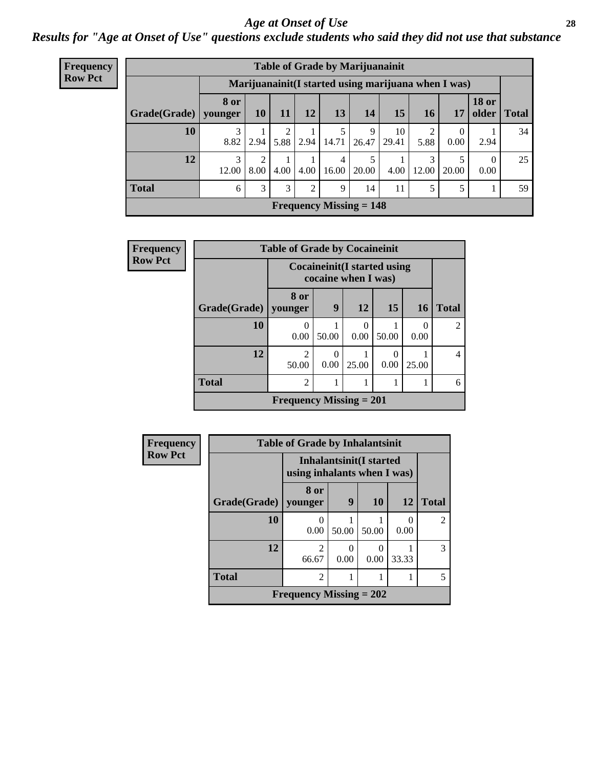# Age at Onset of Use

## Results for "Age at Onset of Use" questions exclude students who said they did not use that substance

**Frequency**
**Row Pct**

| Table of Grade by Marijuanainit | | | | | | | | | | | |
|---|---|---|---|---|---|---|---|---|---|---|---|
| | Marijuanainit(I started using marijuana when I was) | | | | | | | | | | |
| Grade(Grade) | 8 or younger | 10 | 11 | 12 | 13 | 14 | 15 | 16 | 17 | 18 or older | Total |
| 10 | 3<br>8.82 | 1<br>2.94 | 2<br>5.88 | 1<br>2.94 | 5<br>14.71 | 9<br>26.47 | 10<br>29.41 | 2<br>5.88 | 0<br>0.00 | 1<br>2.94 | 34 |
| 12 | 3<br>12.00 | 2<br>8.00 | 1<br>4.00 | 1<br>4.00 | 4<br>16.00 | 5<br>20.00 | 1<br>4.00 | 3<br>12.00 | 5<br>20.00 | 0<br>0.00 | 25 |
| Total | 6 | 3 | 3 | 2 | 9 | 14 | 11 | 5 | 5 | 1 | 59 |
| Frequency Missing = 148 | | | | | | | | | | | |

**Frequency**
**Row Pct**

| Table of Grade by Cocaineinit | | | | | | |
|---|---|---|---|---|---|---|
| | Cocaineinit(I started using cocaine when I was) | | | | | |
| Grade(Grade) | 8 or younger | 9 | 12 | 15 | 16 | Total |
| 10 | 0<br>0.00 | 1<br>50.00 | 0<br>0.00 | 1<br>50.00 | 0<br>0.00 | 2 |
| 12 | 2<br>50.00 | 0<br>0.00 | 1<br>25.00 | 0<br>0.00 | 1<br>25.00 | 4 |
| Total | 2 | 1 | 1 | 1 | 1 | 6 |
| Frequency Missing = 201 | | | | | | |

**Frequency**
**Row Pct**

| Table of Grade by Inhalantsinit | | | | | |
|---|---|---|---|---|---|
| | Inhalantsinit(I started using inhalants when I was) | | | | |
| Grade(Grade) | 8 or younger | 9 | 10 | 12 | Total |
| 10 | 0<br>0.00 | 1<br>50.00 | 1<br>50.00 | 0<br>0.00 | 2 |
| 12 | 2<br>66.67 | 0<br>0.00 | 0<br>0.00 | 1<br>33.33 | 3 |
| Total | 2 | 1 | 1 | 1 | 5 |
| Frequency Missing = 202 | | | | | |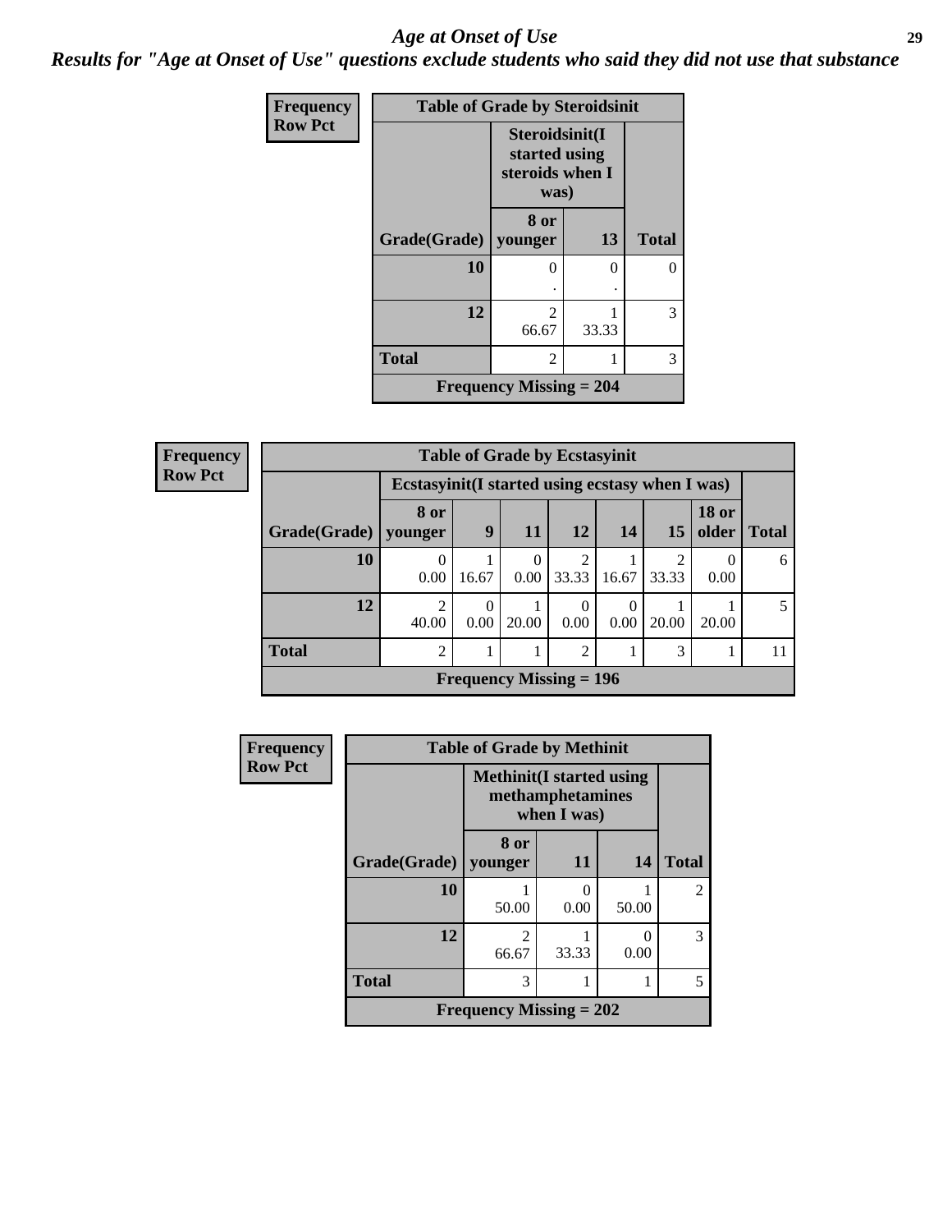## Age at Onset of Use

***Results for "Age at Onset of Use" questions exclude students who said they did not use that substance***

**Frequency**
**Row Pct**

| Table of Grade by Steroidsinit | | | |
|---|---|---|---|
| | Steroidsinit(I started using steroids when I was) | | |
| Grade(Grade) | 8 or younger | 13 | Total |
| 10 | 0<br>. | 0<br>. | 0 |
| 12 | 2<br>66.67 | 1<br>33.33 | 3 |
| Total | 2 | 1 | 3 |
| Frequency Missing = 204 | | | |

**Frequency**
**Row Pct**

| Table of Grade by Ecstasyinit | | | | | | | | |
|---|---|---|---|---|---|---|---|---|
| | Ecstasyinit(I started using ecstasy when I was) | | | | | | | |
| Grade(Grade) | 8 or younger | 9 | 11 | 12 | 14 | 15 | 18 or older | Total |
| 10 | 0<br>0.00 | 1<br>16.67 | 0<br>0.00 | 2<br>33.33 | 1<br>16.67 | 2<br>33.33 | 0<br>0.00 | 6 |
| 12 | 2<br>40.00 | 0<br>0.00 | 1<br>20.00 | 0<br>0.00 | 0<br>0.00 | 1<br>20.00 | 1<br>20.00 | 5 |
| Total | 2 | 1 | 1 | 2 | 1 | 3 | 1 | 11 |
| Frequency Missing = 196 | | | | | | | | |

**Frequency**
**Row Pct**

| Table of Grade by Methinit | | | | |
|---|---|---|---|---|
| | Methinit(I started using methamphetamines when I was) | | | |
| Grade(Grade) | 8 or younger | 11 | 14 | Total |
| 10 | 1<br>50.00 | 0<br>0.00 | 1<br>50.00 | 2 |
| 12 | 2<br>66.67 | 1<br>33.33 | 0<br>0.00 | 3 |
| Total | 3 | 1 | 1 | 5 |
| Frequency Missing = 202 | | | | |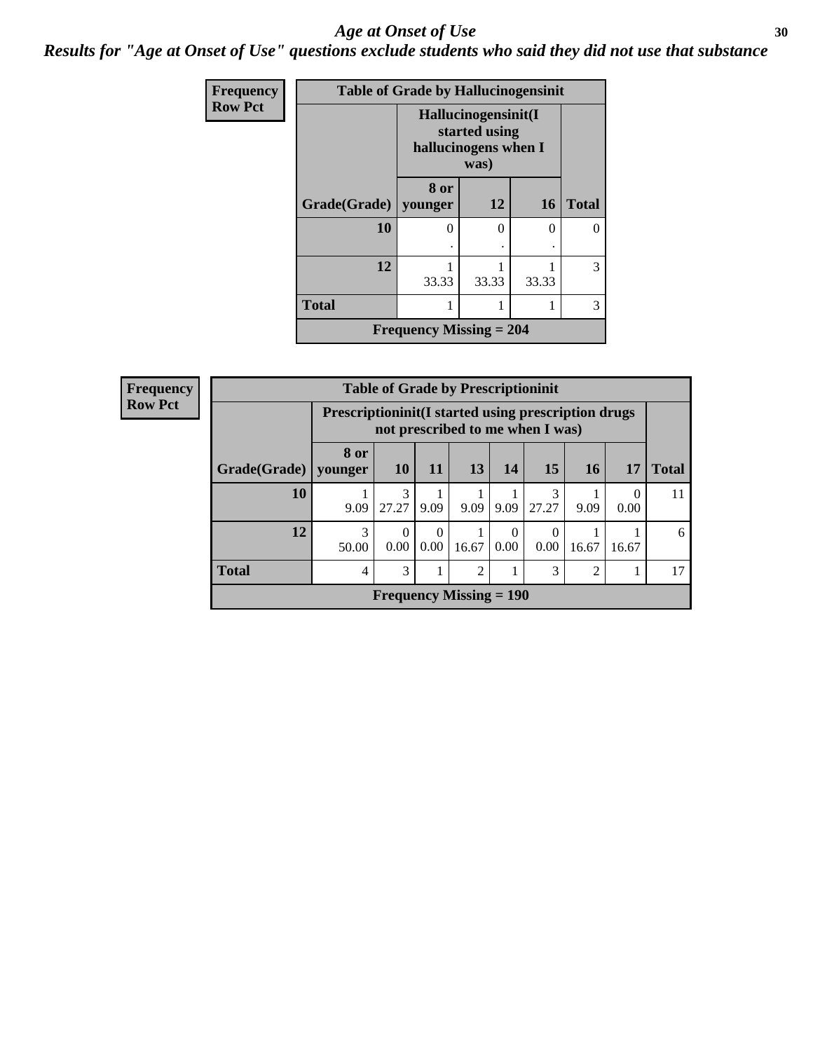# Age at Onset of Use

## Results for "Age at Onset of Use" questions exclude students who said they did not use that substance

| Frequency<br>Row Pct |
|---|

**Table of Grade by Hallucinogensinit**

| Grade(Grade) | Hallucinogensinit(I started using hallucinogens when I was) 8 or younger | 12 | 16 | Total |
|---|---|---|---|---|
| 10 | 0<br>. | 0<br>. | 0<br>. | 0 |
| 12 | 1<br>33.33 | 1<br>33.33 | 1<br>33.33 | 3 |
| Total | 1 | 1 | 1 | 3 |
| Frequency Missing = 204 | | | | |

| Frequency<br>Row Pct |
|---|

**Table of Grade by Prescriptioninit**

| Grade(Grade) | Prescriptioninit(I started using prescription drugs not prescribed to me when I was) 8 or younger | 10 | 11 | 13 | 14 | 15 | 16 | 17 | Total |
|---|---|---|---|---|---|---|---|---|---|
| 10 | 1<br>9.09 | 3<br>27.27 | 1<br>9.09 | 1<br>9.09 | 1<br>9.09 | 3<br>27.27 | 1<br>9.09 | 0<br>0.00 | 11 |
| 12 | 3<br>50.00 | 0<br>0.00 | 0<br>0.00 | 1<br>16.67 | 0<br>0.00 | 0<br>0.00 | 1<br>16.67 | 1<br>16.67 | 6 |
| Total | 4 | 3 | 1 | 2 | 1 | 3 | 2 | 1 | 17 |
| Frequency Missing = 190 | | | | | | | | | |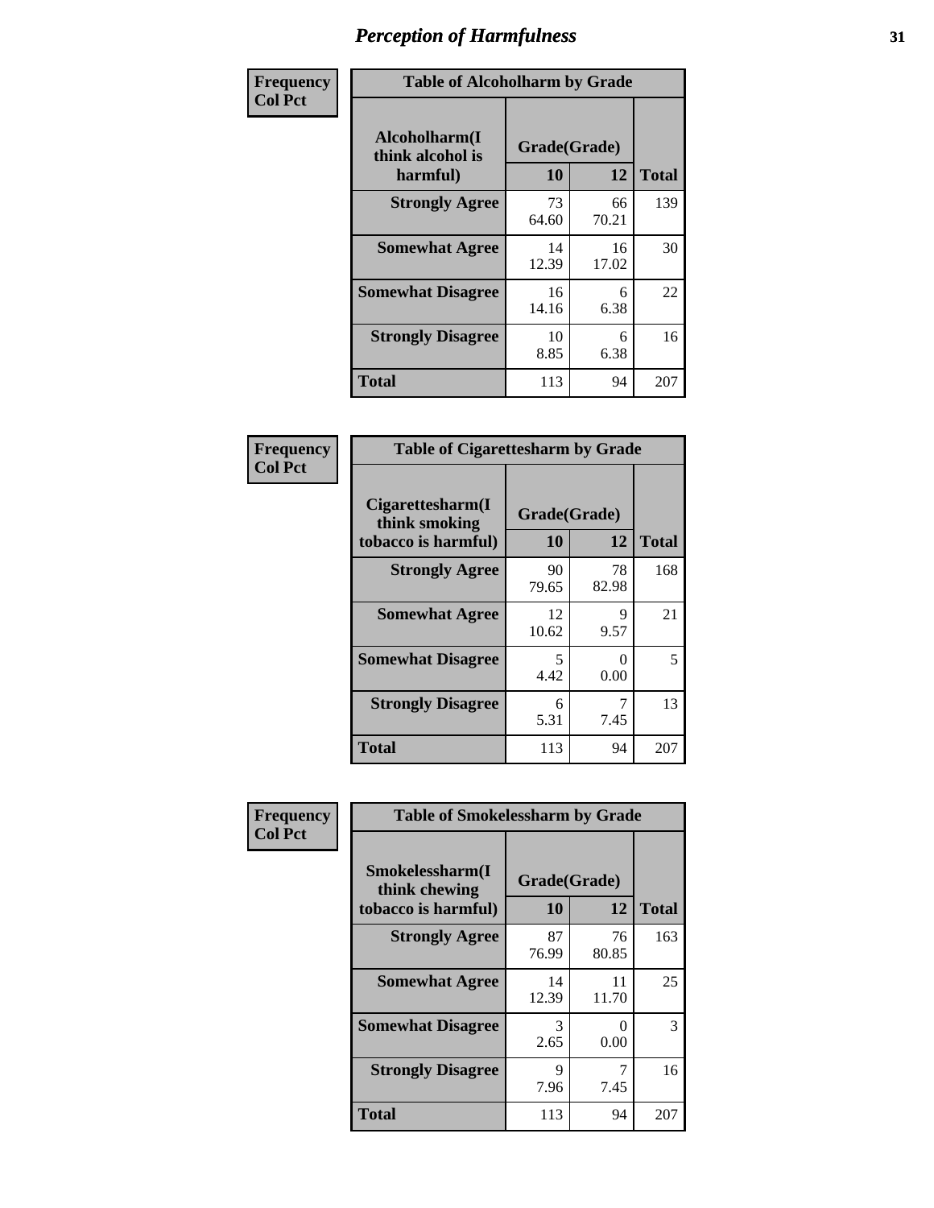# Perception of Harmfulness

| Frequency<br>Col Pct | | | |
|---|---|---|---|

**Table of Alcoholharm by Grade**

| Alcoholharm(I think alcohol is harmful) | Grade(Grade) | | Total |
|---|---|---|---|
| | 10 | 12 | |
| **Strongly Agree** | 73<br>64.60 | 66<br>70.21 | 139 |
| **Somewhat Agree** | 14<br>12.39 | 16<br>17.02 | 30 |
| **Somewhat Disagree** | 16<br>14.16 | 6<br>6.38 | 22 |
| **Strongly Disagree** | 10<br>8.85 | 6<br>6.38 | 16 |
| **Total** | 113 | 94 | 207 |

| Frequency<br>Col Pct | | | |
|---|---|---|---|

**Table of Cigarettesharm by Grade**

| Cigarettesharm(I think smoking tobacco is harmful) | Grade(Grade) | | Total |
|---|---|---|---|
| | 10 | 12 | |
| **Strongly Agree** | 90<br>79.65 | 78<br>82.98 | 168 |
| **Somewhat Agree** | 12<br>10.62 | 9<br>9.57 | 21 |
| **Somewhat Disagree** | 5<br>4.42 | 0<br>0.00 | 5 |
| **Strongly Disagree** | 6<br>5.31 | 7<br>7.45 | 13 |
| **Total** | 113 | 94 | 207 |

| Frequency<br>Col Pct | | | |
|---|---|---|---|

**Table of Smokelessharm by Grade**

| Smokelessharm(I think chewing tobacco is harmful) | Grade(Grade) | | Total |
|---|---|---|---|
| | 10 | 12 | |
| **Strongly Agree** | 87<br>76.99 | 76<br>80.85 | 163 |
| **Somewhat Agree** | 14<br>12.39 | 11<br>11.70 | 25 |
| **Somewhat Disagree** | 3<br>2.65 | 0<br>0.00 | 3 |
| **Strongly Disagree** | 9<br>7.96 | 7<br>7.45 | 16 |
| **Total** | 113 | 94 | 207 |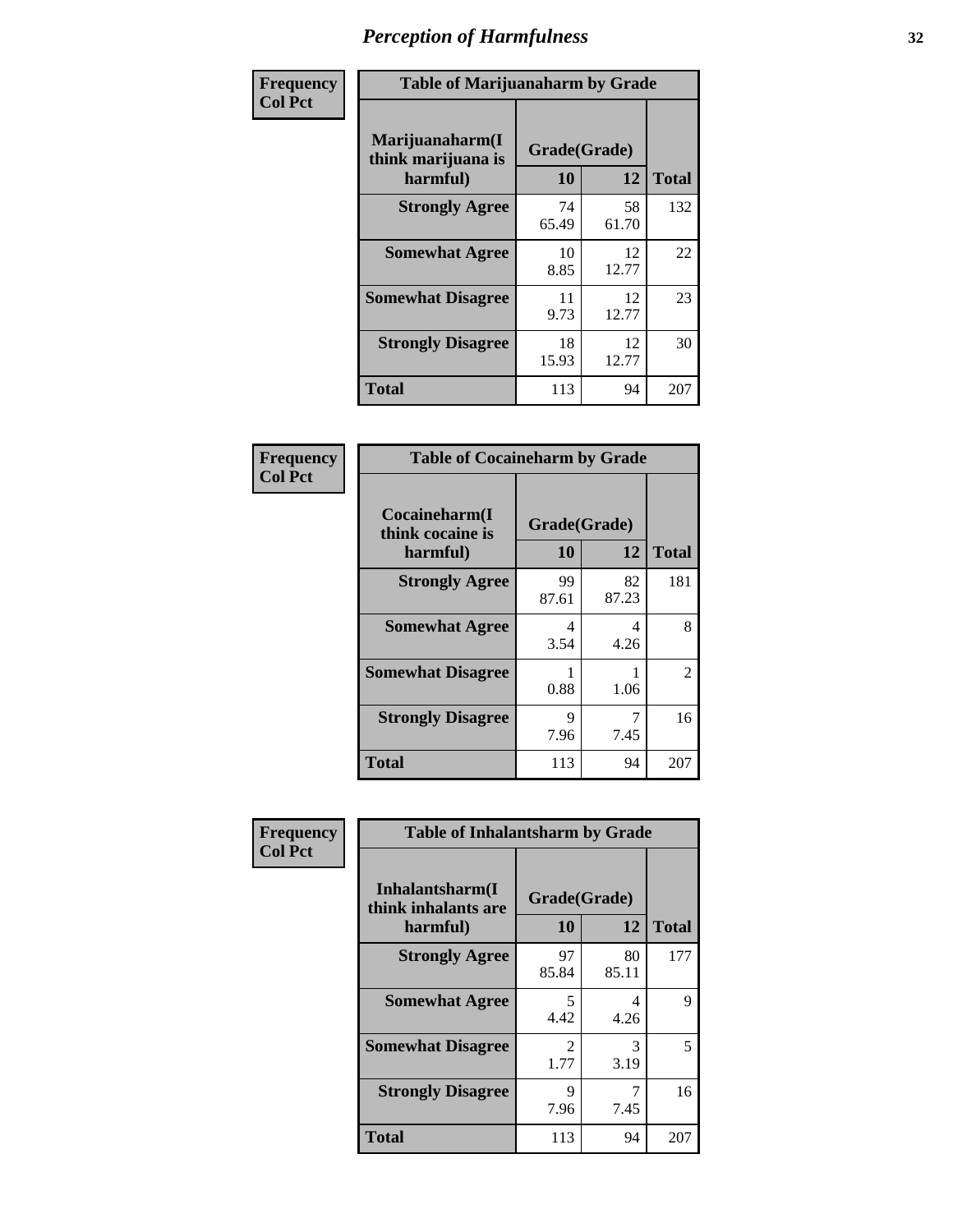# Perception of Harmfulness

**Frequency**
**Col Pct**

| Table of Marijuanaharm by Grade | | | |
|---|---|---|---|
| Marijuanaharm(I think marijuana is harmful) | Grade(Grade) | | Total |
| | 10 | 12 | |
| **Strongly Agree** | 74<br>65.49 | 58<br>61.70 | 132 |
| **Somewhat Agree** | 10<br>8.85 | 12<br>12.77 | 22 |
| **Somewhat Disagree** | 11<br>9.73 | 12<br>12.77 | 23 |
| **Strongly Disagree** | 18<br>15.93 | 12<br>12.77 | 30 |
| **Total** | 113 | 94 | 207 |

**Frequency**
**Col Pct**

| Table of Cocaineharm by Grade | | | |
|---|---|---|---|
| Cocaineharm(I think cocaine is harmful) | Grade(Grade) | | Total |
| | 10 | 12 | |
| **Strongly Agree** | 99<br>87.61 | 82<br>87.23 | 181 |
| **Somewhat Agree** | 4<br>3.54 | 4<br>4.26 | 8 |
| **Somewhat Disagree** | 1<br>0.88 | 1<br>1.06 | 2 |
| **Strongly Disagree** | 9<br>7.96 | 7<br>7.45 | 16 |
| **Total** | 113 | 94 | 207 |

**Frequency**
**Col Pct**

| Table of Inhalantsharm by Grade | | | |
|---|---|---|---|
| Inhalantsharm(I think inhalants are harmful) | Grade(Grade) | | Total |
| | 10 | 12 | |
| **Strongly Agree** | 97<br>85.84 | 80<br>85.11 | 177 |
| **Somewhat Agree** | 5<br>4.42 | 4<br>4.26 | 9 |
| **Somewhat Disagree** | 2<br>1.77 | 3<br>3.19 | 5 |
| **Strongly Disagree** | 9<br>7.96 | 7<br>7.45 | 16 |
| **Total** | 113 | 94 | 207 |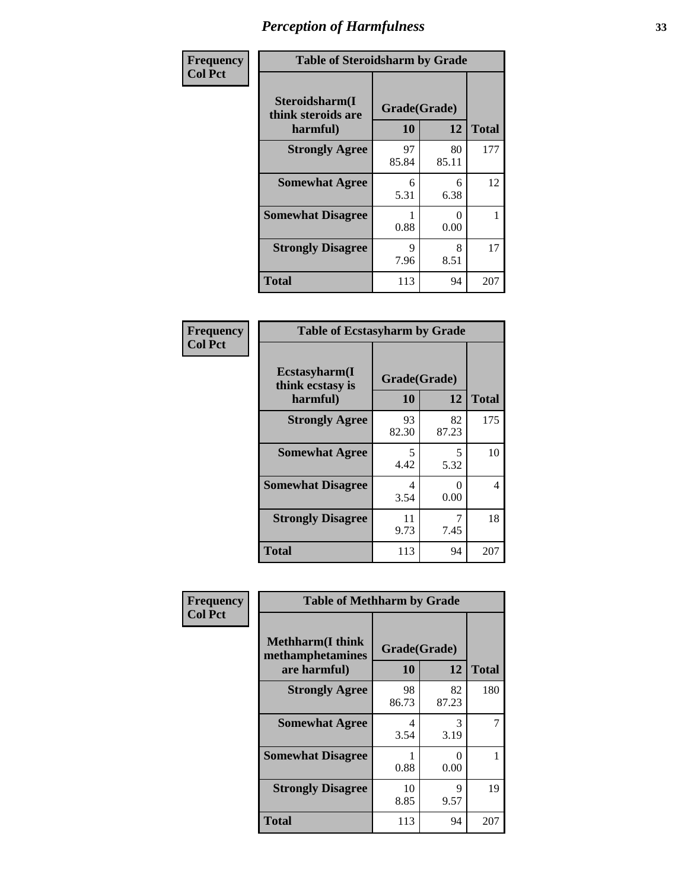# Perception of Harmfulness

**Frequency**
**Col Pct**

| Table of Steroidsharm by Grade | | | |
|---|---|---|---|
| **Steroidsharm(I think steroids are harmful)** | **Grade(Grade)** | | **Total** |
| | **10** | **12** | |
| **Strongly Agree** | 97<br>85.84 | 80<br>85.11 | 177 |
| **Somewhat Agree** | 6<br>5.31 | 6<br>6.38 | 12 |
| **Somewhat Disagree** | 1<br>0.88 | 0<br>0.00 | 1 |
| **Strongly Disagree** | 9<br>7.96 | 8<br>8.51 | 17 |
| **Total** | 113 | 94 | 207 |

**Frequency**
**Col Pct**

| Table of Ecstasyharm by Grade | | | |
|---|---|---|---|
| **Ecstasyharm(I think ecstasy is harmful)** | **Grade(Grade)** | | **Total** |
| | **10** | **12** | |
| **Strongly Agree** | 93<br>82.30 | 82<br>87.23 | 175 |
| **Somewhat Agree** | 5<br>4.42 | 5<br>5.32 | 10 |
| **Somewhat Disagree** | 4<br>3.54 | 0<br>0.00 | 4 |
| **Strongly Disagree** | 11<br>9.73 | 7<br>7.45 | 18 |
| **Total** | 113 | 94 | 207 |

**Frequency**
**Col Pct**

| Table of Methharm by Grade | | | |
|---|---|---|---|
| **Methharm(I think methamphetamines are harmful)** | **Grade(Grade)** | | **Total** |
| | **10** | **12** | |
| **Strongly Agree** | 98<br>86.73 | 82<br>87.23 | 180 |
| **Somewhat Agree** | 4<br>3.54 | 3<br>3.19 | 7 |
| **Somewhat Disagree** | 1<br>0.88 | 0<br>0.00 | 1 |
| **Strongly Disagree** | 10<br>8.85 | 9<br>9.57 | 19 |
| **Total** | 113 | 94 | 207 |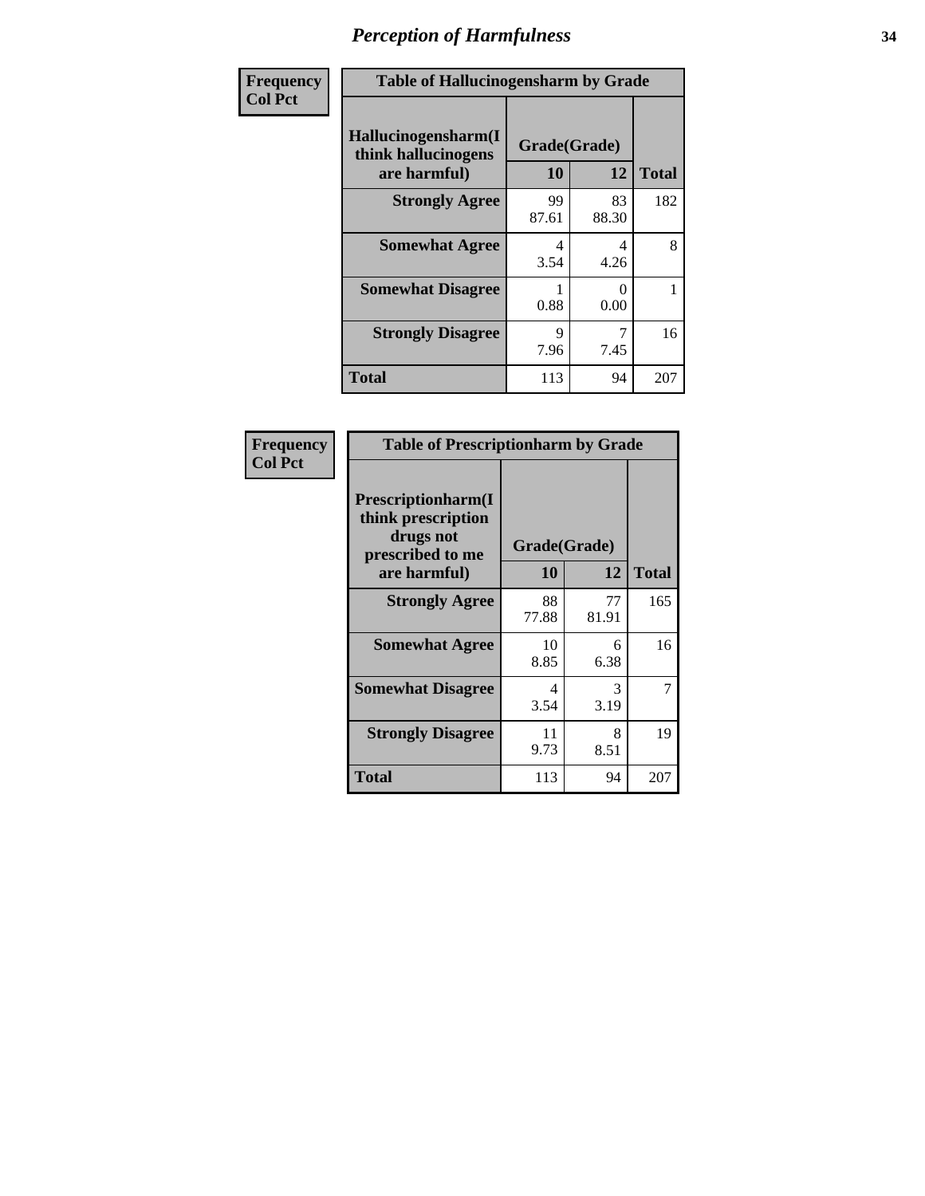# Perception of Harmfulness

| Frequency Col Pct | Table of Hallucinogensharm by Grade | | |
|---|---|---|---|
| Hallucinogensharm(I think hallucinogens are harmful) | Grade(Grade) | | |
| | 10 | 12 | Total |
| Strongly Agree | 99<br>87.61 | 83<br>88.30 | 182 |
| Somewhat Agree | 4<br>3.54 | 4<br>4.26 | 8 |
| Somewhat Disagree | 1<br>0.88 | 0<br>0.00 | 1 |
| Strongly Disagree | 9<br>7.96 | 7<br>7.45 | 16 |
| Total | 113 | 94 | 207 |

| Frequency Col Pct | Table of Prescriptionharm by Grade | | |
|---|---|---|---|
| Prescriptionharm(I think prescription drugs not prescribed to me are harmful) | Grade(Grade) | | |
| | 10 | 12 | Total |
| Strongly Agree | 88<br>77.88 | 77<br>81.91 | 165 |
| Somewhat Agree | 10<br>8.85 | 6<br>6.38 | 16 |
| Somewhat Disagree | 4<br>3.54 | 3<br>3.19 | 7 |
| Strongly Disagree | 11<br>9.73 | 8<br>8.51 | 19 |
| Total | 113 | 94 | 207 |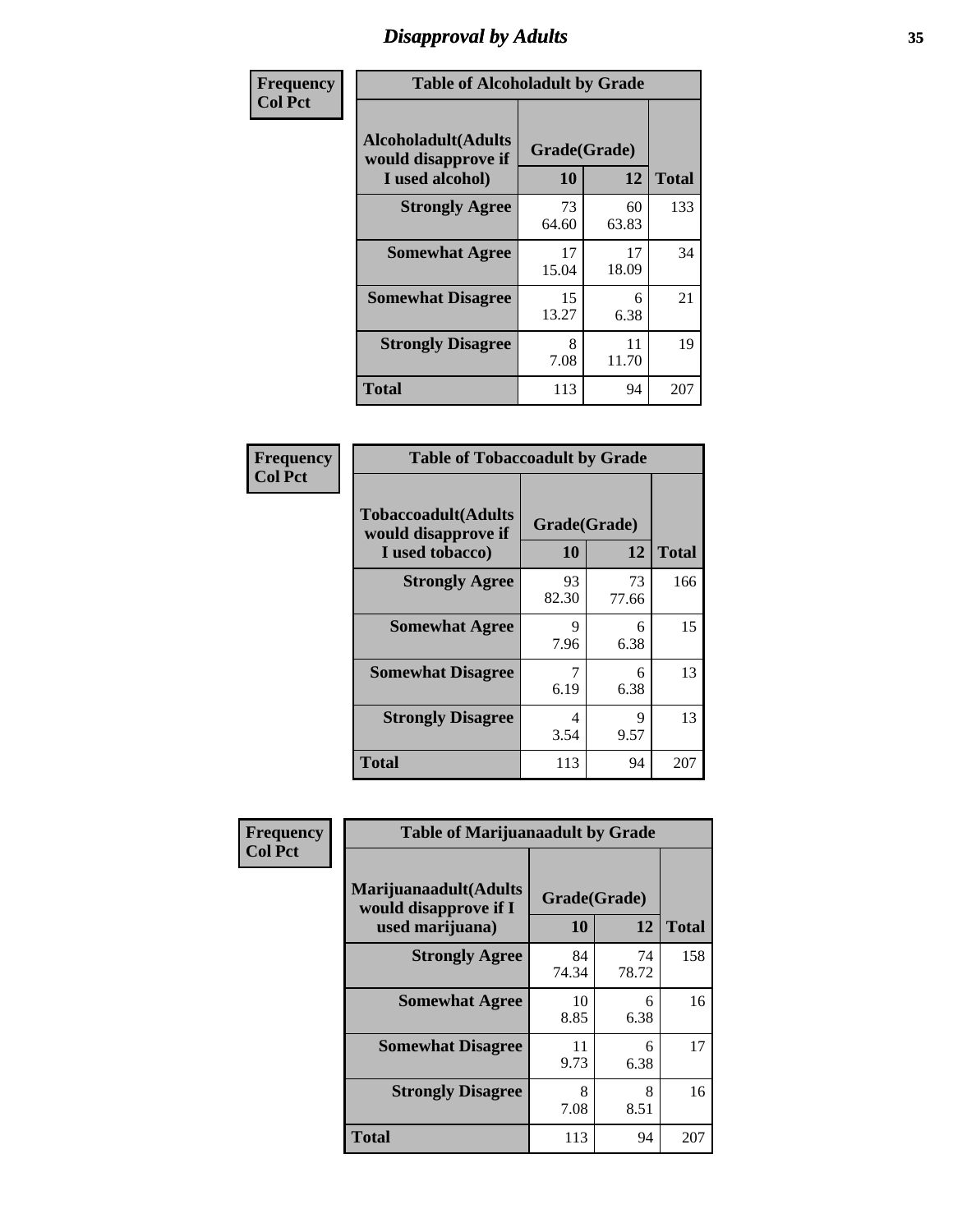# Disapproval by Adults

| Frequency Col Pct | Table of Alcoholadult by Grade | | |
|---|---|---|---|
| Alcoholadult(Adults would disapprove if I used alcohol) | Grade(Grade) | | |
| | 10 | 12 | Total |
| Strongly Agree | 73<br>64.60 | 60<br>63.83 | 133 |
| Somewhat Agree | 17<br>15.04 | 17<br>18.09 | 34 |
| Somewhat Disagree | 15<br>13.27 | 6<br>6.38 | 21 |
| Strongly Disagree | 8<br>7.08 | 11<br>11.70 | 19 |
| Total | 113 | 94 | 207 |

| Frequency Col Pct | Table of Tobaccoadult by Grade | | |
|---|---|---|---|
| Tobaccoadult(Adults would disapprove if I used tobacco) | Grade(Grade) | | |
| | 10 | 12 | Total |
| Strongly Agree | 93<br>82.30 | 73<br>77.66 | 166 |
| Somewhat Agree | 9<br>7.96 | 6<br>6.38 | 15 |
| Somewhat Disagree | 7<br>6.19 | 6<br>6.38 | 13 |
| Strongly Disagree | 4<br>3.54 | 9<br>9.57 | 13 |
| Total | 113 | 94 | 207 |

| Frequency Col Pct | Table of Marijuanaadult by Grade | | |
|---|---|---|---|
| Marijuanaadult(Adults would disapprove if I used marijuana) | Grade(Grade) | | |
| | 10 | 12 | Total |
| Strongly Agree | 84<br>74.34 | 74<br>78.72 | 158 |
| Somewhat Agree | 10<br>8.85 | 6<br>6.38 | 16 |
| Somewhat Disagree | 11<br>9.73 | 6<br>6.38 | 17 |
| Strongly Disagree | 8<br>7.08 | 8<br>8.51 | 16 |
| Total | 113 | 94 | 207 |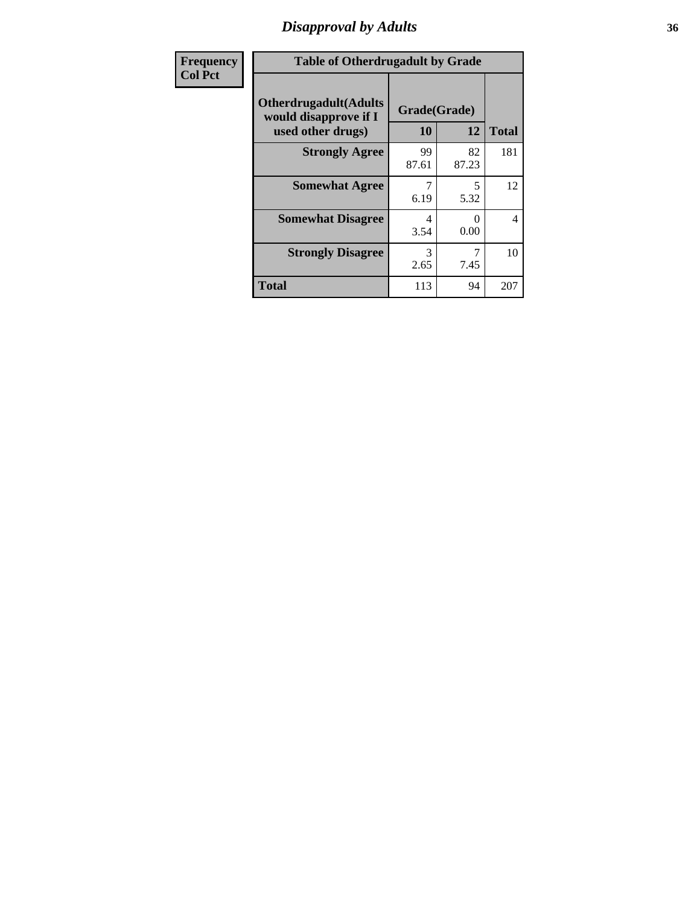# Disapproval by Adults

| Frequency<br>Col Pct |
|---|

**Table of Otherdrugadult by Grade**

| Otherdrugadult(Adults would disapprove if I used other drugs) | Grade(Grade) | | Total |
|---|---|---|---|
| | 10 | 12 | |
| Strongly Agree | 99<br>87.61 | 82<br>87.23 | 181 |
| Somewhat Agree | 7<br>6.19 | 5<br>5.32 | 12 |
| Somewhat Disagree | 4<br>3.54 | 0<br>0.00 | 4 |
| Strongly Disagree | 3<br>2.65 | 7<br>7.45 | 10 |
| Total | 113 | 94 | 207 |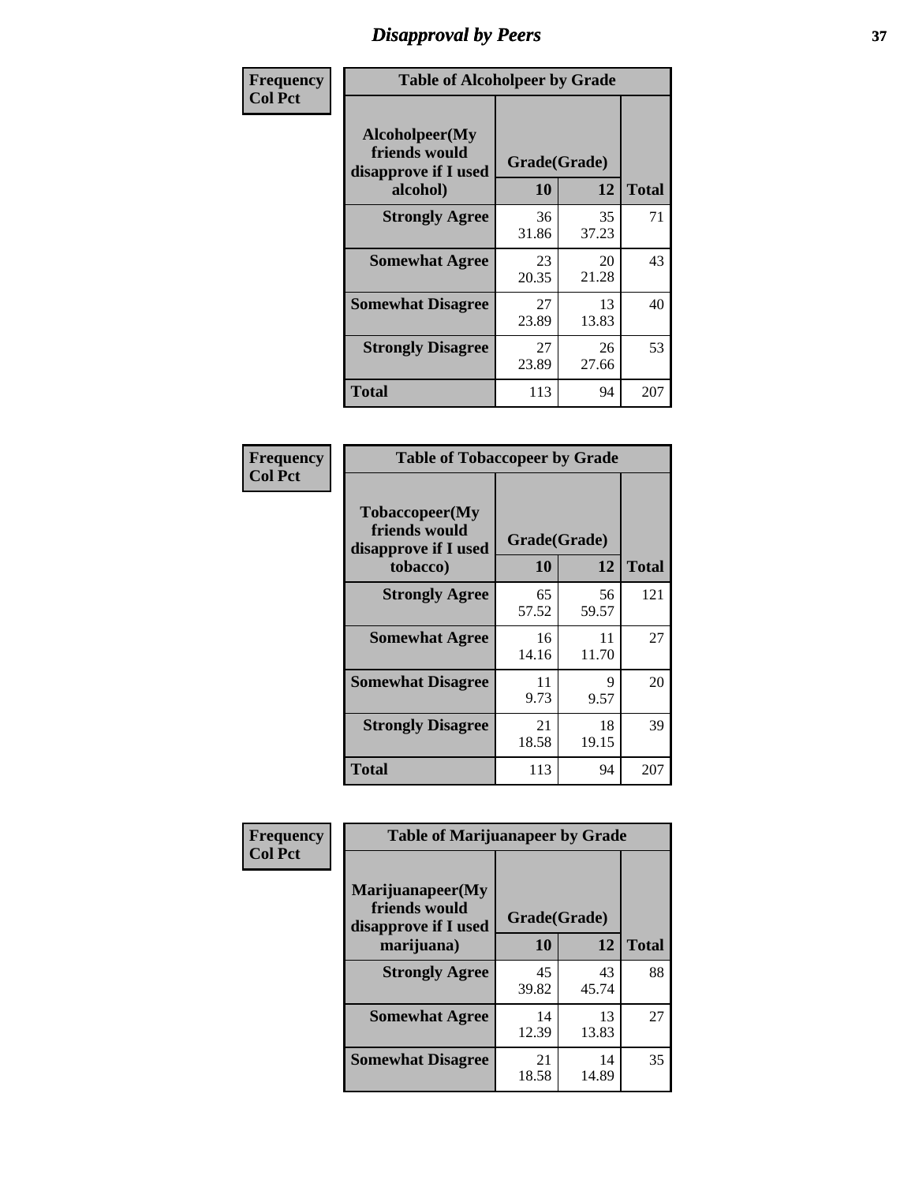# Disapproval by Peers

| Frequency<br>Col Pct | Table of Alcoholpeer by Grade | | |
|---|---|---|---|
| Alcoholpeer(My friends would disapprove if I used alcohol) | Grade(Grade) | | |
| | 10 | 12 | Total |
| Strongly Agree | 36<br>31.86 | 35<br>37.23 | 71 |
| Somewhat Agree | 23<br>20.35 | 20<br>21.28 | 43 |
| Somewhat Disagree | 27<br>23.89 | 13<br>13.83 | 40 |
| Strongly Disagree | 27<br>23.89 | 26<br>27.66 | 53 |
| Total | 113 | 94 | 207 |

| Frequency<br>Col Pct | Table of Tobaccopeer by Grade | | |
|---|---|---|---|
| Tobaccopeer(My friends would disapprove if I used tobacco) | Grade(Grade) | | |
| | 10 | 12 | Total |
| Strongly Agree | 65<br>57.52 | 56<br>59.57 | 121 |
| Somewhat Agree | 16<br>14.16 | 11<br>11.70 | 27 |
| Somewhat Disagree | 11<br>9.73 | 9<br>9.57 | 20 |
| Strongly Disagree | 21<br>18.58 | 18<br>19.15 | 39 |
| Total | 113 | 94 | 207 |

| Frequency<br>Col Pct | Table of Marijuanapeer by Grade | | |
|---|---|---|---|
| Marijuanapeer(My friends would disapprove if I used marijuana) | Grade(Grade) | | |
| | 10 | 12 | Total |
| Strongly Agree | 45<br>39.82 | 43<br>45.74 | 88 |
| Somewhat Agree | 14<br>12.39 | 13<br>13.83 | 27 |
| Somewhat Disagree | 21<br>18.58 | 14<br>14.89 | 35 |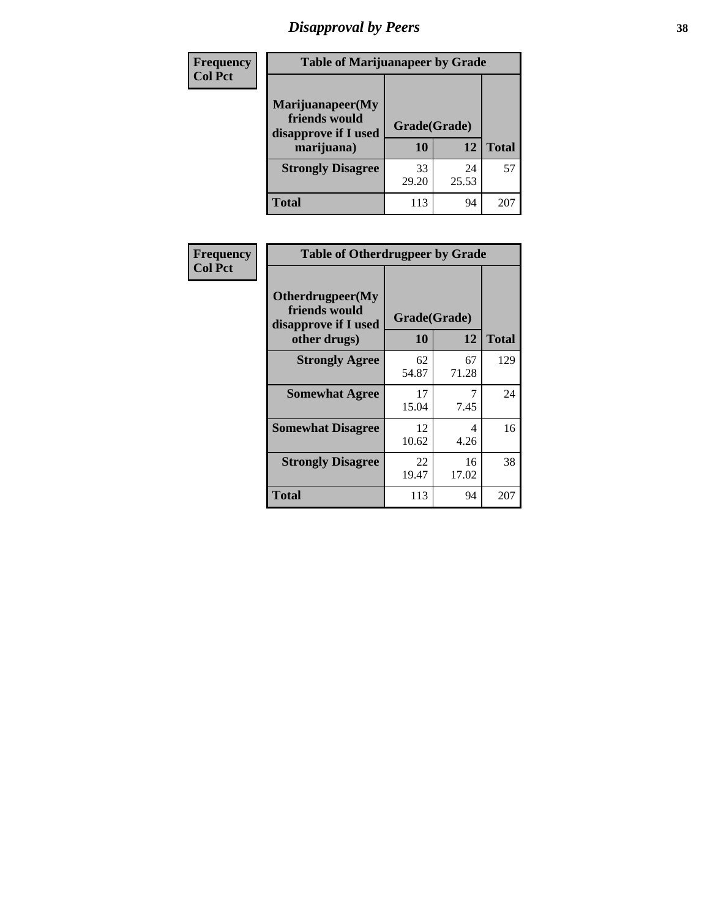# Disapproval by Peers

| Frequency Col Pct | Table of Marijuanapeer by Grade | | |
|---|---|---|---|
| Marijuanapeer(My friends would disapprove if I used marijuana) | Grade(Grade) | | |
| | 10 | 12 | Total |
| Strongly Disagree | 33<br>29.20 | 24<br>25.53 | 57 |
| Total | 113 | 94 | 207 |

| Frequency Col Pct | Table of Otherdrugpeer by Grade | | |
|---|---|---|---|
| Otherdrugpeer(My friends would disapprove if I used other drugs) | Grade(Grade) | | |
| | 10 | 12 | Total |
| Strongly Agree | 62<br>54.87 | 67<br>71.28 | 129 |
| Somewhat Agree | 17<br>15.04 | 7<br>7.45 | 24 |
| Somewhat Disagree | 12<br>10.62 | 4<br>4.26 | 16 |
| Strongly Disagree | 22<br>19.47 | 16<br>17.02 | 38 |
| Total | 113 | 94 | 207 |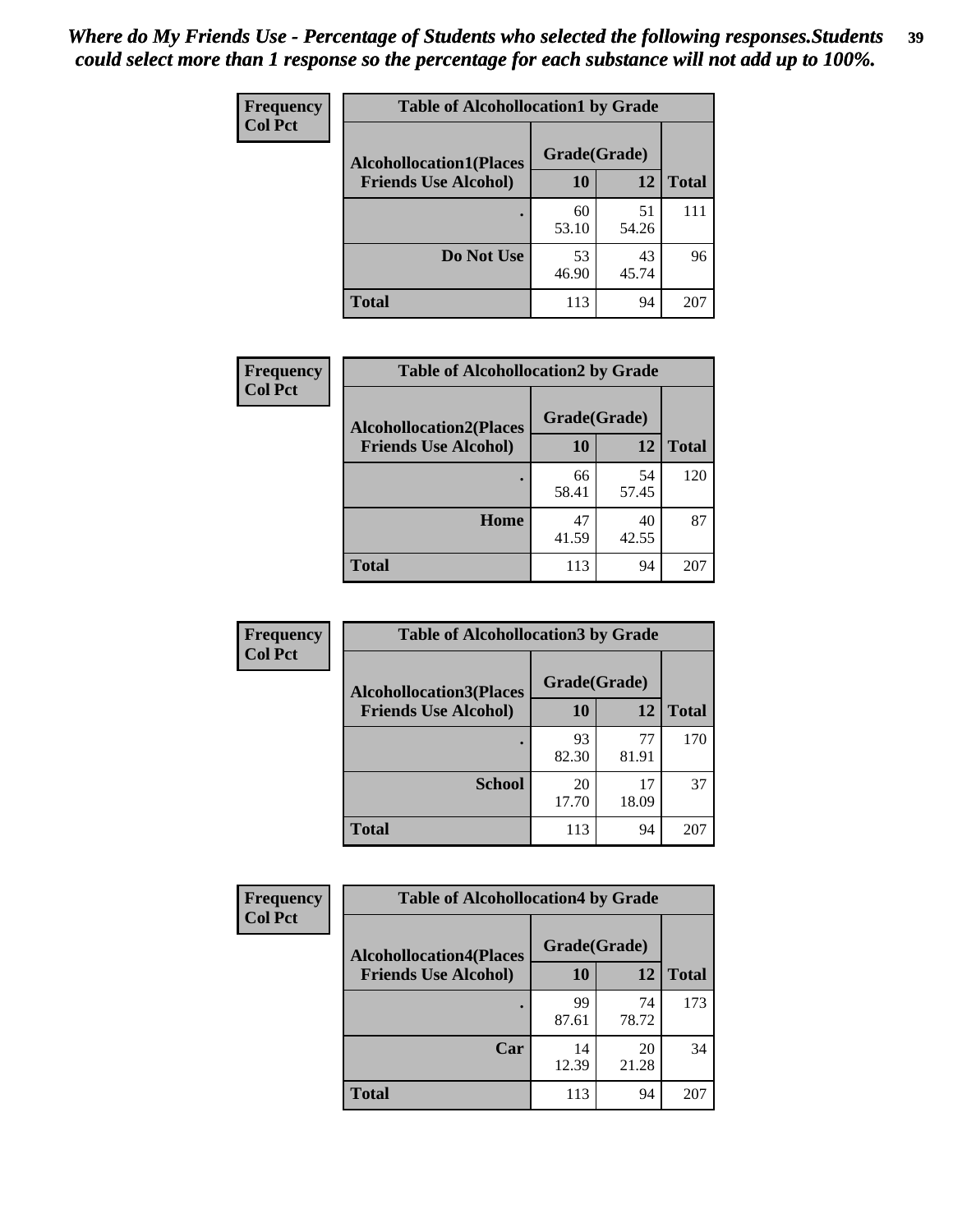*Where do My Friends Use - Percentage of Students who selected the following responses.Students could select more than 1 response so the percentage for each substance will not add up to 100%.*

**Frequency**
**Col Pct**

| Table of Alcohollocation1 by Grade | | | |
|---|---|---|---|
| **Alcohollocation1(Places Friends Use Alcohol)** | **Grade(Grade)** | | |
| | **10** | **12** | **Total** |
| **.** | 60<br>53.10 | 51<br>54.26 | 111 |
| **Do Not Use** | 53<br>46.90 | 43<br>45.74 | 96 |
| **Total** | 113 | 94 | 207 |

**Frequency**
**Col Pct**

| Table of Alcohollocation2 by Grade | | | |
|---|---|---|---|
| **Alcohollocation2(Places Friends Use Alcohol)** | **Grade(Grade)** | | |
| | **10** | **12** | **Total** |
| **.** | 66<br>58.41 | 54<br>57.45 | 120 |
| **Home** | 47<br>41.59 | 40<br>42.55 | 87 |
| **Total** | 113 | 94 | 207 |

**Frequency**
**Col Pct**

| Table of Alcohollocation3 by Grade | | | |
|---|---|---|---|
| **Alcohollocation3(Places Friends Use Alcohol)** | **Grade(Grade)** | | |
| | **10** | **12** | **Total** |
| **.** | 93<br>82.30 | 77<br>81.91 | 170 |
| **School** | 20<br>17.70 | 17<br>18.09 | 37 |
| **Total** | 113 | 94 | 207 |

**Frequency**
**Col Pct**

| Table of Alcohollocation4 by Grade | | | |
|---|---|---|---|
| **Alcohollocation4(Places Friends Use Alcohol)** | **Grade(Grade)** | | |
| | **10** | **12** | **Total** |
| **.** | 99<br>87.61 | 74<br>78.72 | 173 |
| **Car** | 14<br>12.39 | 20<br>21.28 | 34 |
| **Total** | 113 | 94 | 207 |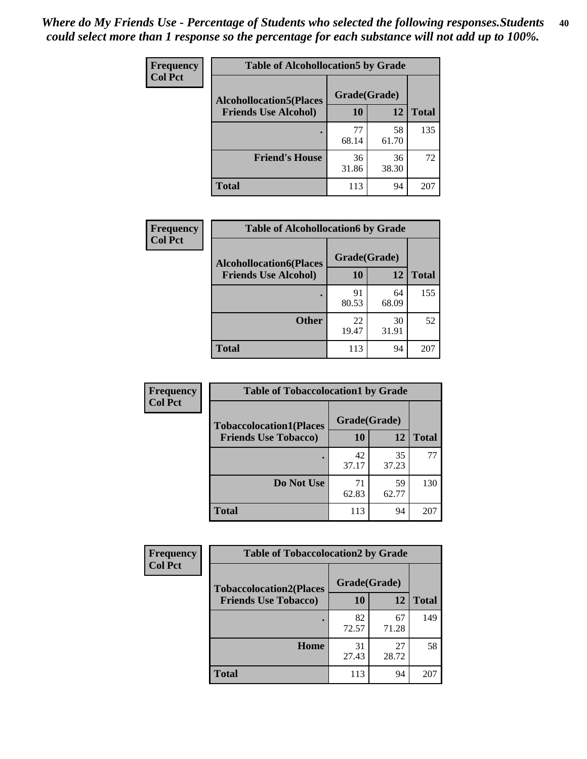*Where do My Friends Use - Percentage of Students who selected the following responses.Students could select more than 1 response so the percentage for each substance will not add up to 100%.*

**Frequency**
**Col Pct**

| Table of Alcohollocation5 by Grade | | | |
|---|---|---|---|
| **Alcohollocation5(Places Friends Use Alcohol)** | **Grade(Grade)** | | **Total** |
| | **10** | **12** | |
| **.** | 77<br>68.14 | 58<br>61.70 | 135 |
| **Friend's House** | 36<br>31.86 | 36<br>38.30 | 72 |
| **Total** | 113 | 94 | 207 |

**Frequency**
**Col Pct**

| Table of Alcohollocation6 by Grade | | | |
|---|---|---|---|
| **Alcohollocation6(Places Friends Use Alcohol)** | **Grade(Grade)** | | **Total** |
| | **10** | **12** | |
| **.** | 91<br>80.53 | 64<br>68.09 | 155 |
| **Other** | 22<br>19.47 | 30<br>31.91 | 52 |
| **Total** | 113 | 94 | 207 |

**Frequency**
**Col Pct**

| Table of Tobaccolocation1 by Grade | | | |
|---|---|---|---|
| **Tobaccolocation1(Places Friends Use Tobacco)** | **Grade(Grade)** | | **Total** |
| | **10** | **12** | |
| **.** | 42<br>37.17 | 35<br>37.23 | 77 |
| **Do Not Use** | 71<br>62.83 | 59<br>62.77 | 130 |
| **Total** | 113 | 94 | 207 |

**Frequency**
**Col Pct**

| Table of Tobaccolocation2 by Grade | | | |
|---|---|---|---|
| **Tobaccolocation2(Places Friends Use Tobacco)** | **Grade(Grade)** | | **Total** |
| | **10** | **12** | |
| **.** | 82<br>72.57 | 67<br>71.28 | 149 |
| **Home** | 31<br>27.43 | 27<br>28.72 | 58 |
| **Total** | 113 | 94 | 207 |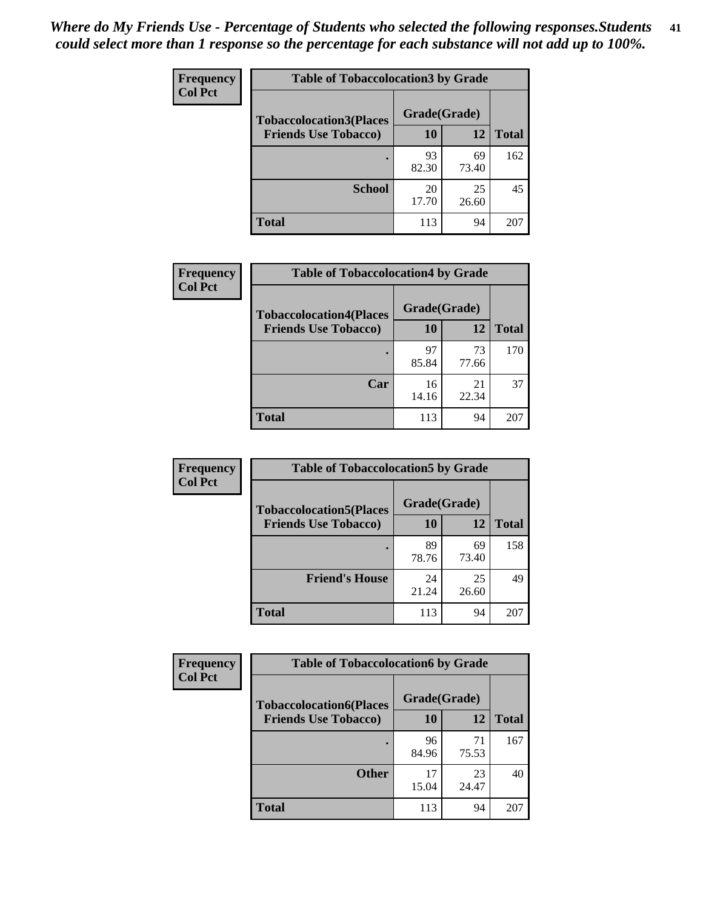*Where do My Friends Use - Percentage of Students who selected the following responses.Students could select more than 1 response so the percentage for each substance will not add up to 100%.*

**Frequency**
**Col Pct**

| Table of Tobaccolocation3 by Grade | | | |
|---|---|---|---|
| **Tobaccolocation3(Places Friends Use Tobacco)** | **Grade(Grade)** | | **Total** |
| | **10** | **12** | |
| **.** | 93<br>82.30 | 69<br>73.40 | 162 |
| **School** | 20<br>17.70 | 25<br>26.60 | 45 |
| **Total** | 113 | 94 | 207 |

**Frequency**
**Col Pct**

| Table of Tobaccolocation4 by Grade | | | |
|---|---|---|---|
| **Tobaccolocation4(Places Friends Use Tobacco)** | **Grade(Grade)** | | **Total** |
| | **10** | **12** | |
| **.** | 97<br>85.84 | 73<br>77.66 | 170 |
| **Car** | 16<br>14.16 | 21<br>22.34 | 37 |
| **Total** | 113 | 94 | 207 |

**Frequency**
**Col Pct**

| Table of Tobaccolocation5 by Grade | | | |
|---|---|---|---|
| **Tobaccolocation5(Places Friends Use Tobacco)** | **Grade(Grade)** | | **Total** |
| | **10** | **12** | |
| **.** | 89<br>78.76 | 69<br>73.40 | 158 |
| **Friend's House** | 24<br>21.24 | 25<br>26.60 | 49 |
| **Total** | 113 | 94 | 207 |

**Frequency**
**Col Pct**

| Table of Tobaccolocation6 by Grade | | | |
|---|---|---|---|
| **Tobaccolocation6(Places Friends Use Tobacco)** | **Grade(Grade)** | | **Total** |
| | **10** | **12** | |
| **.** | 96<br>84.96 | 71<br>75.53 | 167 |
| **Other** | 17<br>15.04 | 23<br>24.47 | 40 |
| **Total** | 113 | 94 | 207 |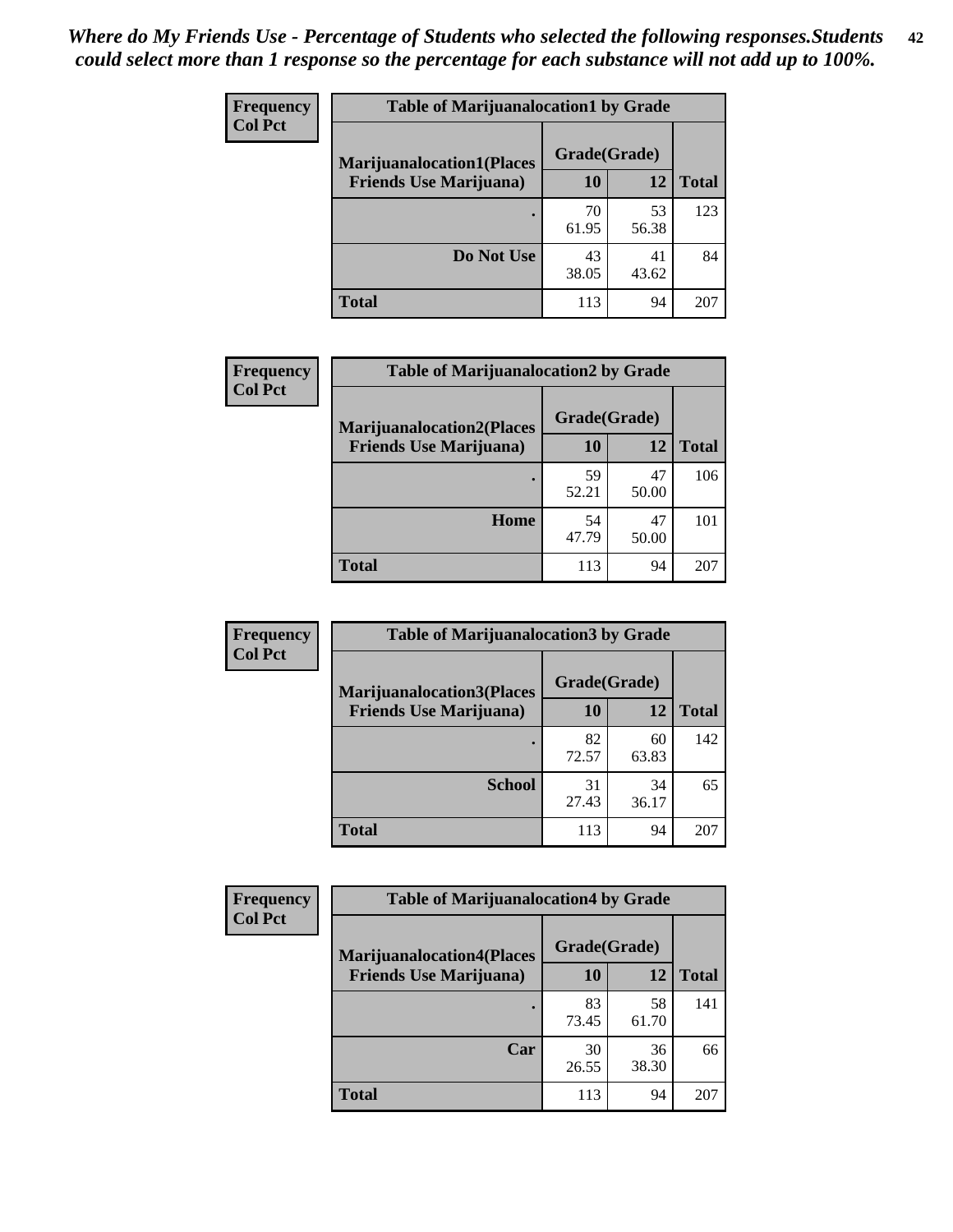*Where do My Friends Use - Percentage of Students who selected the following responses.Students could select more than 1 response so the percentage for each substance will not add up to 100%.*

**Frequency**
**Col Pct**

| Table of Marijuanalocation1 by Grade | | | |
|---|---|---|---|
| **Marijuanalocation1(Places Friends Use Marijuana)** | **Grade(Grade)** | | |
| | **10** | **12** | **Total** |
| . | 70<br>61.95 | 53<br>56.38 | 123 |
| **Do Not Use** | 43<br>38.05 | 41<br>43.62 | 84 |
| **Total** | 113 | 94 | 207 |

**Frequency**
**Col Pct**

| Table of Marijuanalocation2 by Grade | | | |
|---|---|---|---|
| **Marijuanalocation2(Places Friends Use Marijuana)** | **Grade(Grade)** | | |
| | **10** | **12** | **Total** |
| . | 59<br>52.21 | 47<br>50.00 | 106 |
| **Home** | 54<br>47.79 | 47<br>50.00 | 101 |
| **Total** | 113 | 94 | 207 |

**Frequency**
**Col Pct**

| Table of Marijuanalocation3 by Grade | | | |
|---|---|---|---|
| **Marijuanalocation3(Places Friends Use Marijuana)** | **Grade(Grade)** | | |
| | **10** | **12** | **Total** |
| . | 82<br>72.57 | 60<br>63.83 | 142 |
| **School** | 31<br>27.43 | 34<br>36.17 | 65 |
| **Total** | 113 | 94 | 207 |

**Frequency**
**Col Pct**

| Table of Marijuanalocation4 by Grade | | | |
|---|---|---|---|
| **Marijuanalocation4(Places Friends Use Marijuana)** | **Grade(Grade)** | | |
| | **10** | **12** | **Total** |
| . | 83<br>73.45 | 58<br>61.70 | 141 |
| **Car** | 30<br>26.55 | 36<br>38.30 | 66 |
| **Total** | 113 | 94 | 207 |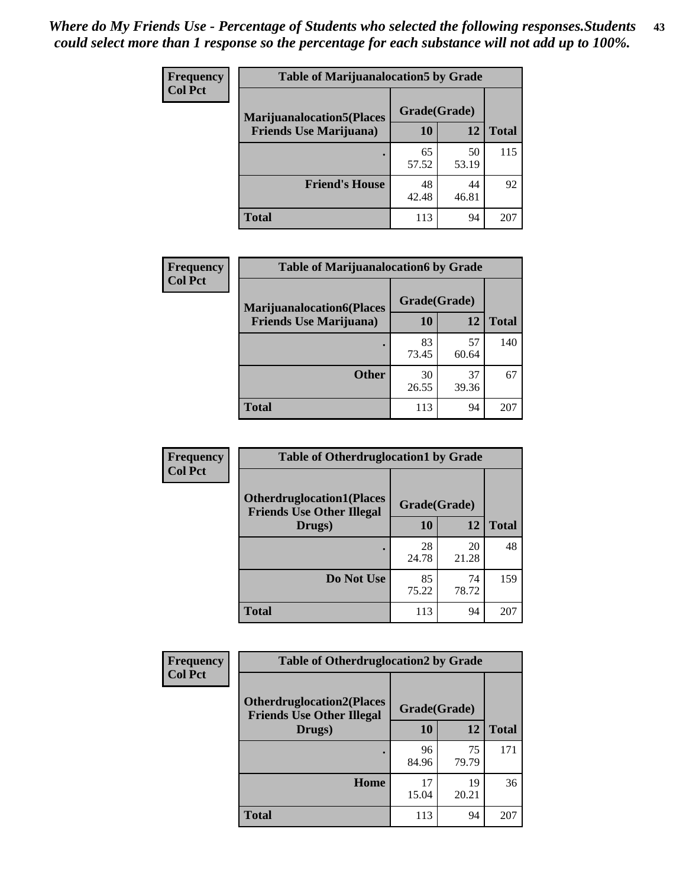*Where do My Friends Use - Percentage of Students who selected the following responses.Students could select more than 1 response so the percentage for each substance will not add up to 100%.*

**Frequency / Col Pct**

| Table of Marijuanalocation5 by Grade | | | |
|---|---|---|---|
| **Marijuanalocation5(Places Friends Use Marijuana)** | **Grade(Grade)** | | |
| | **10** | **12** | **Total** |
| . | 65<br>57.52 | 50<br>53.19 | 115 |
| **Friend's House** | 48<br>42.48 | 44<br>46.81 | 92 |
| **Total** | 113 | 94 | 207 |

**Frequency / Col Pct**

| Table of Marijuanalocation6 by Grade | | | |
|---|---|---|---|
| **Marijuanalocation6(Places Friends Use Marijuana)** | **Grade(Grade)** | | |
| | **10** | **12** | **Total** |
| . | 83<br>73.45 | 57<br>60.64 | 140 |
| **Other** | 30<br>26.55 | 37<br>39.36 | 67 |
| **Total** | 113 | 94 | 207 |

**Frequency / Col Pct**

| Table of Otherdruglocation1 by Grade | | | |
|---|---|---|---|
| **Otherdruglocation1(Places Friends Use Other Illegal Drugs)** | **Grade(Grade)** | | |
| | **10** | **12** | **Total** |
| . | 28<br>24.78 | 20<br>21.28 | 48 |
| **Do Not Use** | 85<br>75.22 | 74<br>78.72 | 159 |
| **Total** | 113 | 94 | 207 |

**Frequency / Col Pct**

| Table of Otherdruglocation2 by Grade | | | |
|---|---|---|---|
| **Otherdruglocation2(Places Friends Use Other Illegal Drugs)** | **Grade(Grade)** | | |
| | **10** | **12** | **Total** |
| . | 96<br>84.96 | 75<br>79.79 | 171 |
| **Home** | 17<br>15.04 | 19<br>20.21 | 36 |
| **Total** | 113 | 94 | 207 |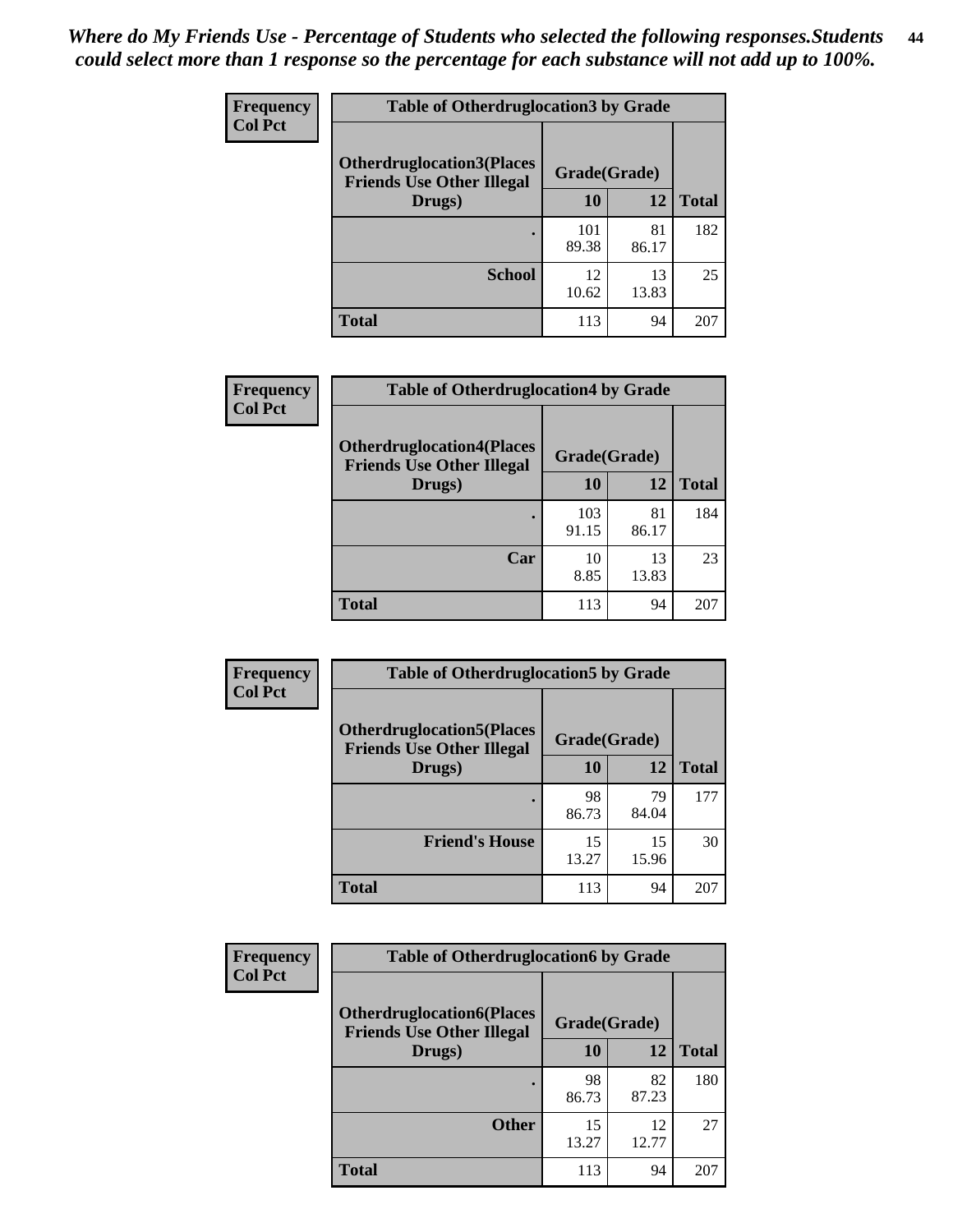*Where do My Friends Use - Percentage of Students who selected the following responses.Students could select more than 1 response so the percentage for each substance will not add up to 100%.*

**Frequency**
**Col Pct**

| Table of Otherdruglocation3 by Grade | | | |
|---|---|---|---|
| **Otherdruglocation3(Places Friends Use Other Illegal Drugs)** | **Grade(Grade)** | | |
| | **10** | **12** | **Total** |
| . | 101<br>89.38 | 81<br>86.17 | 182 |
| **School** | 12<br>10.62 | 13<br>13.83 | 25 |
| **Total** | 113 | 94 | 207 |

**Frequency**
**Col Pct**

| Table of Otherdruglocation4 by Grade | | | |
|---|---|---|---|
| **Otherdruglocation4(Places Friends Use Other Illegal Drugs)** | **Grade(Grade)** | | |
| | **10** | **12** | **Total** |
| . | 103<br>91.15 | 81<br>86.17 | 184 |
| **Car** | 10<br>8.85 | 13<br>13.83 | 23 |
| **Total** | 113 | 94 | 207 |

**Frequency**
**Col Pct**

| Table of Otherdruglocation5 by Grade | | | |
|---|---|---|---|
| **Otherdruglocation5(Places Friends Use Other Illegal Drugs)** | **Grade(Grade)** | | |
| | **10** | **12** | **Total** |
| . | 98<br>86.73 | 79<br>84.04 | 177 |
| **Friend's House** | 15<br>13.27 | 15<br>15.96 | 30 |
| **Total** | 113 | 94 | 207 |

**Frequency**
**Col Pct**

| Table of Otherdruglocation6 by Grade | | | |
|---|---|---|---|
| **Otherdruglocation6(Places Friends Use Other Illegal Drugs)** | **Grade(Grade)** | | |
| | **10** | **12** | **Total** |
| . | 98<br>86.73 | 82<br>87.23 | 180 |
| **Other** | 15<br>13.27 | 12<br>12.77 | 27 |
| **Total** | 113 | 94 | 207 |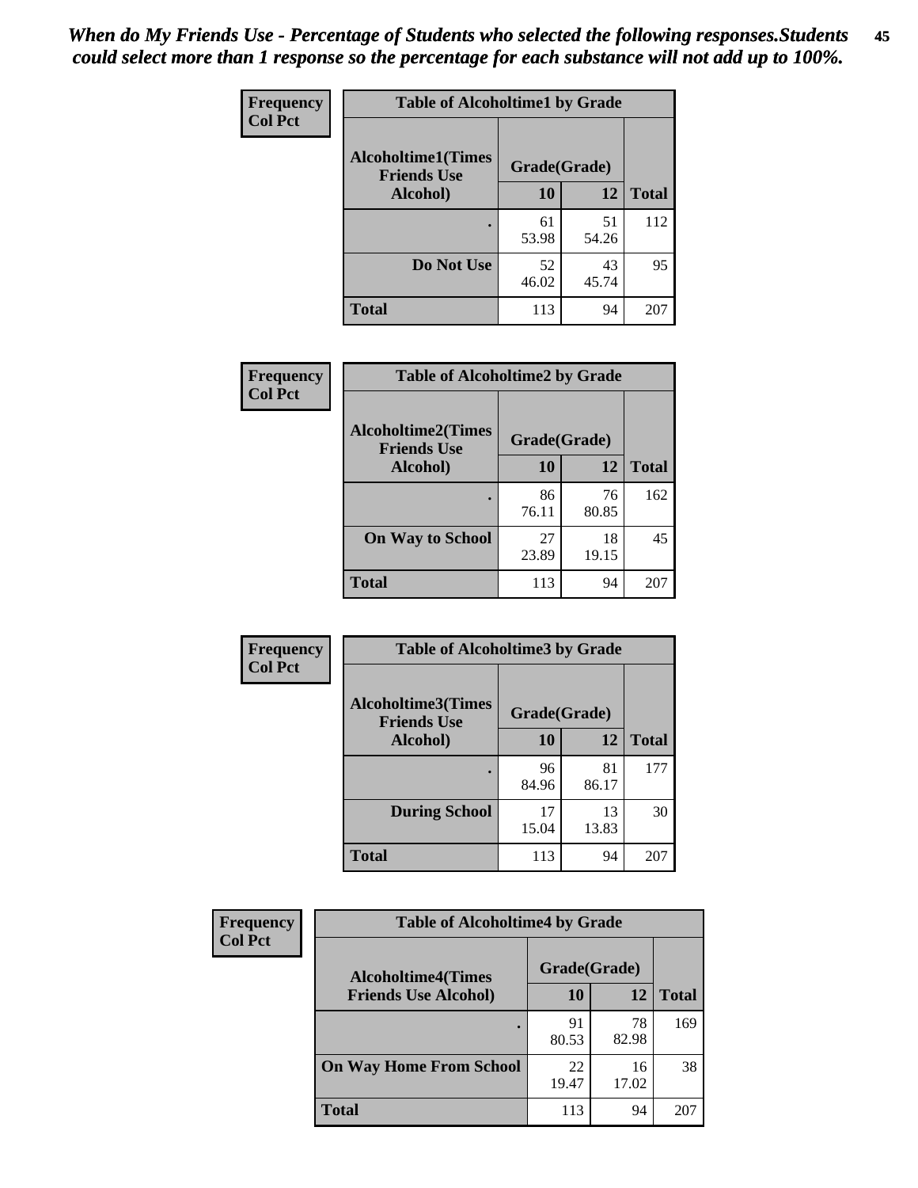*When do My Friends Use - Percentage of Students who selected the following responses.Students could select more than 1 response so the percentage for each substance will not add up to 100%.*

**Frequency**
**Col Pct**

**Table of Alcoholtime1 by Grade**

| Alcoholtime1(Times Friends Use Alcohol) | Grade(Grade) | | |
|---|---|---|---|
| | 10 | 12 | Total |
| . | 61<br>53.98 | 51<br>54.26 | 112 |
| Do Not Use | 52<br>46.02 | 43<br>45.74 | 95 |
| Total | 113 | 94 | 207 |

**Frequency**
**Col Pct**

**Table of Alcoholtime2 by Grade**

| Alcoholtime2(Times Friends Use Alcohol) | Grade(Grade) | | |
|---|---|---|---|
| | 10 | 12 | Total |
| . | 86<br>76.11 | 76<br>80.85 | 162 |
| On Way to School | 27<br>23.89 | 18<br>19.15 | 45 |
| Total | 113 | 94 | 207 |

**Frequency**
**Col Pct**

**Table of Alcoholtime3 by Grade**

| Alcoholtime3(Times Friends Use Alcohol) | Grade(Grade) | | |
|---|---|---|---|
| | 10 | 12 | Total |
| . | 96<br>84.96 | 81<br>86.17 | 177 |
| During School | 17<br>15.04 | 13<br>13.83 | 30 |
| Total | 113 | 94 | 207 |

**Frequency**
**Col Pct**

**Table of Alcoholtime4 by Grade**

| Alcoholtime4(Times Friends Use Alcohol) | Grade(Grade) | | |
|---|---|---|---|
| | 10 | 12 | Total |
| . | 91<br>80.53 | 78<br>82.98 | 169 |
| On Way Home From School | 22<br>19.47 | 16<br>17.02 | 38 |
| Total | 113 | 94 | 207 |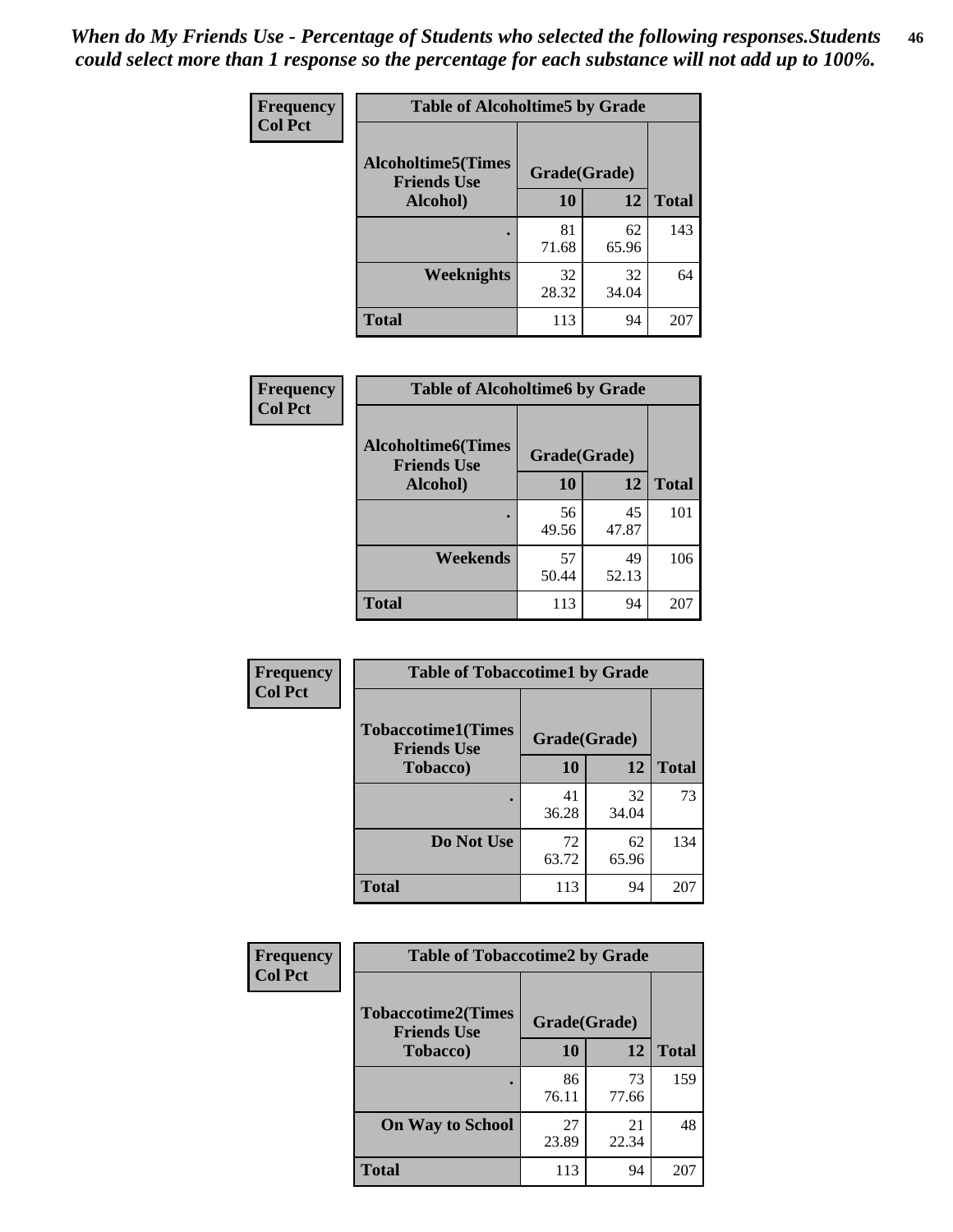*When do My Friends Use - Percentage of Students who selected the following responses.Students could select more than 1 response so the percentage for each substance will not add up to 100%.*

**Frequency**
**Col Pct**

| Table of Alcoholtime5 by Grade | | | |
|---|---|---|---|
| Alcoholtime5(Times Friends Use Alcohol) | Grade(Grade) | | Total |
| | 10 | 12 | |
| . | 81<br>71.68 | 62<br>65.96 | 143 |
| Weeknights | 32<br>28.32 | 32<br>34.04 | 64 |
| Total | 113 | 94 | 207 |

**Frequency**
**Col Pct**

| Table of Alcoholtime6 by Grade | | | |
|---|---|---|---|
| Alcoholtime6(Times Friends Use Alcohol) | Grade(Grade) | | Total |
| | 10 | 12 | |
| . | 56<br>49.56 | 45<br>47.87 | 101 |
| Weekends | 57<br>50.44 | 49<br>52.13 | 106 |
| Total | 113 | 94 | 207 |

**Frequency**
**Col Pct**

| Table of Tobaccotime1 by Grade | | | |
|---|---|---|---|
| Tobaccotime1(Times Friends Use Tobacco) | Grade(Grade) | | Total |
| | 10 | 12 | |
| . | 41<br>36.28 | 32<br>34.04 | 73 |
| Do Not Use | 72<br>63.72 | 62<br>65.96 | 134 |
| Total | 113 | 94 | 207 |

**Frequency**
**Col Pct**

| Table of Tobaccotime2 by Grade | | | |
|---|---|---|---|
| Tobaccotime2(Times Friends Use Tobacco) | Grade(Grade) | | Total |
| | 10 | 12 | |
| . | 86<br>76.11 | 73<br>77.66 | 159 |
| On Way to School | 27<br>23.89 | 21<br>22.34 | 48 |
| Total | 113 | 94 | 207 |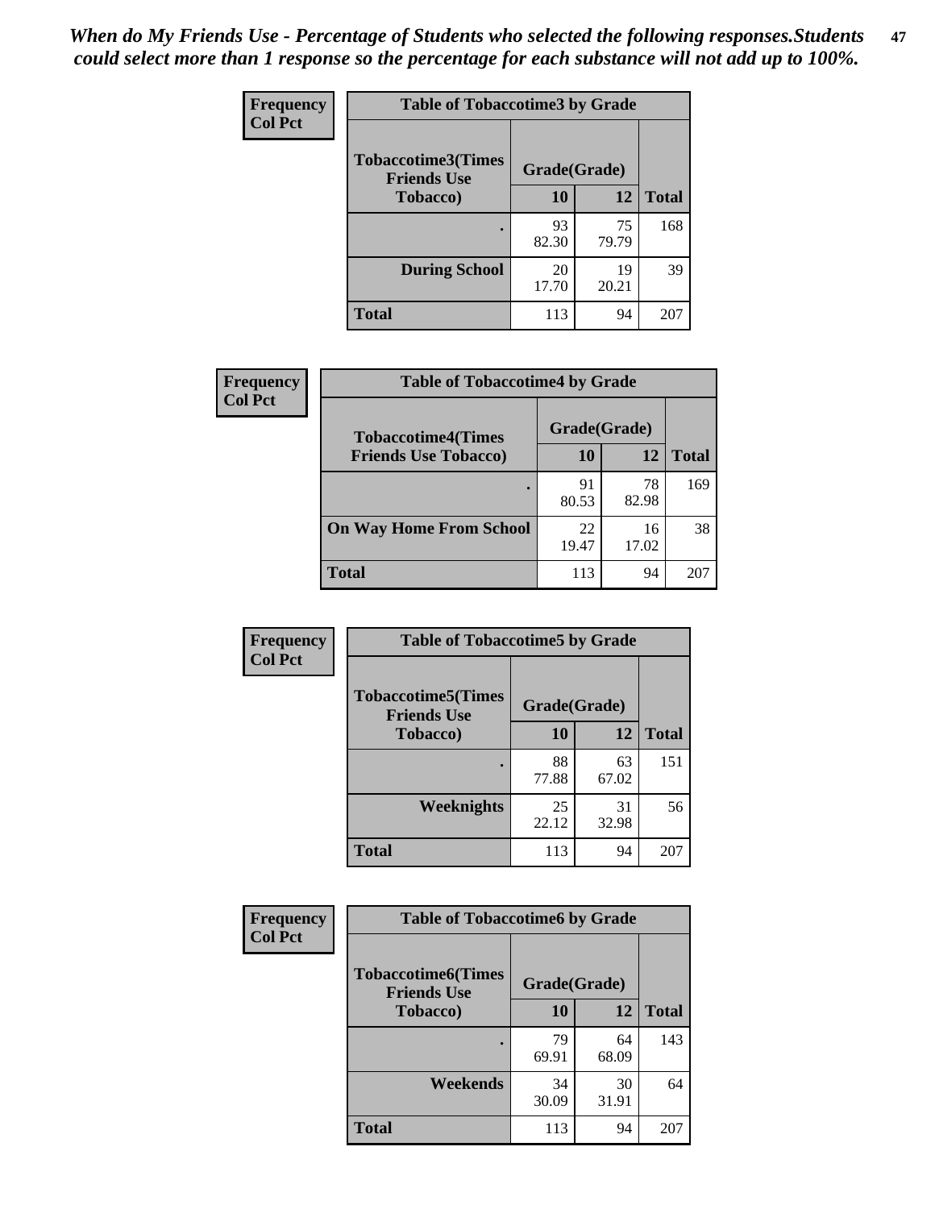*When do My Friends Use - Percentage of Students who selected the following responses.Students could select more than 1 response so the percentage for each substance will not add up to 100%.*

**Frequency Col Pct**

**Table of Tobaccotime3 by Grade**

| Tobaccotime3(Times Friends Use Tobacco) | Grade(Grade) | | Total |
|---|---|---|---|
| | 10 | 12 | |
| . | 93<br>82.30 | 75<br>79.79 | 168 |
| During School | 20<br>17.70 | 19<br>20.21 | 39 |
| Total | 113 | 94 | 207 |

**Frequency Col Pct**

**Table of Tobaccotime4 by Grade**

| Tobaccotime4(Times Friends Use Tobacco) | Grade(Grade) | | Total |
|---|---|---|---|
| | 10 | 12 | |
| . | 91<br>80.53 | 78<br>82.98 | 169 |
| On Way Home From School | 22<br>19.47 | 16<br>17.02 | 38 |
| Total | 113 | 94 | 207 |

**Frequency Col Pct**

**Table of Tobaccotime5 by Grade**

| Tobaccotime5(Times Friends Use Tobacco) | Grade(Grade) | | Total |
|---|---|---|---|
| | 10 | 12 | |
| . | 88<br>77.88 | 63<br>67.02 | 151 |
| Weeknights | 25<br>22.12 | 31<br>32.98 | 56 |
| Total | 113 | 94 | 207 |

**Frequency Col Pct**

**Table of Tobaccotime6 by Grade**

| Tobaccotime6(Times Friends Use Tobacco) | Grade(Grade) | | Total |
|---|---|---|---|
| | 10 | 12 | |
| . | 79<br>69.91 | 64<br>68.09 | 143 |
| Weekends | 34<br>30.09 | 30<br>31.91 | 64 |
| Total | 113 | 94 | 207 |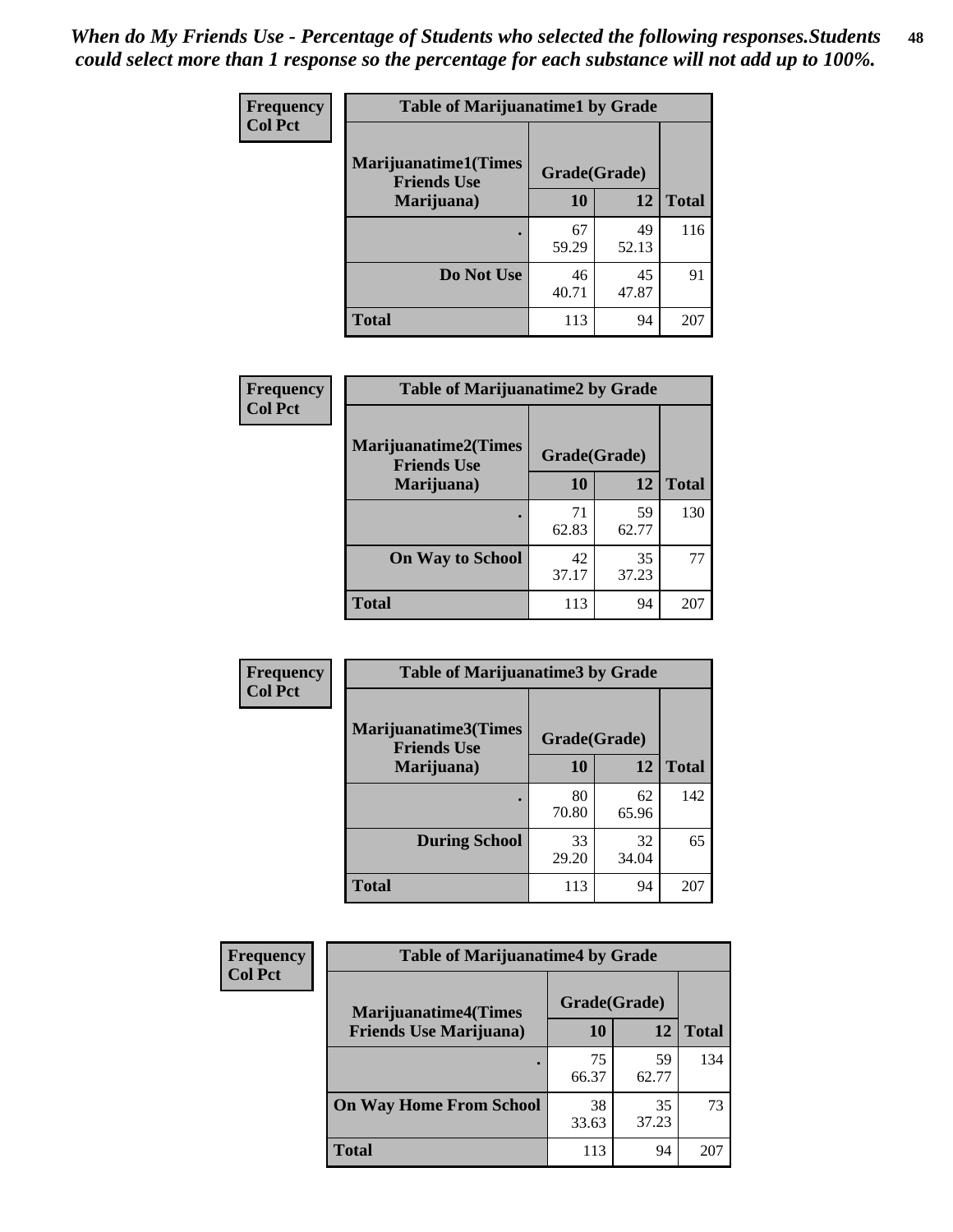*When do My Friends Use - Percentage of Students who selected the following responses.Students could select more than 1 response so the percentage for each substance will not add up to 100%.*

**Frequency**
**Col Pct**

| Table of Marijuanatime1 by Grade | | | |
|---|---|---|---|
| Marijuanatime1(Times Friends Use Marijuana) | Grade(Grade) | | Total |
| | 10 | 12 | |
| . | 67<br>59.29 | 49<br>52.13 | 116 |
| Do Not Use | 46<br>40.71 | 45<br>47.87 | 91 |
| Total | 113 | 94 | 207 |

**Frequency**
**Col Pct**

| Table of Marijuanatime2 by Grade | | | |
|---|---|---|---|
| Marijuanatime2(Times Friends Use Marijuana) | Grade(Grade) | | Total |
| | 10 | 12 | |
| . | 71<br>62.83 | 59<br>62.77 | 130 |
| On Way to School | 42<br>37.17 | 35<br>37.23 | 77 |
| Total | 113 | 94 | 207 |

**Frequency**
**Col Pct**

| Table of Marijuanatime3 by Grade | | | |
|---|---|---|---|
| Marijuanatime3(Times Friends Use Marijuana) | Grade(Grade) | | Total |
| | 10 | 12 | |
| . | 80<br>70.80 | 62<br>65.96 | 142 |
| During School | 33<br>29.20 | 32<br>34.04 | 65 |
| Total | 113 | 94 | 207 |

**Frequency**
**Col Pct**

| Table of Marijuanatime4 by Grade | | | |
|---|---|---|---|
| Marijuanatime4(Times Friends Use Marijuana) | Grade(Grade) | | Total |
| | 10 | 12 | |
| . | 75<br>66.37 | 59<br>62.77 | 134 |
| On Way Home From School | 38<br>33.63 | 35<br>37.23 | 73 |
| Total | 113 | 94 | 207 |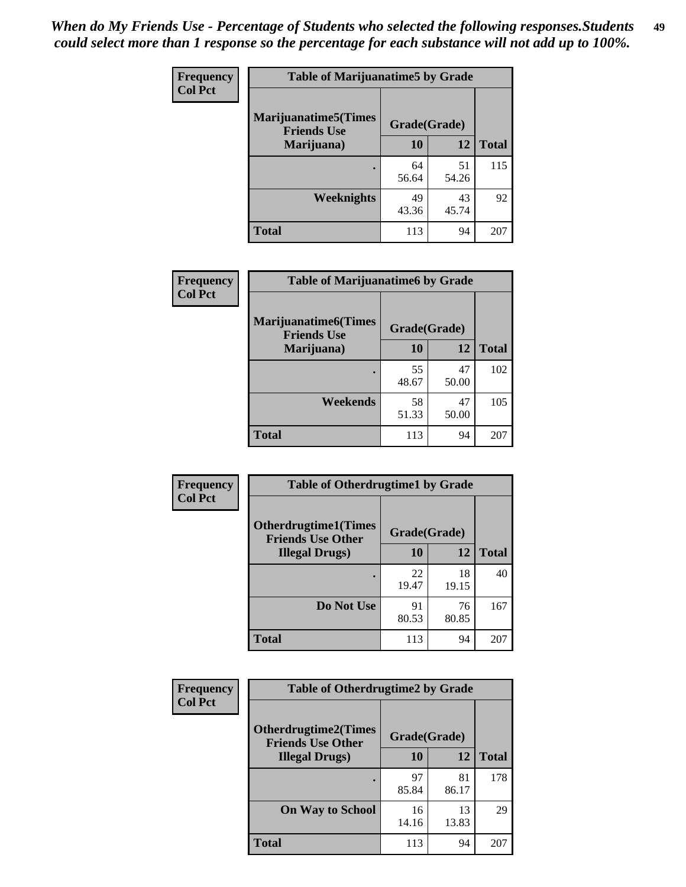*When do My Friends Use - Percentage of Students who selected the following responses.Students could select more than 1 response so the percentage for each substance will not add up to 100%.*

**Frequency**
**Col Pct**

| Table of Marijuanatime5 by Grade | | | |
|---|---|---|---|
| Marijuanatime5(Times Friends Use Marijuana) | Grade(Grade) | | |
| | 10 | 12 | Total |
| . | 64<br>56.64 | 51<br>54.26 | 115 |
| Weeknights | 49<br>43.36 | 43<br>45.74 | 92 |
| Total | 113 | 94 | 207 |

**Frequency**
**Col Pct**

| Table of Marijuanatime6 by Grade | | | |
|---|---|---|---|
| Marijuanatime6(Times Friends Use Marijuana) | Grade(Grade) | | |
| | 10 | 12 | Total |
| . | 55<br>48.67 | 47<br>50.00 | 102 |
| Weekends | 58<br>51.33 | 47<br>50.00 | 105 |
| Total | 113 | 94 | 207 |

**Frequency**
**Col Pct**

| Table of Otherdrugtime1 by Grade | | | |
|---|---|---|---|
| Otherdrugtime1(Times Friends Use Other Illegal Drugs) | Grade(Grade) | | |
| | 10 | 12 | Total |
| . | 22<br>19.47 | 18<br>19.15 | 40 |
| Do Not Use | 91<br>80.53 | 76<br>80.85 | 167 |
| Total | 113 | 94 | 207 |

**Frequency**
**Col Pct**

| Table of Otherdrugtime2 by Grade | | | |
|---|---|---|---|
| Otherdrugtime2(Times Friends Use Other Illegal Drugs) | Grade(Grade) | | |
| | 10 | 12 | Total |
| . | 97<br>85.84 | 81<br>86.17 | 178 |
| On Way to School | 16<br>14.16 | 13<br>13.83 | 29 |
| Total | 113 | 94 | 207 |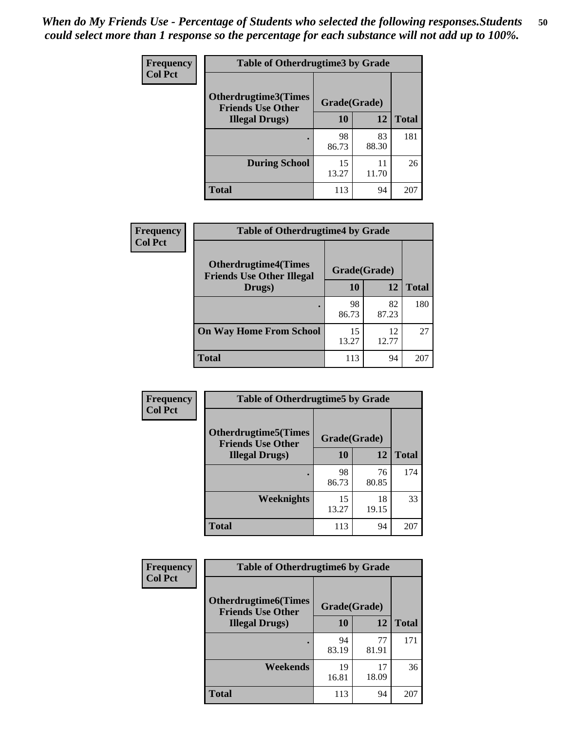*When do My Friends Use - Percentage of Students who selected the following responses.Students could select more than 1 response so the percentage for each substance will not add up to 100%.*

**Frequency**
**Col Pct**

| Table of Otherdrugtime3 by Grade | | | |
|---|---|---|---|
| **Otherdrugtime3(Times Friends Use Other Illegal Drugs)** | **Grade(Grade)** | | |
| | **10** | **12** | **Total** |
| **.** | 98<br>86.73 | 83<br>88.30 | 181 |
| **During School** | 15<br>13.27 | 11<br>11.70 | 26 |
| **Total** | 113 | 94 | 207 |

**Frequency**
**Col Pct**

| Table of Otherdrugtime4 by Grade | | | |
|---|---|---|---|
| **Otherdrugtime4(Times Friends Use Other Illegal Drugs)** | **Grade(Grade)** | | |
| | **10** | **12** | **Total** |
| **.** | 98<br>86.73 | 82<br>87.23 | 180 |
| **On Way Home From School** | 15<br>13.27 | 12<br>12.77 | 27 |
| **Total** | 113 | 94 | 207 |

**Frequency**
**Col Pct**

| Table of Otherdrugtime5 by Grade | | | |
|---|---|---|---|
| **Otherdrugtime5(Times Friends Use Other Illegal Drugs)** | **Grade(Grade)** | | |
| | **10** | **12** | **Total** |
| **.** | 98<br>86.73 | 76<br>80.85 | 174 |
| **Weeknights** | 15<br>13.27 | 18<br>19.15 | 33 |
| **Total** | 113 | 94 | 207 |

**Frequency**
**Col Pct**

| Table of Otherdrugtime6 by Grade | | | |
|---|---|---|---|
| **Otherdrugtime6(Times Friends Use Other Illegal Drugs)** | **Grade(Grade)** | | |
| | **10** | **12** | **Total** |
| **.** | 94<br>83.19 | 77<br>81.91 | 171 |
| **Weekends** | 19<br>16.81 | 17<br>18.09 | 36 |
| **Total** | 113 | 94 | 207 |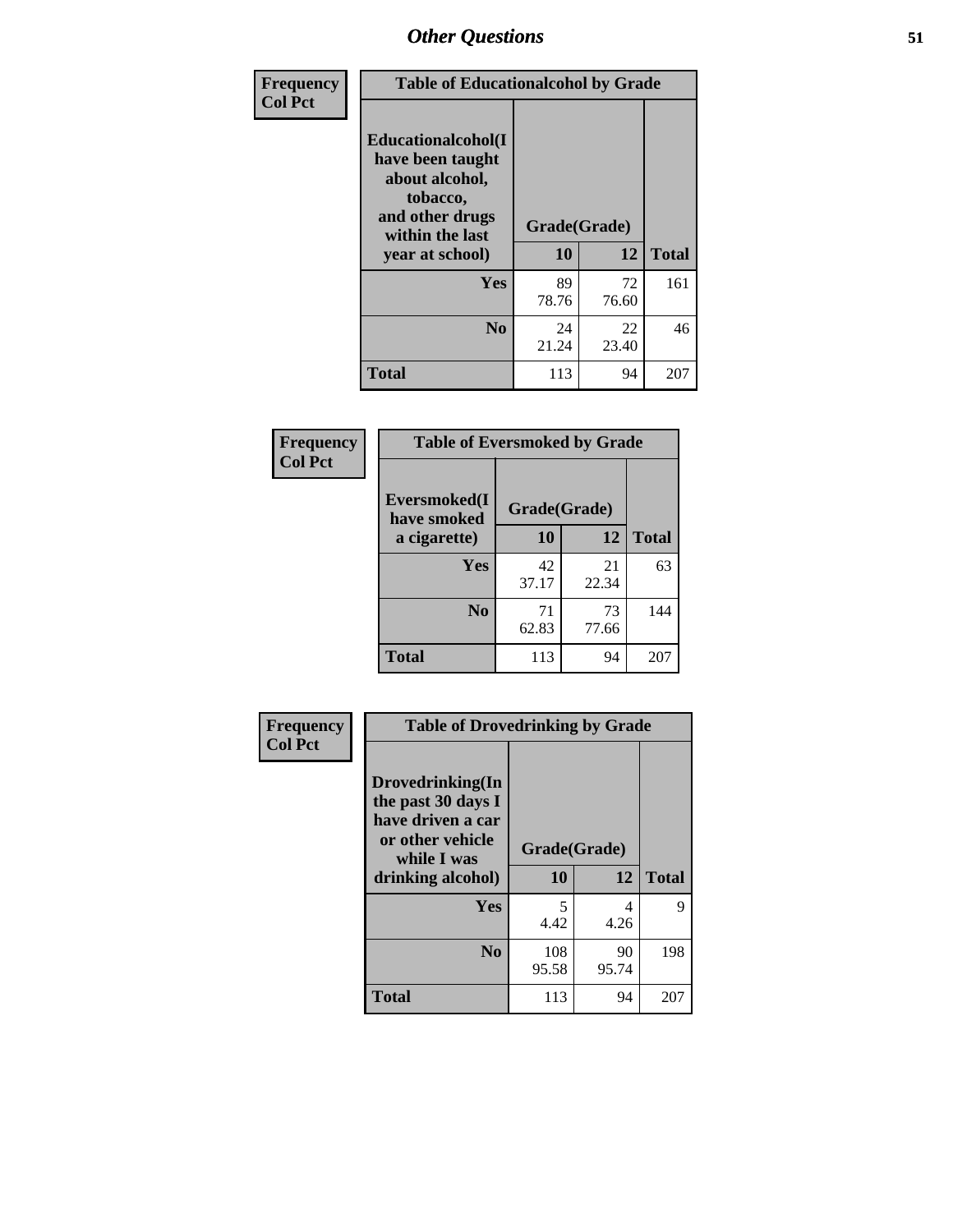| Frequency<br>Col Pct | Table of Educationalalcohol by Grade | | |
|---|---|---|---|
| Educationalalcohol(I have been taught about alcohol, tobacco, and other drugs within the last year at school) | Grade(Grade) | | |
| | 10 | 12 | Total |
| Yes | 89<br>78.76 | 72<br>76.60 | 161 |
| No | 24<br>21.24 | 22<br>23.40 | 46 |
| Total | 113 | 94 | 207 |

| Frequency<br>Col Pct | Table of Eversmoked by Grade | | |
|---|---|---|---|
| Eversmoked(I have smoked a cigarette) | Grade(Grade) | | |
| | 10 | 12 | Total |
| Yes | 42<br>37.17 | 21<br>22.34 | 63 |
| No | 71<br>62.83 | 73<br>77.66 | 144 |
| Total | 113 | 94 | 207 |

| Frequency<br>Col Pct | Table of Drovedrinking by Grade | | |
|---|---|---|---|
| Drovedrinking(In the past 30 days I have driven a car or other vehicle while I was drinking alcohol) | Grade(Grade) | | |
| | 10 | 12 | Total |
| Yes | 5<br>4.42 | 4<br>4.26 | 9 |
| No | 108<br>95.58 | 90<br>95.74 | 198 |
| Total | 113 | 94 | 207 |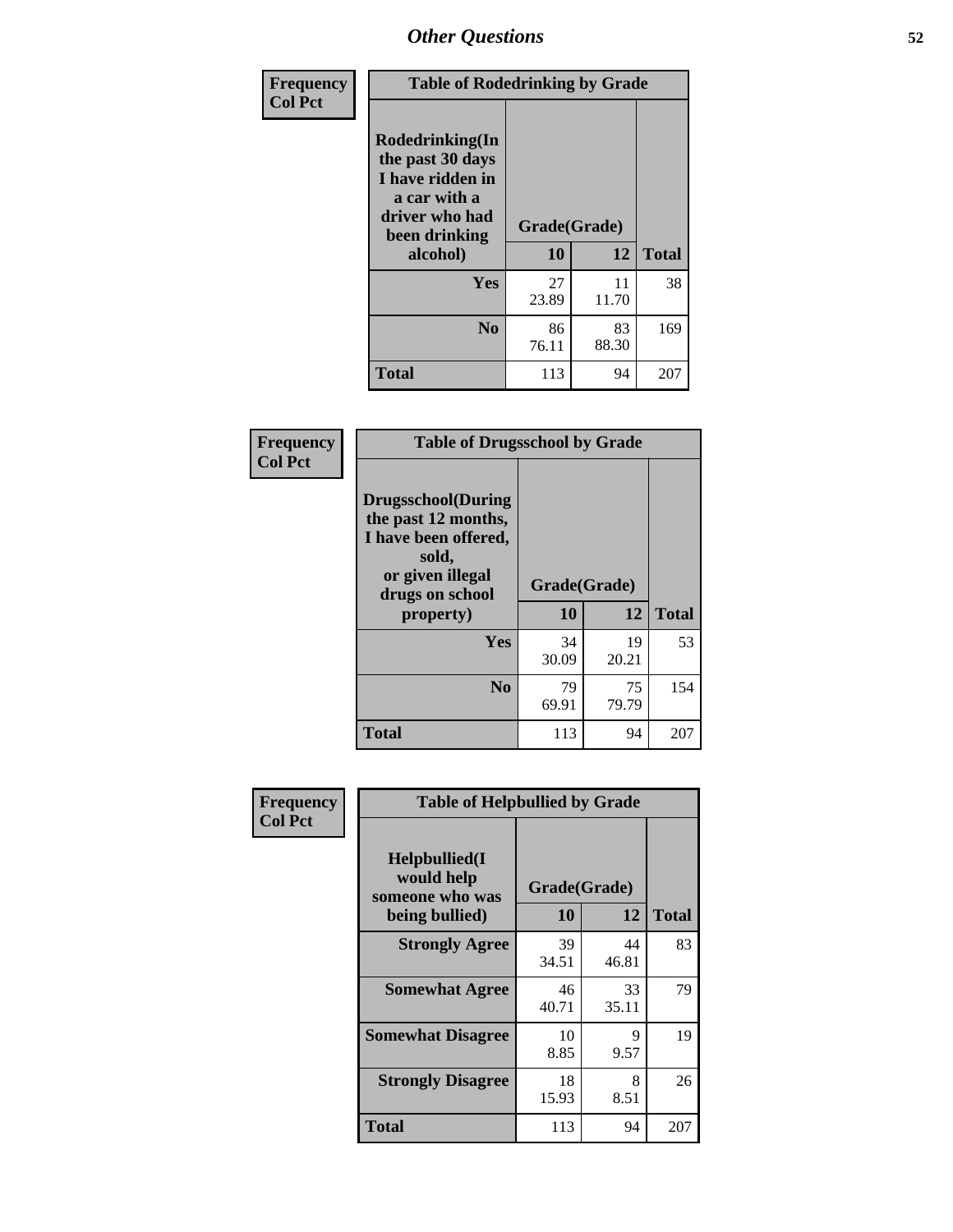## Other Questions

**Frequency**
**Col Pct**

| Table of Rodedrinking by Grade | | | |
|---|---|---|---|
| **Rodedrinking(In the past 30 days I have ridden in a car with a driver who had been drinking alcohol)** | **Grade(Grade)** | | |
| | **10** | **12** | **Total** |
| **Yes** | 27<br>23.89 | 11<br>11.70 | 38 |
| **No** | 86<br>76.11 | 83<br>88.30 | 169 |
| **Total** | 113 | 94 | 207 |

**Frequency**
**Col Pct**

| Table of Drugsschool by Grade | | | |
|---|---|---|---|
| **Drugsschool(During the past 12 months, I have been offered, sold, or given illegal drugs on school property)** | **Grade(Grade)** | | |
| | **10** | **12** | **Total** |
| **Yes** | 34<br>30.09 | 19<br>20.21 | 53 |
| **No** | 79<br>69.91 | 75<br>79.79 | 154 |
| **Total** | 113 | 94 | 207 |

**Frequency**
**Col Pct**

| Table of Helpbullied by Grade | | | |
|---|---|---|---|
| **Helpbullied(I would help someone who was being bullied)** | **Grade(Grade)** | | |
| | **10** | **12** | **Total** |
| **Strongly Agree** | 39<br>34.51 | 44<br>46.81 | 83 |
| **Somewhat Agree** | 46<br>40.71 | 33<br>35.11 | 79 |
| **Somewhat Disagree** | 10<br>8.85 | 9<br>9.57 | 19 |
| **Strongly Disagree** | 18<br>15.93 | 8<br>8.51 | 26 |
| **Total** | 113 | 94 | 207 |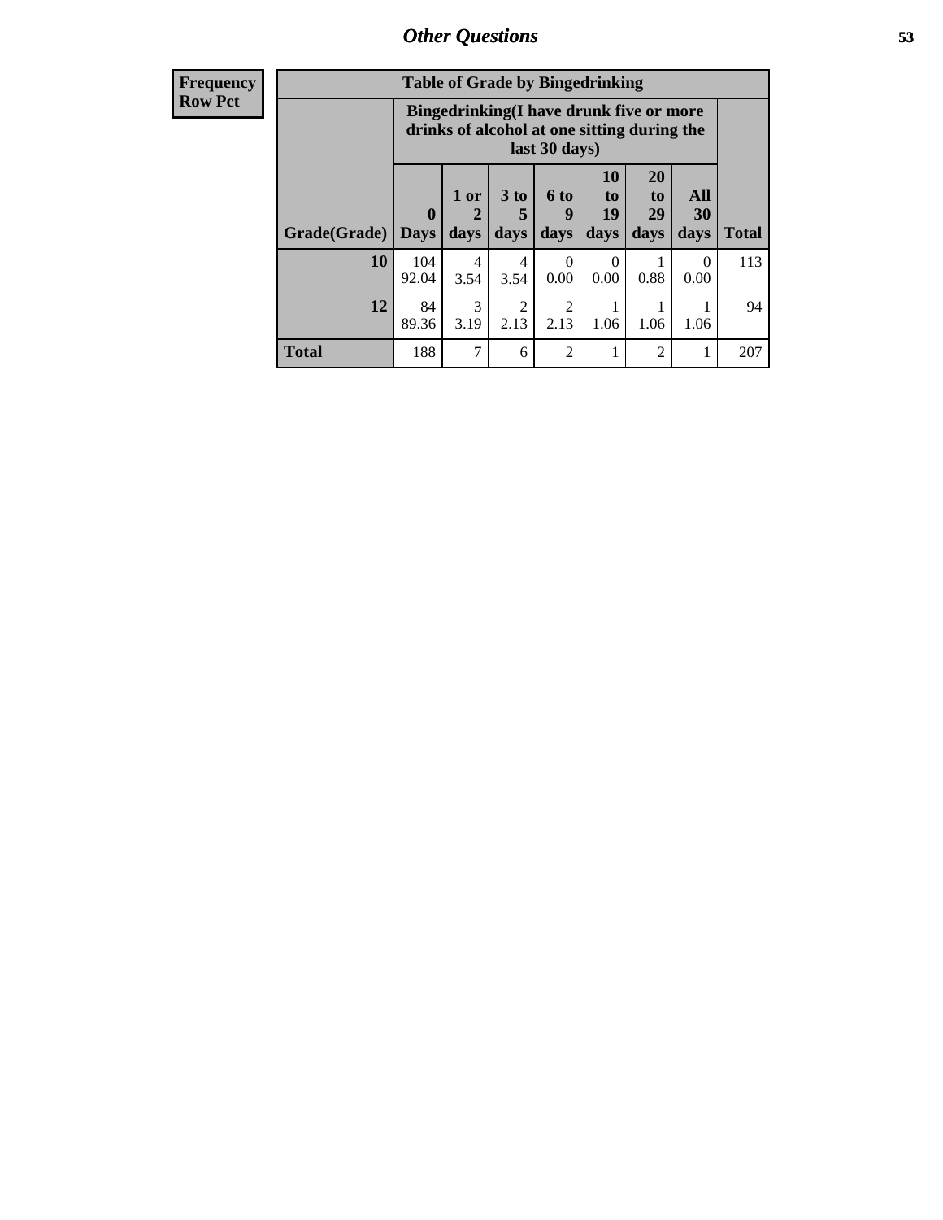**Frequency**
**Row Pct**

| Table of Grade by Bingedrinking | | | | | | | | |
|---|---|---|---|---|---|---|---|---|
| | Bingedrinking(I have drunk five or more drinks of alcohol at one sitting during the last 30 days) | | | | | | | |
| Grade(Grade) | 0 Days | 1 or 2 days | 3 to 5 days | 6 to 9 days | 10 to 19 days | 20 to 29 days | All 30 days | Total |
| **10** | 104<br>92.04 | 4<br>3.54 | 4<br>3.54 | 0<br>0.00 | 0<br>0.00 | 1<br>0.88 | 0<br>0.00 | 113 |
| **12** | 84<br>89.36 | 3<br>3.19 | 2<br>2.13 | 2<br>2.13 | 1<br>1.06 | 1<br>1.06 | 1<br>1.06 | 94 |
| **Total** | 188 | 7 | 6 | 2 | 1 | 2 | 1 | 207 |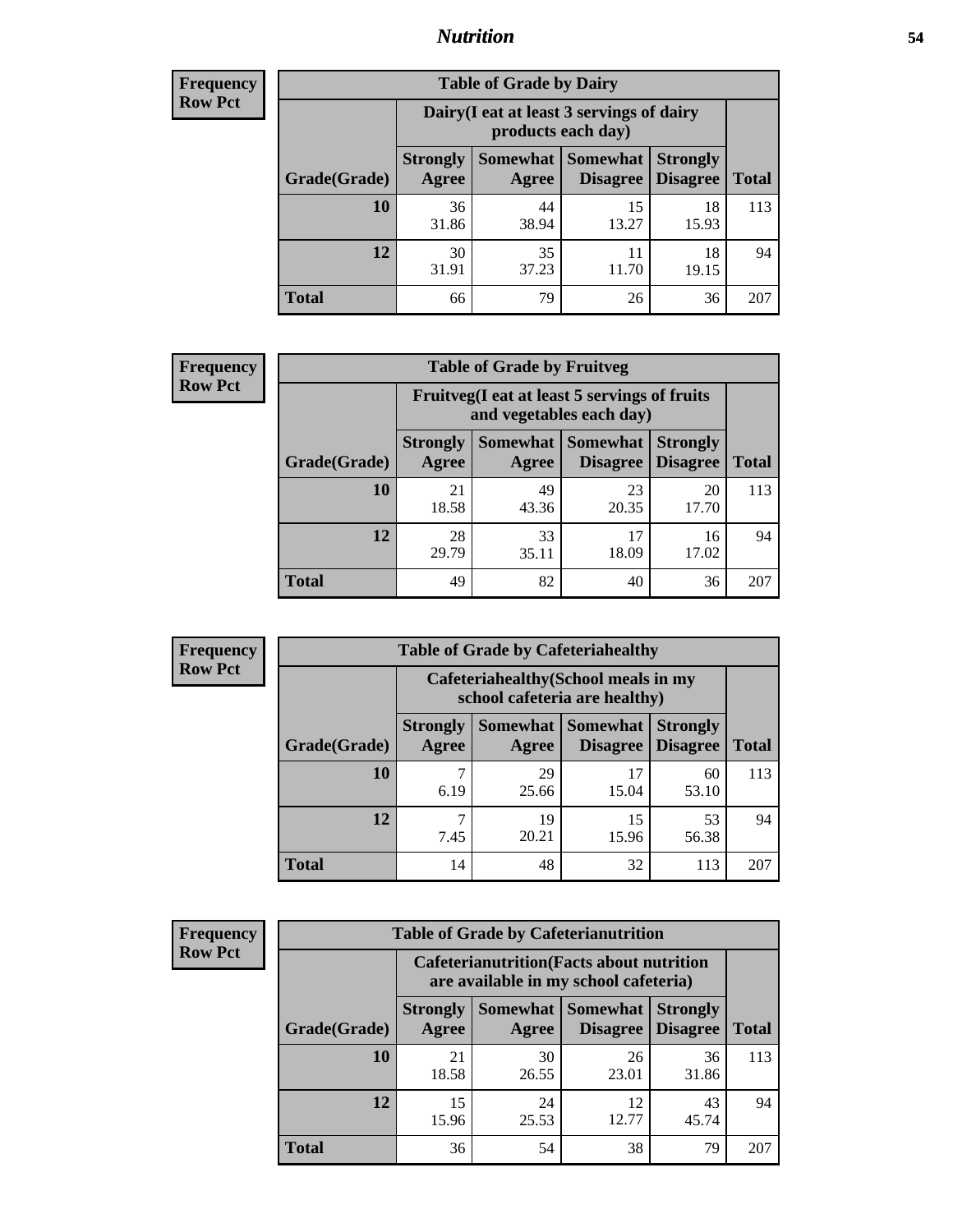# Nutrition

**Frequency**
**Row Pct**

| Table of Grade by Dairy | | | | | |
|---|---|---|---|---|---|
| | Dairy(I eat at least 3 servings of dairy products each day) | | | | |
| Grade(Grade) | Strongly Agree | Somewhat Agree | Somewhat Disagree | Strongly Disagree | Total |
| 10 | 36<br>31.86 | 44<br>38.94 | 15<br>13.27 | 18<br>15.93 | 113 |
| 12 | 30<br>31.91 | 35<br>37.23 | 11<br>11.70 | 18<br>19.15 | 94 |
| Total | 66 | 79 | 26 | 36 | 207 |

**Frequency**
**Row Pct**

| Table of Grade by Fruitveg | | | | | |
|---|---|---|---|---|---|
| | Fruitveg(I eat at least 5 servings of fruits and vegetables each day) | | | | |
| Grade(Grade) | Strongly Agree | Somewhat Agree | Somewhat Disagree | Strongly Disagree | Total |
| 10 | 21<br>18.58 | 49<br>43.36 | 23<br>20.35 | 20<br>17.70 | 113 |
| 12 | 28<br>29.79 | 33<br>35.11 | 17<br>18.09 | 16<br>17.02 | 94 |
| Total | 49 | 82 | 40 | 36 | 207 |

**Frequency**
**Row Pct**

| Table of Grade by Cafeteriahealthy | | | | | |
|---|---|---|---|---|---|
| | Cafeteriahealthy(School meals in my school cafeteria are healthy) | | | | |
| Grade(Grade) | Strongly Agree | Somewhat Agree | Somewhat Disagree | Strongly Disagree | Total |
| 10 | 7<br>6.19 | 29<br>25.66 | 17<br>15.04 | 60<br>53.10 | 113 |
| 12 | 7<br>7.45 | 19<br>20.21 | 15<br>15.96 | 53<br>56.38 | 94 |
| Total | 14 | 48 | 32 | 113 | 207 |

**Frequency**
**Row Pct**

| Table of Grade by Cafeterianutrition | | | | | |
|---|---|---|---|---|---|
| | Cafeterianutrition(Facts about nutrition are available in my school cafeteria) | | | | |
| Grade(Grade) | Strongly Agree | Somewhat Agree | Somewhat Disagree | Strongly Disagree | Total |
| 10 | 21<br>18.58 | 30<br>26.55 | 26<br>23.01 | 36<br>31.86 | 113 |
| 12 | 15<br>15.96 | 24<br>25.53 | 12<br>12.77 | 43<br>45.74 | 94 |
| Total | 36 | 54 | 38 | 79 | 207 |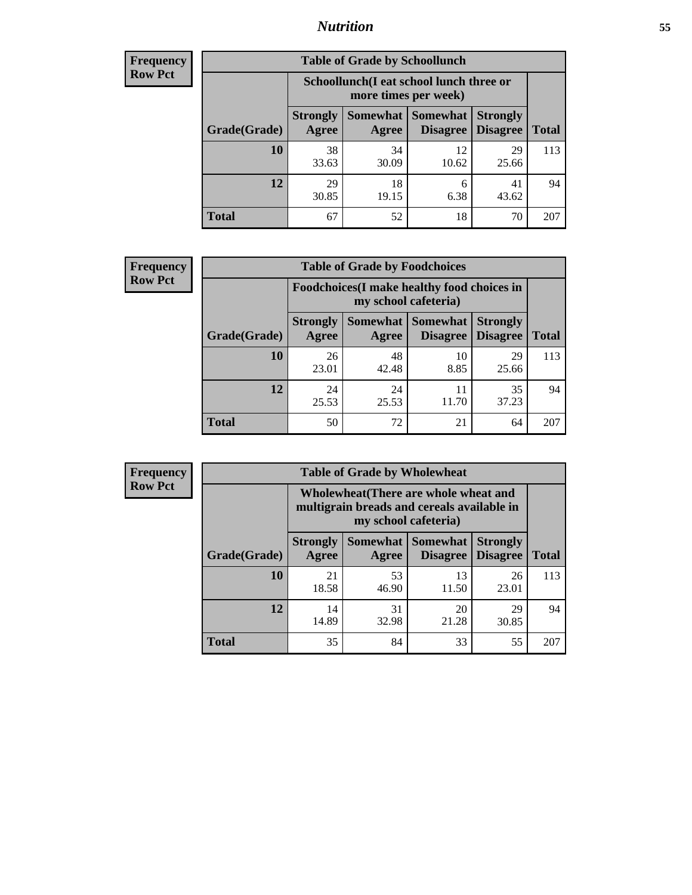## Nutrition

**Frequency**
**Row Pct**

| Table of Grade by Schoollunch | | | | | |
|---|---|---|---|---|---|
| | Schoollunch(I eat school lunch three or more times per week) | | | | |
| Grade(Grade) | Strongly Agree | Somewhat Agree | Somewhat Disagree | Strongly Disagree | Total |
| 10 | 38<br>33.63 | 34<br>30.09 | 12<br>10.62 | 29<br>25.66 | 113 |
| 12 | 29<br>30.85 | 18<br>19.15 | 6<br>6.38 | 41<br>43.62 | 94 |
| Total | 67 | 52 | 18 | 70 | 207 |

**Frequency**
**Row Pct**

| Table of Grade by Foodchoices | | | | | |
|---|---|---|---|---|---|
| | Foodchoices(I make healthy food choices in my school cafeteria) | | | | |
| Grade(Grade) | Strongly Agree | Somewhat Agree | Somewhat Disagree | Strongly Disagree | Total |
| 10 | 26<br>23.01 | 48<br>42.48 | 10<br>8.85 | 29<br>25.66 | 113 |
| 12 | 24<br>25.53 | 24<br>25.53 | 11<br>11.70 | 35<br>37.23 | 94 |
| Total | 50 | 72 | 21 | 64 | 207 |

**Frequency**
**Row Pct**

| Table of Grade by Wholewheat | | | | | |
|---|---|---|---|---|---|
| | Wholewheat(There are whole wheat and multigrain breads and cereals available in my school cafeteria) | | | | |
| Grade(Grade) | Strongly Agree | Somewhat Agree | Somewhat Disagree | Strongly Disagree | Total |
| 10 | 21<br>18.58 | 53<br>46.90 | 13<br>11.50 | 26<br>23.01 | 113 |
| 12 | 14<br>14.89 | 31<br>32.98 | 20<br>21.28 | 29<br>30.85 | 94 |
| Total | 35 | 84 | 33 | 55 | 207 |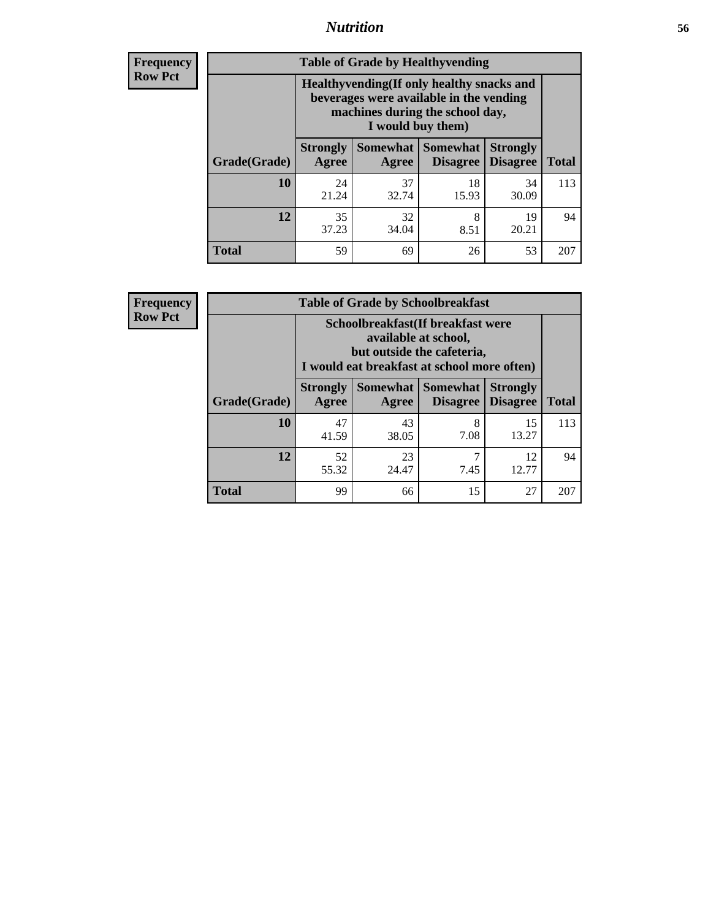| Frequency Row Pct |
| --- |

**Table of Grade by Healthyvending**

| Grade(Grade) | Healthyvending(If only healthy snacks and beverages were available in the vending machines during the school day, I would buy them) | | | | Total |
| --- | --- | --- | --- | --- | --- |
| | Strongly Agree | Somewhat Agree | Somewhat Disagree | Strongly Disagree | |
| 10 | 24<br>21.24 | 37<br>32.74 | 18<br>15.93 | 34<br>30.09 | 113 |
| 12 | 35<br>37.23 | 32<br>34.04 | 8<br>8.51 | 19<br>20.21 | 94 |
| Total | 59 | 69 | 26 | 53 | 207 |

| Frequency Row Pct |
| --- |

**Table of Grade by Schoolbreakfast**

| Grade(Grade) | Schoolbreakfast(If breakfast were available at school, but outside the cafeteria, I would eat breakfast at school more often) | | | | Total |
| --- | --- | --- | --- | --- | --- |
| | Strongly Agree | Somewhat Agree | Somewhat Disagree | Strongly Disagree | |
| 10 | 47<br>41.59 | 43<br>38.05 | 8<br>7.08 | 15<br>13.27 | 113 |
| 12 | 52<br>55.32 | 23<br>24.47 | 7<br>7.45 | 12<br>12.77 | 94 |
| Total | 99 | 66 | 15 | 27 | 207 |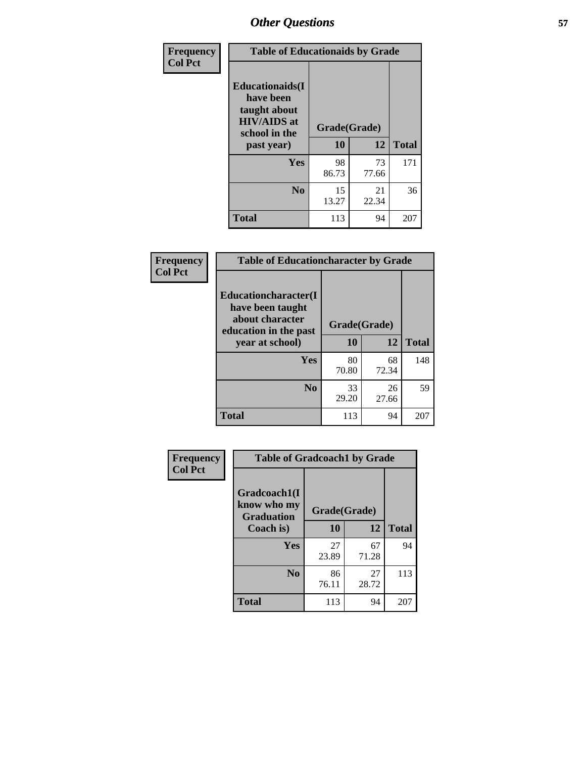## Other Questions

**Frequency / Col Pct**

| Table of Educationaids by Grade | | | |
|---|---|---|---|
| **Educationaids(I have been taught about HIV/AIDS at school in the past year)** | **Grade(Grade)** | | |
| | **10** | **12** | **Total** |
| **Yes** | 98<br>86.73 | 73<br>77.66 | 171 |
| **No** | 15<br>13.27 | 21<br>22.34 | 36 |
| **Total** | 113 | 94 | 207 |

**Frequency / Col Pct**

| Table of Educationcharacter by Grade | | | |
|---|---|---|---|
| **Educationcharacter(I have been taught about character education in the past year at school)** | **Grade(Grade)** | | |
| | **10** | **12** | **Total** |
| **Yes** | 80<br>70.80 | 68<br>72.34 | 148 |
| **No** | 33<br>29.20 | 26<br>27.66 | 59 |
| **Total** | 113 | 94 | 207 |

**Frequency / Col Pct**

| Table of Gradcoach1 by Grade | | | |
|---|---|---|---|
| **Gradcoach1(I know who my Graduation Coach is)** | **Grade(Grade)** | | |
| | **10** | **12** | **Total** |
| **Yes** | 27<br>23.89 | 67<br>71.28 | 94 |
| **No** | 86<br>76.11 | 27<br>28.72 | 113 |
| **Total** | 113 | 94 | 207 |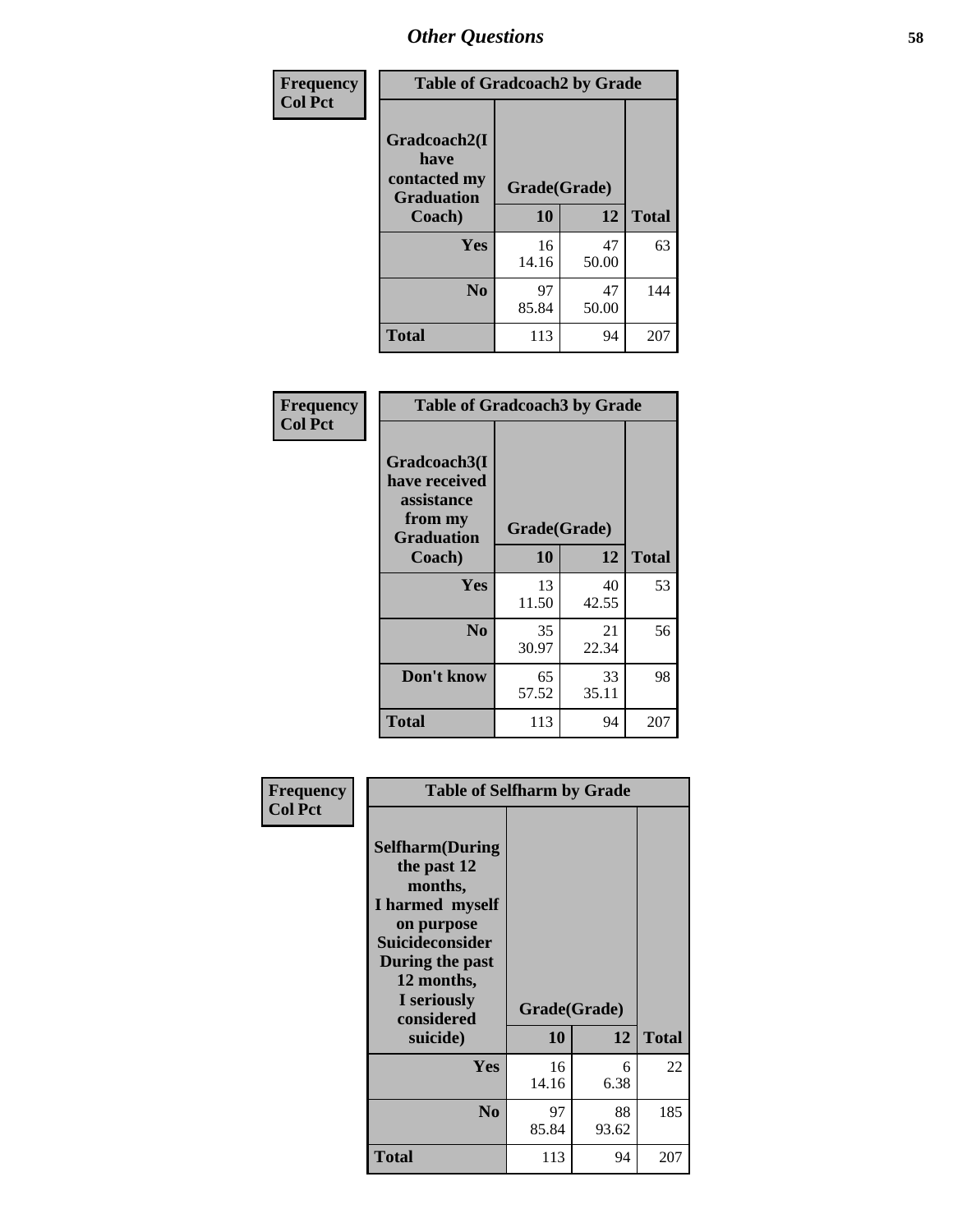Frequency
Col Pct

| Table of Gradcoach2 by Grade | | | |
|---|---|---|---|
| Gradcoach2(I have contacted my Graduation Coach) | Grade(Grade) | | |
| | 10 | 12 | Total |
| Yes | 16<br>14.16 | 47<br>50.00 | 63 |
| No | 97<br>85.84 | 47<br>50.00 | 144 |
| Total | 113 | 94 | 207 |

Frequency
Col Pct

| Table of Gradcoach3 by Grade | | | |
|---|---|---|---|
| Gradcoach3(I have received assistance from my Graduation Coach) | Grade(Grade) | | |
| | 10 | 12 | Total |
| Yes | 13<br>11.50 | 40<br>42.55 | 53 |
| No | 35<br>30.97 | 21<br>22.34 | 56 |
| Don't know | 65<br>57.52 | 33<br>35.11 | 98 |
| Total | 113 | 94 | 207 |

Frequency
Col Pct

| Table of Selfharm by Grade | | | |
|---|---|---|---|
| Selfharm(During the past 12 months, I harmed myself on purpose Suicideconsider During the past 12 months, I seriously considered suicide) | Grade(Grade) | | |
| | 10 | 12 | Total |
| Yes | 16<br>14.16 | 6<br>6.38 | 22 |
| No | 97<br>85.84 | 88<br>93.62 | 185 |
| Total | 113 | 94 | 207 |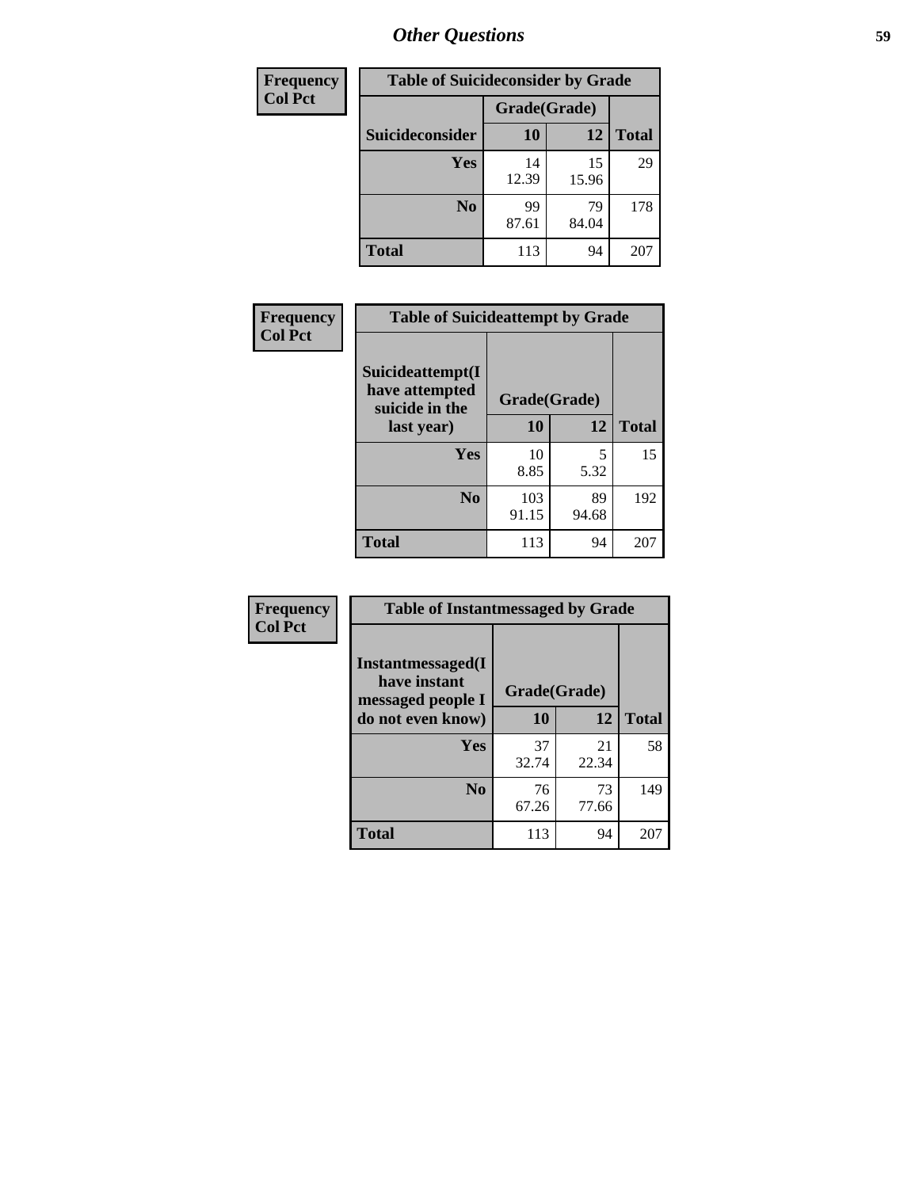# Other Questions

| Frequency<br>Col Pct | | | |
|---|---|---|---|

**Table of Suicideconsider by Grade**

| Suicideconsider | Grade(Grade) 10 | 12 | Total |
|---|---|---|---|
| Yes | 14<br>12.39 | 15<br>15.96 | 29 |
| No | 99<br>87.61 | 79<br>84.04 | 178 |
| Total | 113 | 94 | 207 |

| Frequency<br>Col Pct |
|---|

**Table of Suicideattempt by Grade**

| Suicideattempt(I have attempted suicide in the last year) | Grade(Grade) 10 | 12 | Total |
|---|---|---|---|
| Yes | 10<br>8.85 | 5<br>5.32 | 15 |
| No | 103<br>91.15 | 89<br>94.68 | 192 |
| Total | 113 | 94 | 207 |

| Frequency<br>Col Pct |
|---|

**Table of Instantmessaged by Grade**

| Instantmessaged(I have instant messaged people I do not even know) | Grade(Grade) 10 | 12 | Total |
|---|---|---|---|
| Yes | 37<br>32.74 | 21<br>22.34 | 58 |
| No | 76<br>67.26 | 73<br>77.66 | 149 |
| Total | 113 | 94 | 207 |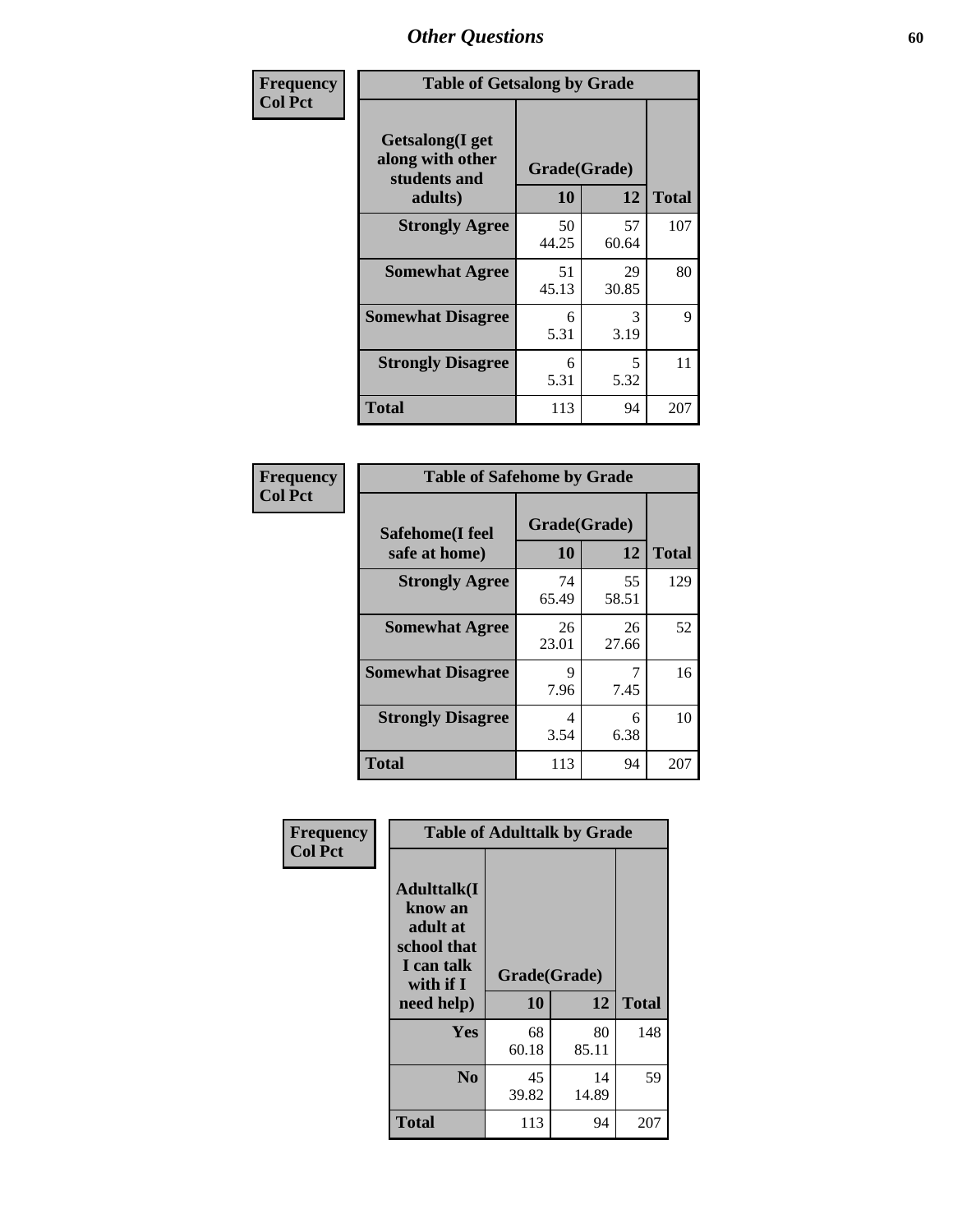# Other Questions

**Frequency**
**Col Pct**

| Getsalong(I get along with other students and adults) | Grade(Grade) | | Total |
|---|---|---|---|
| | 10 | 12 | |
| **Strongly Agree** | 50<br>44.25 | 57<br>60.64 | 107 |
| **Somewhat Agree** | 51<br>45.13 | 29<br>30.85 | 80 |
| **Somewhat Disagree** | 6<br>5.31 | 3<br>3.19 | 9 |
| **Strongly Disagree** | 6<br>5.31 | 5<br>5.32 | 11 |
| **Total** | 113 | 94 | 207 |

Table of Getsalong by Grade

**Frequency**
**Col Pct**

| Safehome(I feel safe at home) | Grade(Grade) | | Total |
|---|---|---|---|
| | 10 | 12 | |
| **Strongly Agree** | 74<br>65.49 | 55<br>58.51 | 129 |
| **Somewhat Agree** | 26<br>23.01 | 26<br>27.66 | 52 |
| **Somewhat Disagree** | 9<br>7.96 | 7<br>7.45 | 16 |
| **Strongly Disagree** | 4<br>3.54 | 6<br>6.38 | 10 |
| **Total** | 113 | 94 | 207 |

Table of Safehome by Grade

**Frequency**
**Col Pct**

| Adulttalk(I know an adult at school that I can talk with if I need help) | Grade(Grade) | | Total |
|---|---|---|---|
| | 10 | 12 | |
| **Yes** | 68<br>60.18 | 80<br>85.11 | 148 |
| **No** | 45<br>39.82 | 14<br>14.89 | 59 |
| **Total** | 113 | 94 | 207 |

Table of Adulttalk by Grade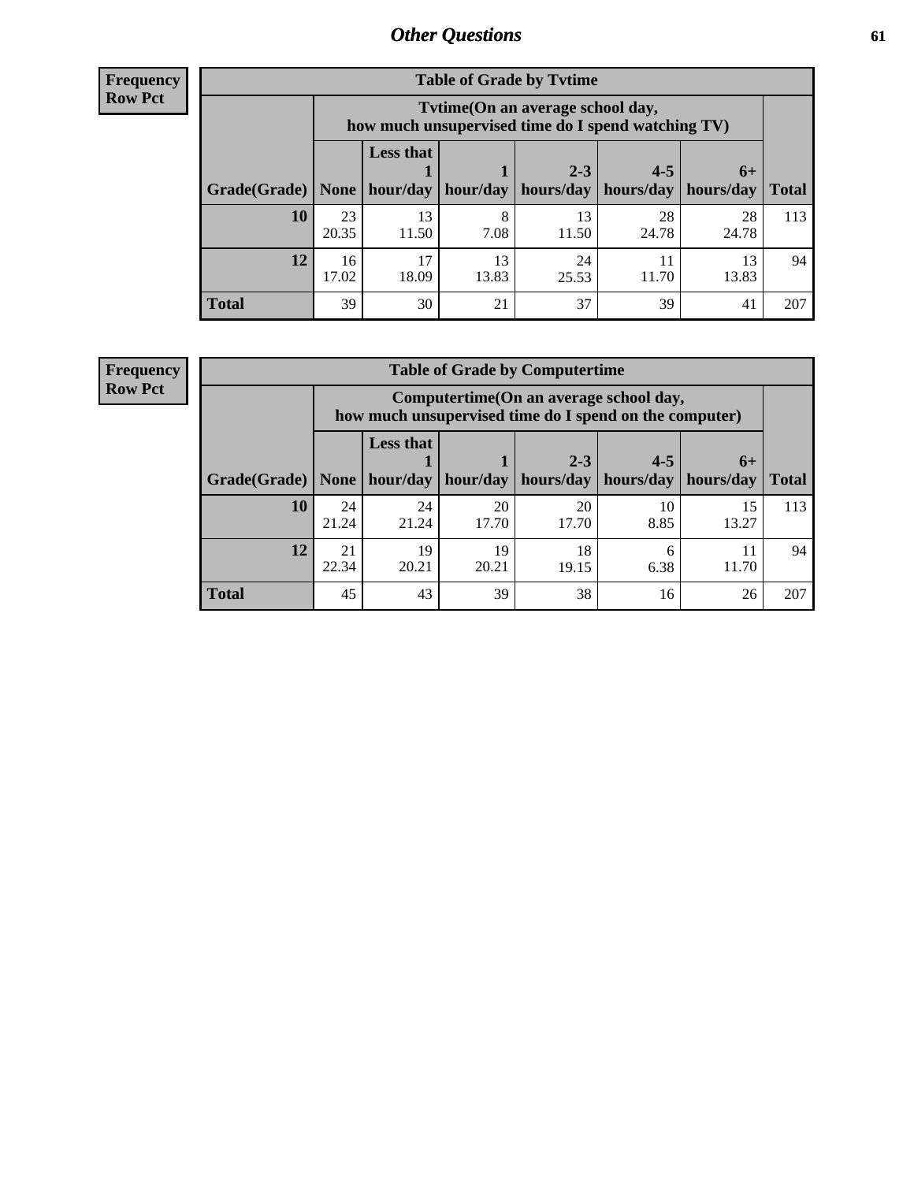## Other Questions

**Frequency**
**Row Pct**

| Table of Grade by Tvtime | | | | | | | |
|---|---|---|---|---|---|---|---|
| | Tvtime(On an average school day, how much unsupervised time do I spend watching TV) | | | | | | |
| Grade(Grade) | None | Less that 1 hour/day | 1 hour/day | 2-3 hours/day | 4-5 hours/day | 6+ hours/day | Total |
| **10** | 23<br>20.35 | 13<br>11.50 | 8<br>7.08 | 13<br>11.50 | 28<br>24.78 | 28<br>24.78 | 113 |
| **12** | 16<br>17.02 | 17<br>18.09 | 13<br>13.83 | 24<br>25.53 | 11<br>11.70 | 13<br>13.83 | 94 |
| **Total** | 39 | 30 | 21 | 37 | 39 | 41 | 207 |

**Frequency**
**Row Pct**

| Table of Grade by Computertime | | | | | | | |
|---|---|---|---|---|---|---|---|
| | Computertime(On an average school day, how much unsupervised time do I spend on the computer) | | | | | | |
| Grade(Grade) | None | Less that 1 hour/day | 1 hour/day | 2-3 hours/day | 4-5 hours/day | 6+ hours/day | Total |
| **10** | 24<br>21.24 | 24<br>21.24 | 20<br>17.70 | 20<br>17.70 | 10<br>8.85 | 15<br>13.27 | 113 |
| **12** | 21<br>22.34 | 19<br>20.21 | 19<br>20.21 | 18<br>19.15 | 6<br>6.38 | 11<br>11.70 | 94 |
| **Total** | 45 | 43 | 39 | 38 | 16 | 26 | 207 |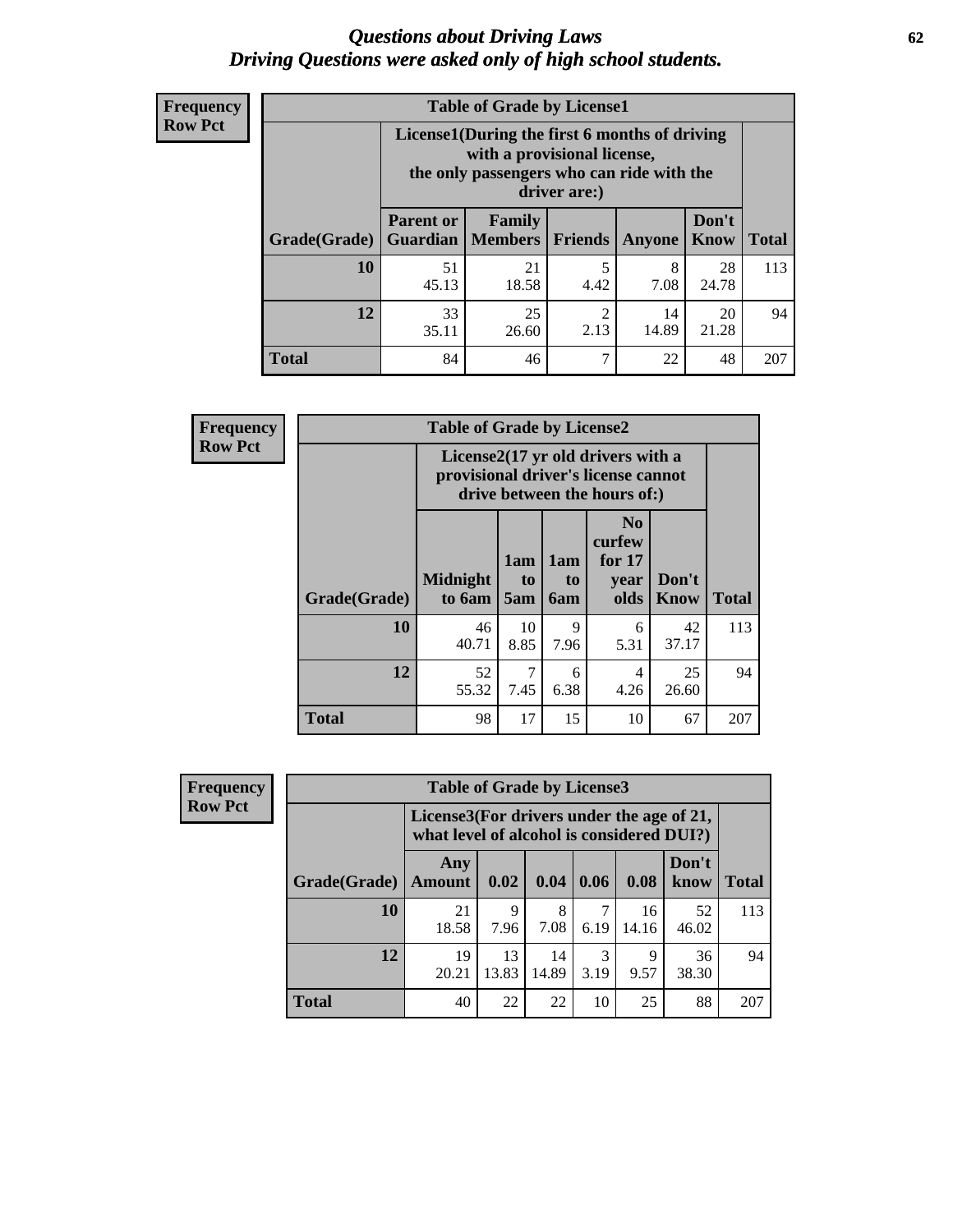# *Questions about Driving Laws*
# *Driving Questions were asked only of high school students.*

**Frequency**
**Row Pct**

| Table of Grade by License1 | | | | | | |
|---|---|---|---|---|---|---|
| | License1(During the first 6 months of driving with a provisional license, the only passengers who can ride with the driver are:) | | | | | |
| Grade(Grade) | Parent or Guardian | Family Members | Friends | Anyone | Don't Know | Total |
| 10 | 51<br>45.13 | 21<br>18.58 | 5<br>4.42 | 8<br>7.08 | 28<br>24.78 | 113 |
| 12 | 33<br>35.11 | 25<br>26.60 | 2<br>2.13 | 14<br>14.89 | 20<br>21.28 | 94 |
| Total | 84 | 46 | 7 | 22 | 48 | 207 |

**Frequency**
**Row Pct**

| Table of Grade by License2 | | | | | | |
|---|---|---|---|---|---|---|
| | License2(17 yr old drivers with a provisional driver's license cannot drive between the hours of:) | | | | | |
| Grade(Grade) | Midnight to 6am | 1am to 5am | 1am to 6am | No curfew for 17 year olds | Don't Know | Total |
| 10 | 46<br>40.71 | 10<br>8.85 | 9<br>7.96 | 6<br>5.31 | 42<br>37.17 | 113 |
| 12 | 52<br>55.32 | 7<br>7.45 | 6<br>6.38 | 4<br>4.26 | 25<br>26.60 | 94 |
| Total | 98 | 17 | 15 | 10 | 67 | 207 |

**Frequency**
**Row Pct**

| Table of Grade by License3 | | | | | | | |
|---|---|---|---|---|---|---|---|
| | License3(For drivers under the age of 21, what level of alcohol is considered DUI?) | | | | | | |
| Grade(Grade) | Any Amount | 0.02 | 0.04 | 0.06 | 0.08 | Don't know | Total |
| 10 | 21<br>18.58 | 9<br>7.96 | 8<br>7.08 | 7<br>6.19 | 16<br>14.16 | 52<br>46.02 | 113 |
| 12 | 19<br>20.21 | 13<br>13.83 | 14<br>14.89 | 3<br>3.19 | 9<br>9.57 | 36<br>38.30 | 94 |
| Total | 40 | 22 | 22 | 10 | 25 | 88 | 207 |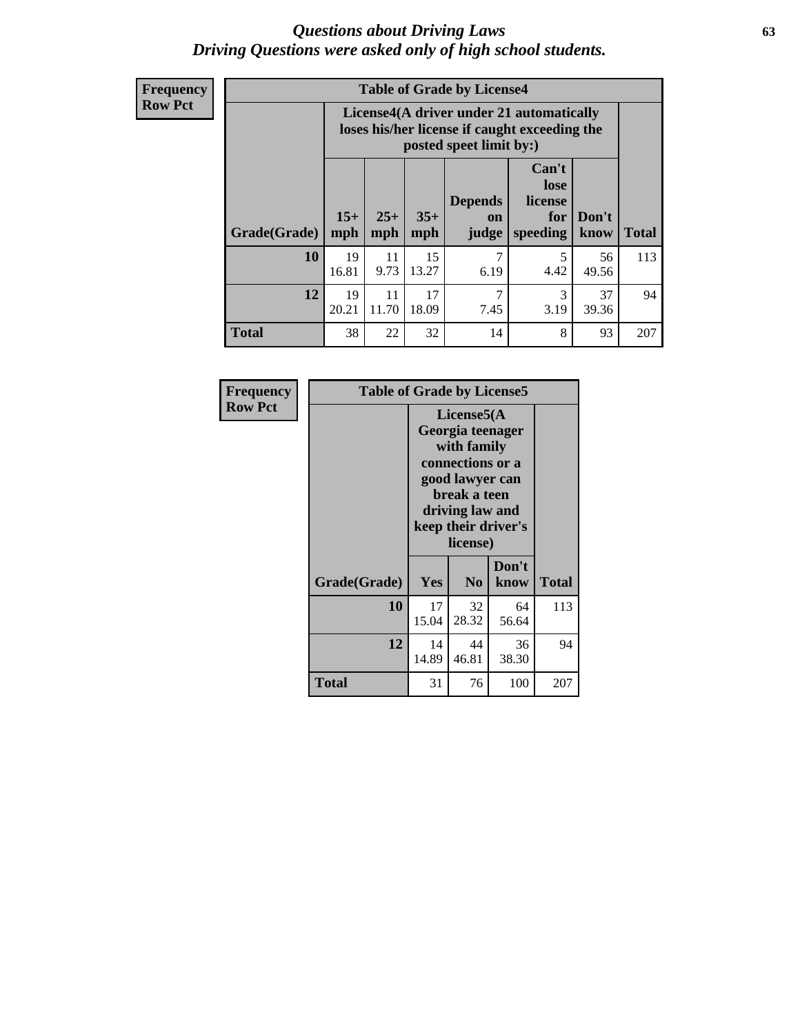# *Questions about Driving Laws*
# *Driving Questions were asked only of high school students.*

**Frequency**
**Row Pct**

**Table of Grade by License4**

| Grade(Grade) | License4(A driver under 21 automatically loses his/her license if caught exceeding the posted speet limit by:) | | | | | | Total |
|---|---|---|---|---|---|---|---|
| | 15+ mph | 25+ mph | 35+ mph | Depends on judge | Can't lose license for speeding | Don't know | |
| **10** | 19<br>16.81 | 11<br>9.73 | 15<br>13.27 | 7<br>6.19 | 5<br>4.42 | 56<br>49.56 | 113 |
| **12** | 19<br>20.21 | 11<br>11.70 | 17<br>18.09 | 7<br>7.45 | 3<br>3.19 | 37<br>39.36 | 94 |
| **Total** | 38 | 22 | 32 | 14 | 8 | 93 | 207 |

**Frequency**
**Row Pct**

**Table of Grade by License5**

| Grade(Grade) | License5(A Georgia teenager with family connections or a good lawyer can break a teen driving law and keep their driver's license) | | | Total |
|---|---|---|---|---|
| | Yes | No | Don't know | |
| **10** | 17<br>15.04 | 32<br>28.32 | 64<br>56.64 | 113 |
| **12** | 14<br>14.89 | 44<br>46.81 | 36<br>38.30 | 94 |
| **Total** | 31 | 76 | 100 | 207 |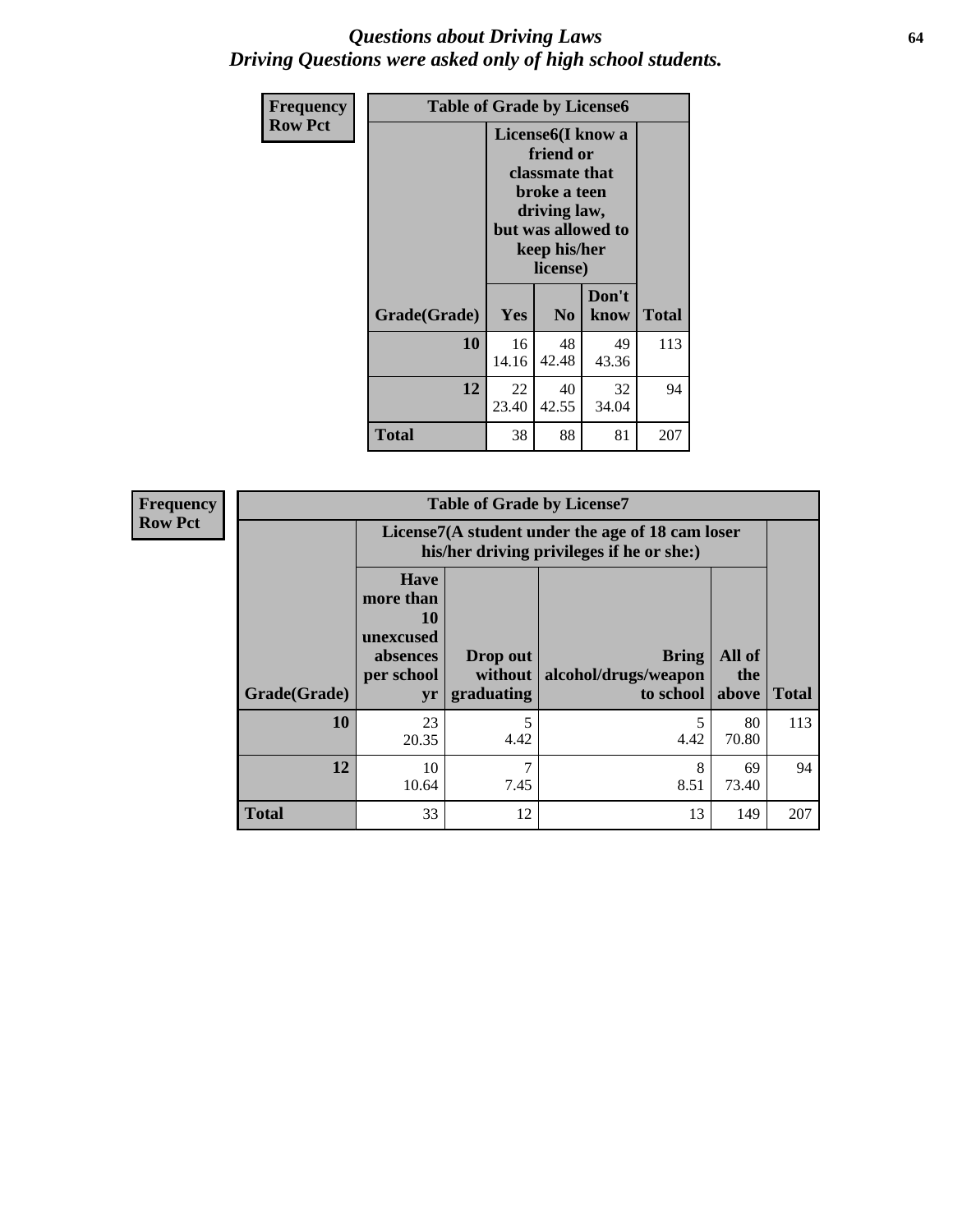## *Questions about Driving Laws*
## *Driving Questions were asked only of high school students.*

**Frequency**
**Row Pct**

**Table of Grade by License6**

| Grade(Grade) | License6(I know a friend or classmate that broke a teen driving law, but was allowed to keep his/her license) Yes | No | Don't know | Total |
|---|---|---|---|---|
| **10** | 16<br>14.16 | 48<br>42.48 | 49<br>43.36 | 113 |
| **12** | 22<br>23.40 | 40<br>42.55 | 32<br>34.04 | 94 |
| **Total** | 38 | 88 | 81 | 207 |

**Frequency**
**Row Pct**

**Table of Grade by License7**

| Grade(Grade) | License7(A student under the age of 18 cam loser his/her driving privileges if he or she:) Have more than 10 unexcused absences per school yr | Drop out without graduating | Bring alcohol/drugs/weapon to school | All of the above | Total |
|---|---|---|---|---|---|
| **10** | 23<br>20.35 | 5<br>4.42 | 5<br>4.42 | 80<br>70.80 | 113 |
| **12** | 10<br>10.64 | 7<br>7.45 | 8<br>8.51 | 69<br>73.40 | 94 |
| **Total** | 33 | 12 | 13 | 149 | 207 |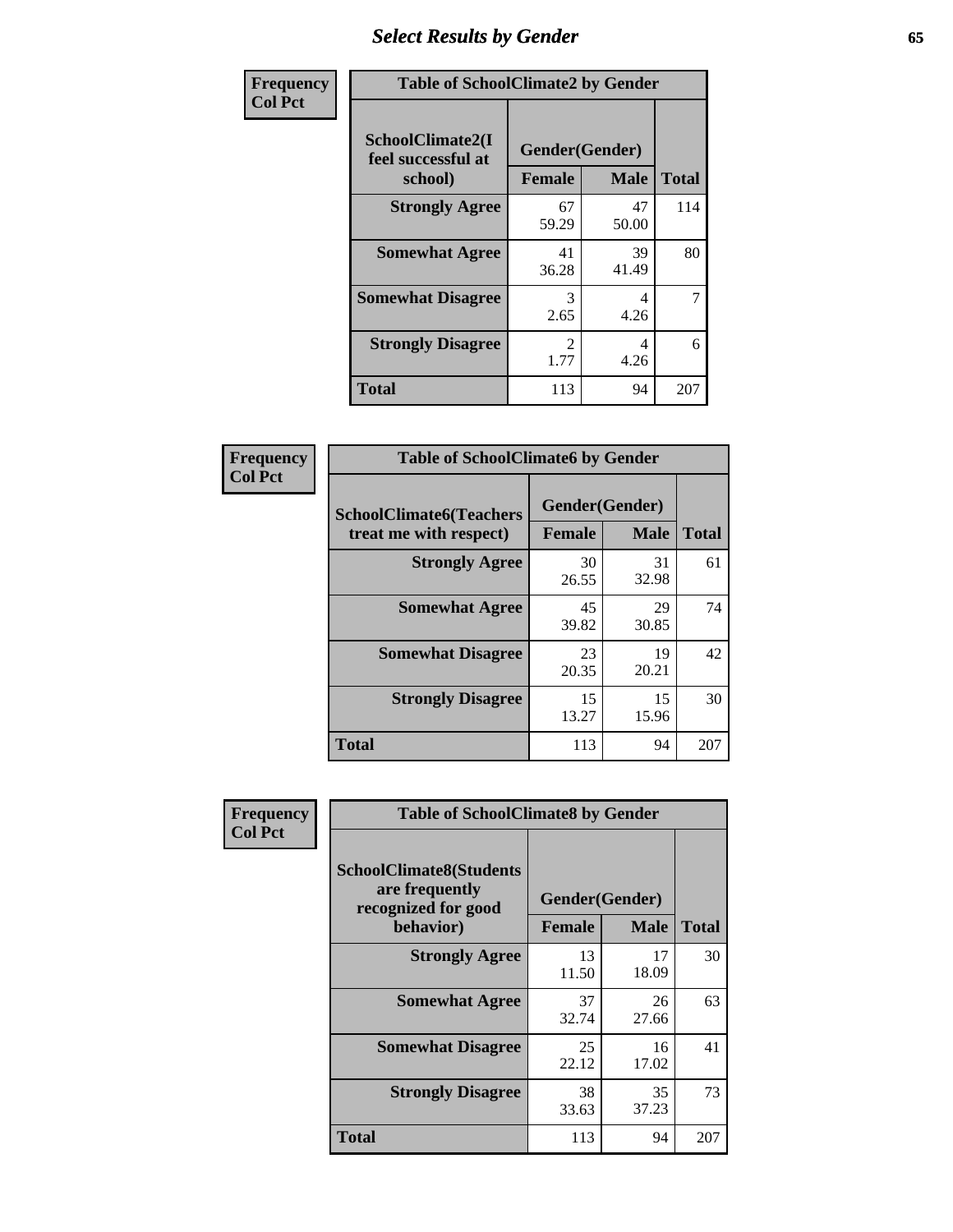## Select Results by Gender

Frequency
Col Pct

**Table of SchoolClimate2 by Gender**

| SchoolClimate2(I feel successful at school) | Gender(Gender) | | Total |
|---|---|---|---|
| | Female | Male | |
| Strongly Agree | 67<br>59.29 | 47<br>50.00 | 114 |
| Somewhat Agree | 41<br>36.28 | 39<br>41.49 | 80 |
| Somewhat Disagree | 3<br>2.65 | 4<br>4.26 | 7 |
| Strongly Disagree | 2<br>1.77 | 4<br>4.26 | 6 |
| Total | 113 | 94 | 207 |

Frequency
Col Pct

**Table of SchoolClimate6 by Gender**

| SchoolClimate6(Teachers treat me with respect) | Gender(Gender) | | Total |
|---|---|---|---|
| | Female | Male | |
| Strongly Agree | 30<br>26.55 | 31<br>32.98 | 61 |
| Somewhat Agree | 45<br>39.82 | 29<br>30.85 | 74 |
| Somewhat Disagree | 23<br>20.35 | 19<br>20.21 | 42 |
| Strongly Disagree | 15<br>13.27 | 15<br>15.96 | 30 |
| Total | 113 | 94 | 207 |

Frequency
Col Pct

**Table of SchoolClimate8 by Gender**

| SchoolClimate8(Students are frequently recognized for good behavior) | Gender(Gender) | | Total |
|---|---|---|---|
| | Female | Male | |
| Strongly Agree | 13<br>11.50 | 17<br>18.09 | 30 |
| Somewhat Agree | 37<br>32.74 | 26<br>27.66 | 63 |
| Somewhat Disagree | 25<br>22.12 | 16<br>17.02 | 41 |
| Strongly Disagree | 38<br>33.63 | 35<br>37.23 | 73 |
| Total | 113 | 94 | 207 |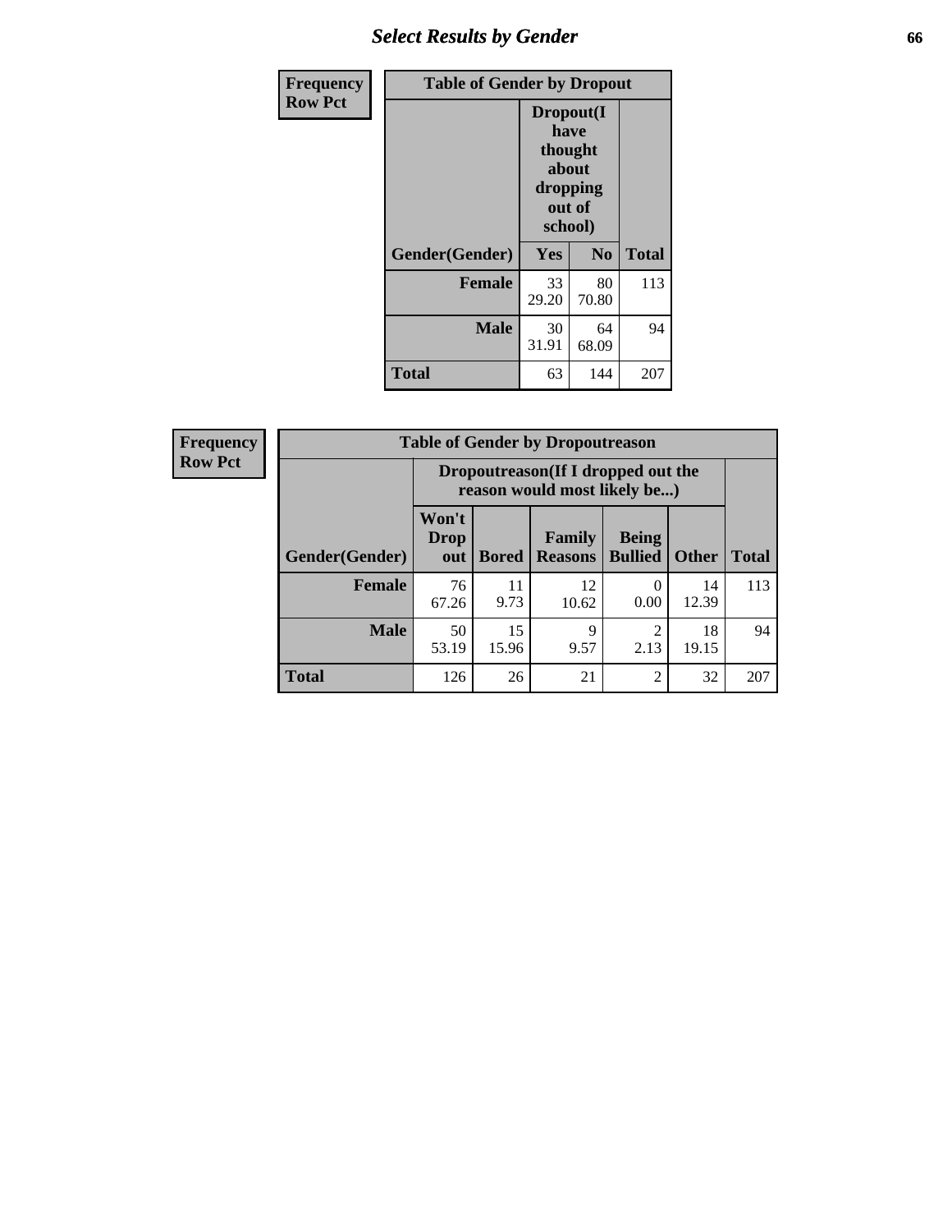# Select Results by Gender

**Frequency**
**Row Pct**

| Table of Gender by Dropout | | | |
|---|---|---|---|
| | Dropout(I have thought about dropping out of school) | | |
| Gender(Gender) | Yes | No | Total |
| **Female** | 33<br>29.20 | 80<br>70.80 | 113 |
| **Male** | 30<br>31.91 | 64<br>68.09 | 94 |
| **Total** | 63 | 144 | 207 |

**Frequency**
**Row Pct**

| Table of Gender by Dropoutreason | | | | | | |
|---|---|---|---|---|---|---|
| | Dropoutreason(If I dropped out the reason would most likely be...) | | | | | |
| Gender(Gender) | Won't Drop out | Bored | Family Reasons | Being Bullied | Other | Total |
| **Female** | 76<br>67.26 | 11<br>9.73 | 12<br>10.62 | 0<br>0.00 | 14<br>12.39 | 113 |
| **Male** | 50<br>53.19 | 15<br>15.96 | 9<br>9.57 | 2<br>2.13 | 18<br>19.15 | 94 |
| **Total** | 126 | 26 | 21 | 2 | 32 | 207 |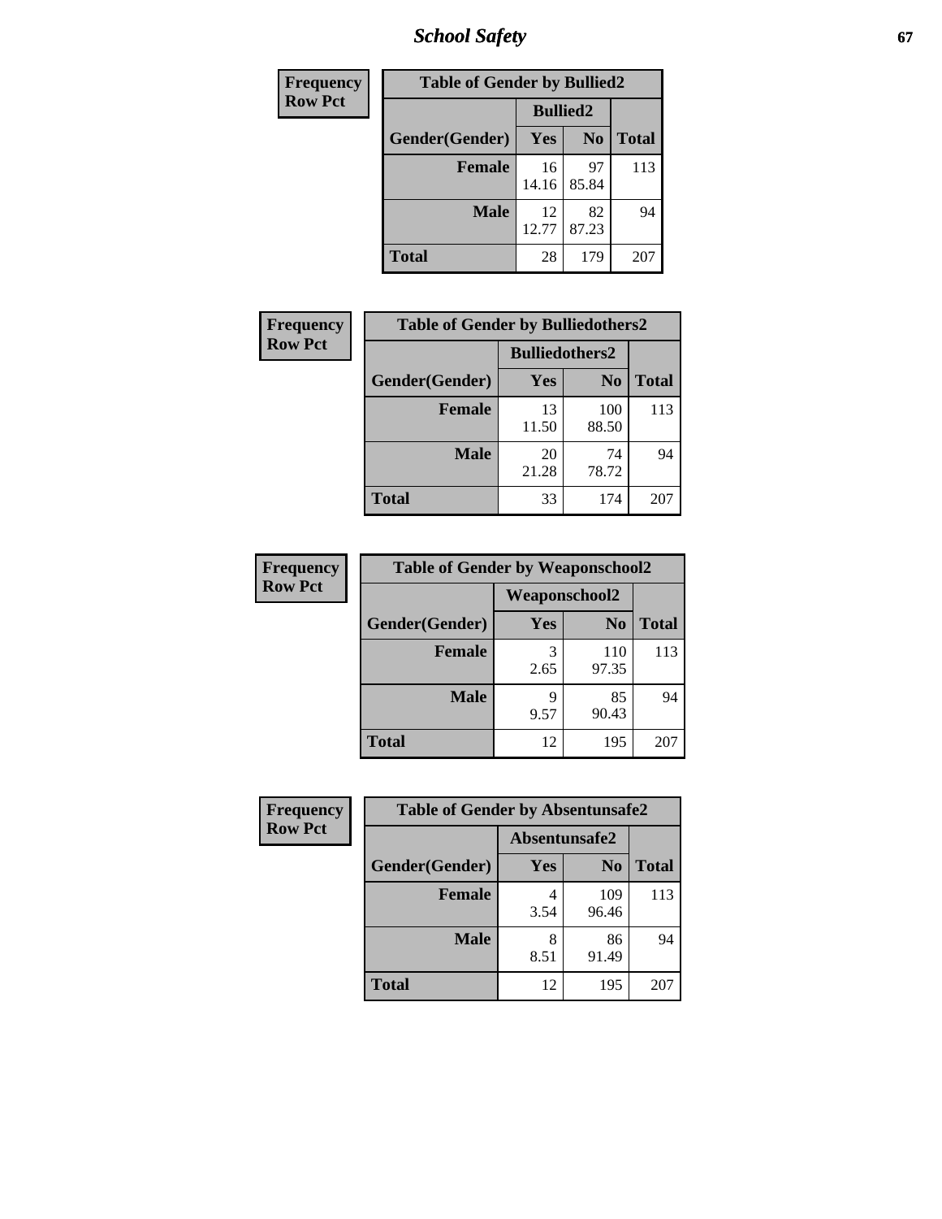| Frequency Row Pct | | | |
|---|---|---|---|

**Table of Gender by Bullied2**

| Gender(Gender) | Bullied2 Yes | Bullied2 No | Total |
|---|---|---|---|
| **Female** | 16<br>14.16 | 97<br>85.84 | 113 |
| **Male** | 12<br>12.77 | 82<br>87.23 | 94 |
| **Total** | 28 | 179 | 207 |

**Table of Gender by Bulliedothers2**

| Gender(Gender) | Bulliedothers2 Yes | Bulliedothers2 No | Total |
|---|---|---|---|
| **Female** | 13<br>11.50 | 100<br>88.50 | 113 |
| **Male** | 20<br>21.28 | 74<br>78.72 | 94 |
| **Total** | 33 | 174 | 207 |

**Table of Gender by Weaponschool2**

| Gender(Gender) | Weaponschool2 Yes | Weaponschool2 No | Total |
|---|---|---|---|
| **Female** | 3<br>2.65 | 110<br>97.35 | 113 |
| **Male** | 9<br>9.57 | 85<br>90.43 | 94 |
| **Total** | 12 | 195 | 207 |

**Table of Gender by Absentunsafe2**

| Gender(Gender) | Absentunsafe2 Yes | Absentunsafe2 No | Total |
|---|---|---|---|
| **Female** | 4<br>3.54 | 109<br>96.46 | 113 |
| **Male** | 8<br>8.51 | 86<br>91.49 | 94 |
| **Total** | 12 | 195 | 207 |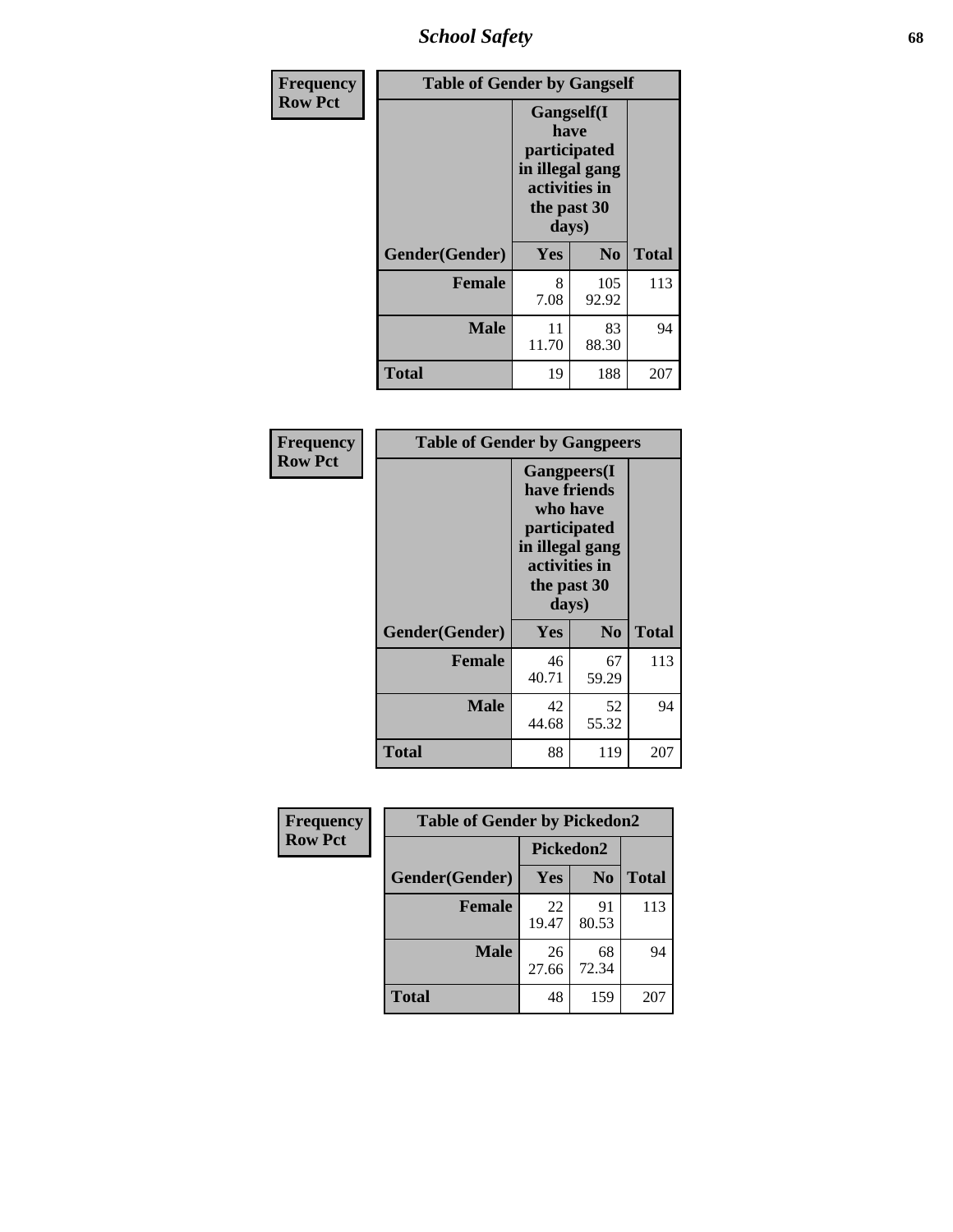| Frequency Row Pct | Table of Gender by Gangself | | |
|---|---|---|---|
| | Gangself(I have participated in illegal gang activities in the past 30 days) | | |
| Gender(Gender) | Yes | No | Total |
| Female | 8<br>7.08 | 105<br>92.92 | 113 |
| Male | 11<br>11.70 | 83<br>88.30 | 94 |
| Total | 19 | 188 | 207 |

| Frequency Row Pct | Table of Gender by Gangpeers | | |
|---|---|---|---|
| | Gangpeers(I have friends who have participated in illegal gang activities in the past 30 days) | | |
| Gender(Gender) | Yes | No | Total |
| Female | 46<br>40.71 | 67<br>59.29 | 113 |
| Male | 42<br>44.68 | 52<br>55.32 | 94 |
| Total | 88 | 119 | 207 |

| Frequency Row Pct | Table of Gender by Pickedon2 | | |
|---|---|---|---|
| | Pickedon2 | | |
| Gender(Gender) | Yes | No | Total |
| Female | 22<br>19.47 | 91<br>80.53 | 113 |
| Male | 26<br>27.66 | 68<br>72.34 | 94 |
| Total | 48 | 159 | 207 |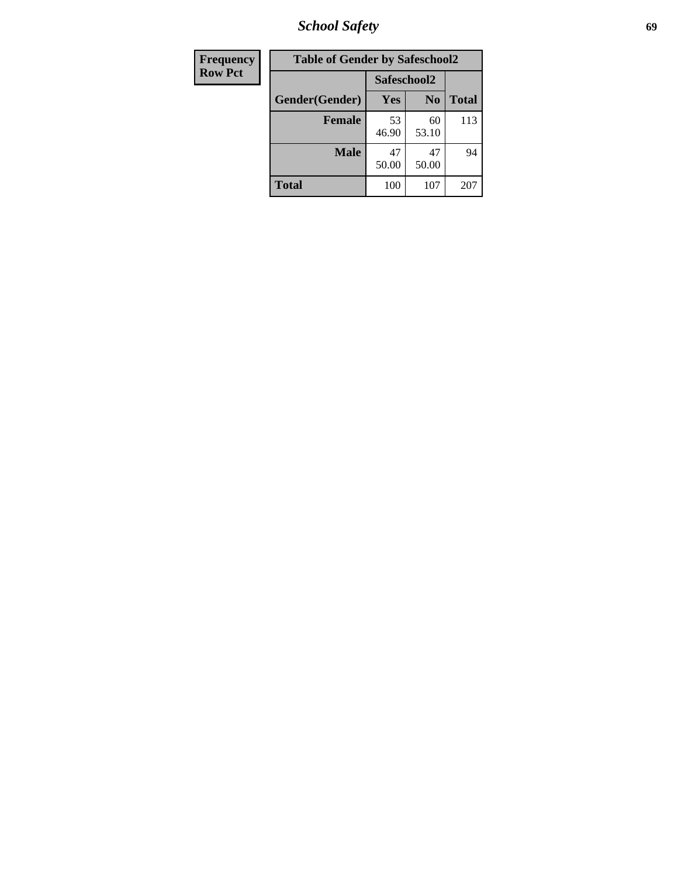| Frequency |
|---|
| Row Pct |

| Table of Gender by Safeschool2 | | | |
|---|---|---|---|
| | Safeschool2 | | |
| Gender(Gender) | Yes | No | Total |
| Female | 53<br>46.90 | 60<br>53.10 | 113 |
| Male | 47<br>50.00 | 47<br>50.00 | 94 |
| Total | 100 | 107 | 207 |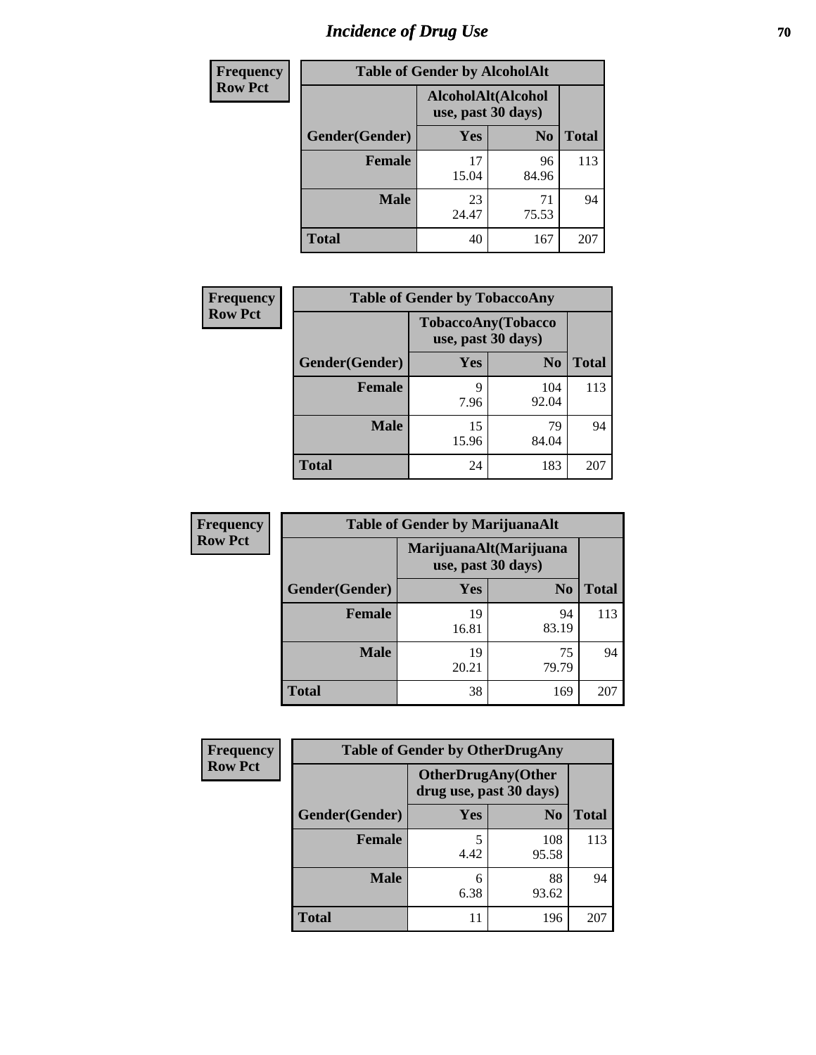# Incidence of Drug Use

**Frequency**
**Row Pct**

**Table of Gender by AlcoholAlt**

| | AlcoholAlt(Alcohol use, past 30 days) | | |
|---|---|---|---|
| **Gender(Gender)** | **Yes** | **No** | **Total** |
| **Female** | 17<br>15.04 | 96<br>84.96 | 113 |
| **Male** | 23<br>24.47 | 71<br>75.53 | 94 |
| **Total** | 40 | 167 | 207 |

**Frequency**
**Row Pct**

**Table of Gender by TobaccoAny**

| | TobaccoAny(Tobacco use, past 30 days) | | |
|---|---|---|---|
| **Gender(Gender)** | **Yes** | **No** | **Total** |
| **Female** | 9<br>7.96 | 104<br>92.04 | 113 |
| **Male** | 15<br>15.96 | 79<br>84.04 | 94 |
| **Total** | 24 | 183 | 207 |

**Frequency**
**Row Pct**

**Table of Gender by MarijuanaAlt**

| | MarijuanaAlt(Marijuana use, past 30 days) | | |
|---|---|---|---|
| **Gender(Gender)** | **Yes** | **No** | **Total** |
| **Female** | 19<br>16.81 | 94<br>83.19 | 113 |
| **Male** | 19<br>20.21 | 75<br>79.79 | 94 |
| **Total** | 38 | 169 | 207 |

**Frequency**
**Row Pct**

**Table of Gender by OtherDrugAny**

| | OtherDrugAny(Other drug use, past 30 days) | | |
|---|---|---|---|
| **Gender(Gender)** | **Yes** | **No** | **Total** |
| **Female** | 5<br>4.42 | 108<br>95.58 | 113 |
| **Male** | 6<br>6.38 | 88<br>93.62 | 94 |
| **Total** | 11 | 196 | 207 |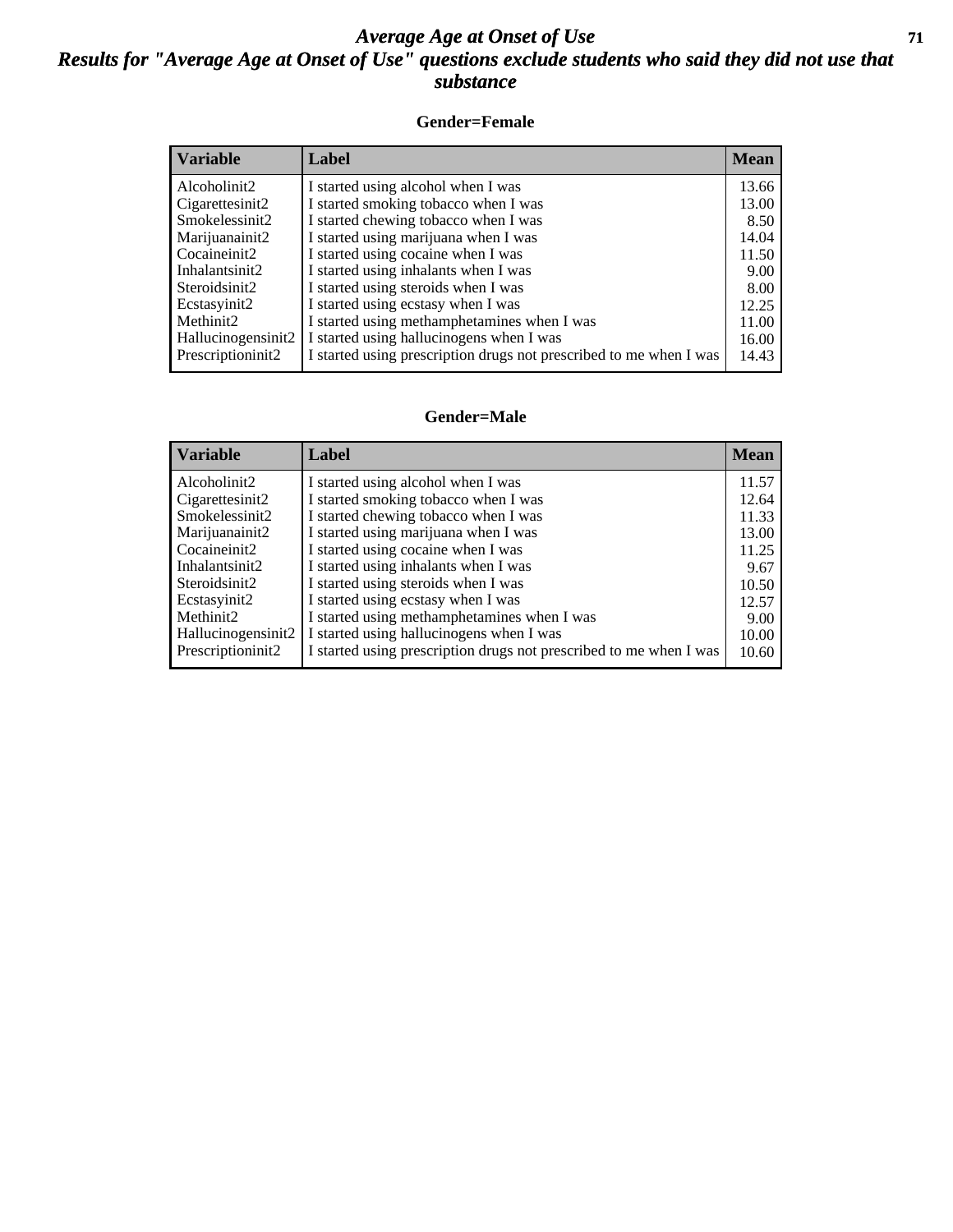# *Average Age at Onset of Use*

## *Results for "Average Age at Onset of Use" questions exclude students who said they did not use that substance*

### Gender=Female

| Variable | Label | Mean |
|---|---|---|
| Alcoholinit2 | I started using alcohol when I was | 13.66 |
| Cigarettesinit2 | I started smoking tobacco when I was | 13.00 |
| Smokelessinit2 | I started chewing tobacco when I was | 8.50 |
| Marijuanainit2 | I started using marijuana when I was | 14.04 |
| Cocaineinit2 | I started using cocaine when I was | 11.50 |
| Inhalantsinit2 | I started using inhalants when I was | 9.00 |
| Steroidsinit2 | I started using steroids when I was | 8.00 |
| Ecstasyinit2 | I started using ecstasy when I was | 12.25 |
| Methinit2 | I started using methamphetamines when I was | 11.00 |
| Hallucinogensinit2 | I started using hallucinogens when I was | 16.00 |
| Prescriptioninit2 | I started using prescription drugs not prescribed to me when I was | 14.43 |

### Gender=Male

| Variable | Label | Mean |
|---|---|---|
| Alcoholinit2 | I started using alcohol when I was | 11.57 |
| Cigarettesinit2 | I started smoking tobacco when I was | 12.64 |
| Smokelessinit2 | I started chewing tobacco when I was | 11.33 |
| Marijuanainit2 | I started using marijuana when I was | 13.00 |
| Cocaineinit2 | I started using cocaine when I was | 11.25 |
| Inhalantsinit2 | I started using inhalants when I was | 9.67 |
| Steroidsinit2 | I started using steroids when I was | 10.50 |
| Ecstasyinit2 | I started using ecstasy when I was | 12.57 |
| Methinit2 | I started using methamphetamines when I was | 9.00 |
| Hallucinogensinit2 | I started using hallucinogens when I was | 10.00 |
| Prescriptioninit2 | I started using prescription drugs not prescribed to me when I was | 10.60 |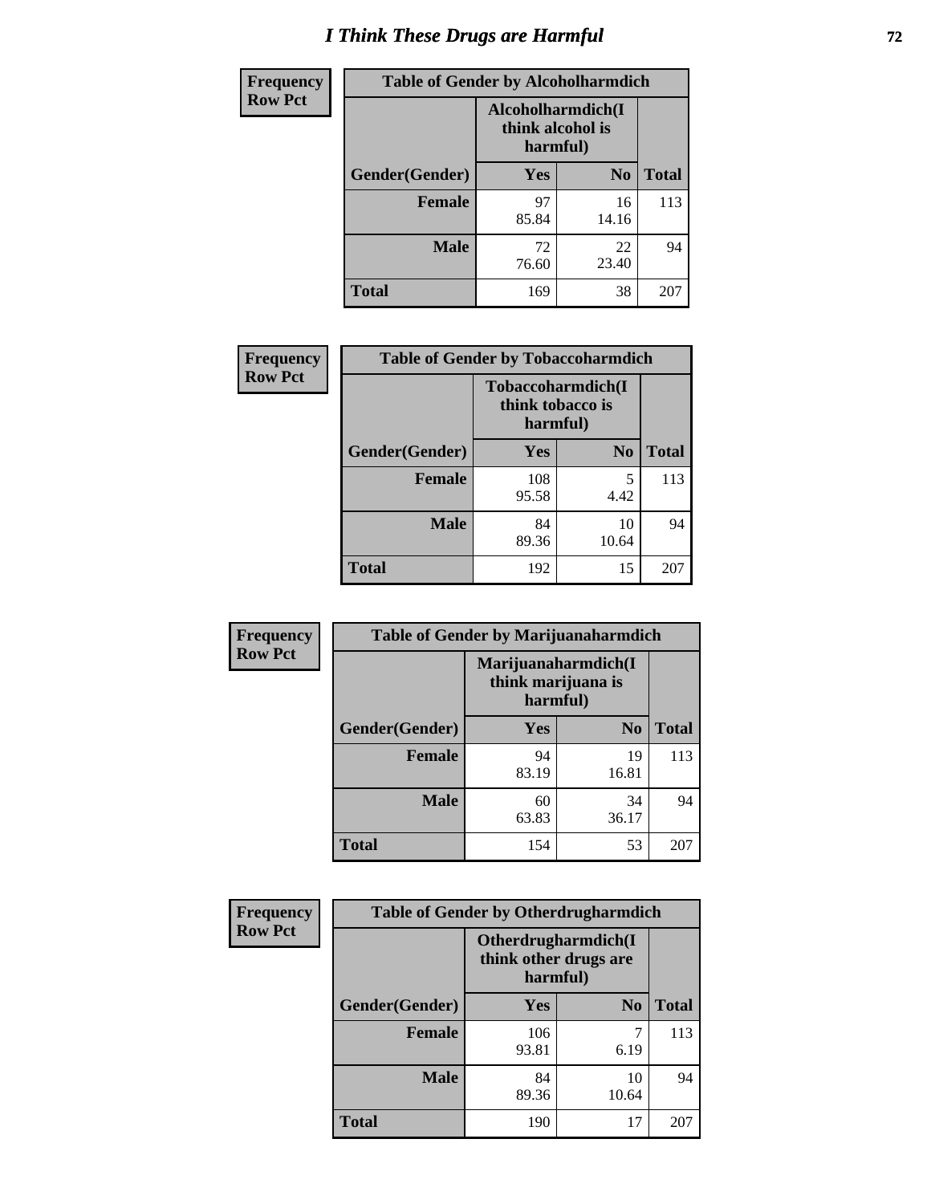# I Think These Drugs are Harmful

| Frequency Row Pct | Table of Gender by Alcoholharmdich | | |
|---|---|---|---|
| | Alcoholharmdich(I think alcohol is harmful) | | |
| Gender(Gender) | Yes | No | Total |
| Female | 97<br>85.84 | 16<br>14.16 | 113 |
| Male | 72<br>76.60 | 22<br>23.40 | 94 |
| Total | 169 | 38 | 207 |

| Frequency Row Pct | Table of Gender by Tobaccoharmdich | | |
|---|---|---|---|
| | Tobaccoharmdich(I think tobacco is harmful) | | |
| Gender(Gender) | Yes | No | Total |
| Female | 108<br>95.58 | 5<br>4.42 | 113 |
| Male | 84<br>89.36 | 10<br>10.64 | 94 |
| Total | 192 | 15 | 207 |

| Frequency Row Pct | Table of Gender by Marijuanaharmdich | | |
|---|---|---|---|
| | Marijuanaharmdich(I think marijuana is harmful) | | |
| Gender(Gender) | Yes | No | Total |
| Female | 94<br>83.19 | 19<br>16.81 | 113 |
| Male | 60<br>63.83 | 34<br>36.17 | 94 |
| Total | 154 | 53 | 207 |

| Frequency Row Pct | Table of Gender by Otherdrugharmdich | | |
|---|---|---|---|
| | Otherdrugharmdich(I think other drugs are harmful) | | |
| Gender(Gender) | Yes | No | Total |
| Female | 106<br>93.81 | 7<br>6.19 | 113 |
| Male | 84<br>89.36 | 10<br>10.64 | 94 |
| Total | 190 | 17 | 207 |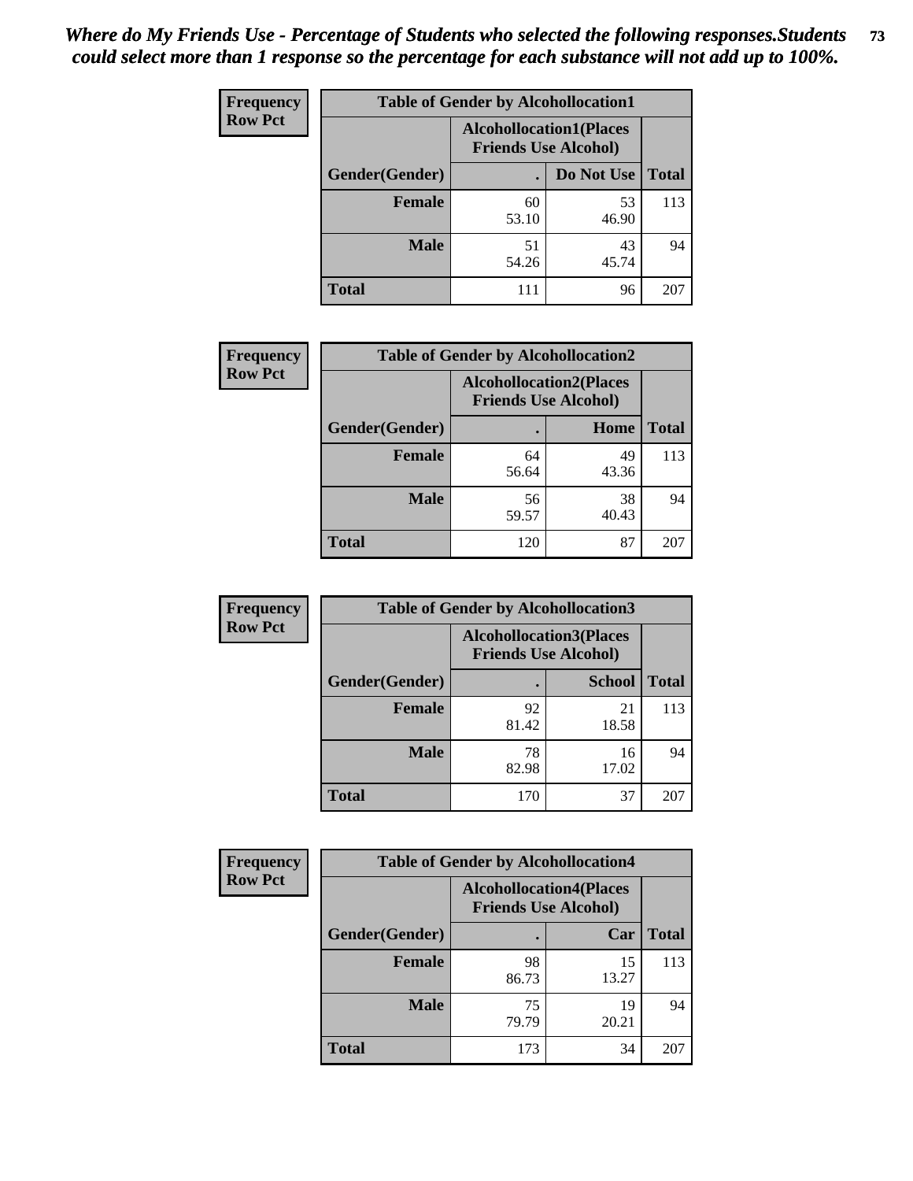*Where do My Friends Use - Percentage of Students who selected the following responses.Students could select more than 1 response so the percentage for each substance will not add up to 100%.*

**Frequency**
**Row Pct**

| Table of Gender by Alcohollocation1 | | | |
|---|---|---|---|
| | Alcohollocation1(Places Friends Use Alcohol) | | |
| Gender(Gender) | . | Do Not Use | Total |
| **Female** | 60<br>53.10 | 53<br>46.90 | 113 |
| **Male** | 51<br>54.26 | 43<br>45.74 | 94 |
| **Total** | 111 | 96 | 207 |

**Frequency**
**Row Pct**

| Table of Gender by Alcohollocation2 | | | |
|---|---|---|---|
| | Alcohollocation2(Places Friends Use Alcohol) | | |
| Gender(Gender) | . | Home | Total |
| **Female** | 64<br>56.64 | 49<br>43.36 | 113 |
| **Male** | 56<br>59.57 | 38<br>40.43 | 94 |
| **Total** | 120 | 87 | 207 |

**Frequency**
**Row Pct**

| Table of Gender by Alcohollocation3 | | | |
|---|---|---|---|
| | Alcohollocation3(Places Friends Use Alcohol) | | |
| Gender(Gender) | . | School | Total |
| **Female** | 92<br>81.42 | 21<br>18.58 | 113 |
| **Male** | 78<br>82.98 | 16<br>17.02 | 94 |
| **Total** | 170 | 37 | 207 |

**Frequency**
**Row Pct**

| Table of Gender by Alcohollocation4 | | | |
|---|---|---|---|
| | Alcohollocation4(Places Friends Use Alcohol) | | |
| Gender(Gender) | . | Car | Total |
| **Female** | 98<br>86.73 | 15<br>13.27 | 113 |
| **Male** | 75<br>79.79 | 19<br>20.21 | 94 |
| **Total** | 173 | 34 | 207 |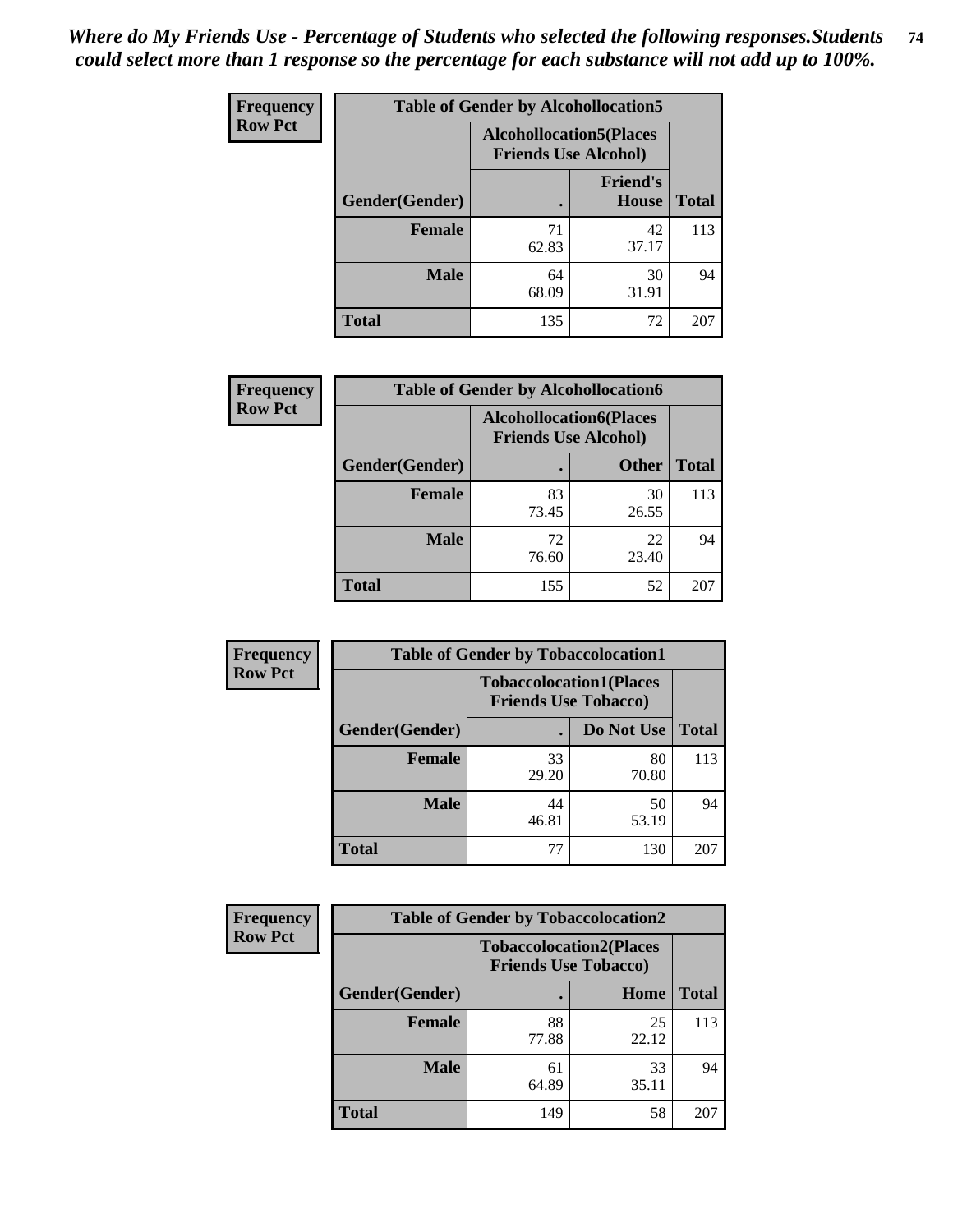*Where do My Friends Use - Percentage of Students who selected the following responses.Students could select more than 1 response so the percentage for each substance will not add up to 100%.*

**Frequency**
**Row Pct**

**Table of Gender by Alcohollocation5**

| Gender(Gender) | Alcohollocation5(Places Friends Use Alcohol) | | Total |
|---|---|---|---|
| | . | Friend's House | |
| **Female** | 71<br>62.83 | 42<br>37.17 | 113 |
| **Male** | 64<br>68.09 | 30<br>31.91 | 94 |
| **Total** | 135 | 72 | 207 |

**Frequency**
**Row Pct**

**Table of Gender by Alcohollocation6**

| Gender(Gender) | Alcohollocation6(Places Friends Use Alcohol) | | Total |
|---|---|---|---|
| | . | Other | |
| **Female** | 83<br>73.45 | 30<br>26.55 | 113 |
| **Male** | 72<br>76.60 | 22<br>23.40 | 94 |
| **Total** | 155 | 52 | 207 |

**Frequency**
**Row Pct**

**Table of Gender by Tobaccolocation1**

| Gender(Gender) | Tobaccolocation1(Places Friends Use Tobacco) | | Total |
|---|---|---|---|
| | . | Do Not Use | |
| **Female** | 33<br>29.20 | 80<br>70.80 | 113 |
| **Male** | 44<br>46.81 | 50<br>53.19 | 94 |
| **Total** | 77 | 130 | 207 |

**Frequency**
**Row Pct**

**Table of Gender by Tobaccolocation2**

| Gender(Gender) | Tobaccolocation2(Places Friends Use Tobacco) | | Total |
|---|---|---|---|
| | . | Home | |
| **Female** | 88<br>77.88 | 25<br>22.12 | 113 |
| **Male** | 61<br>64.89 | 33<br>35.11 | 94 |
| **Total** | 149 | 58 | 207 |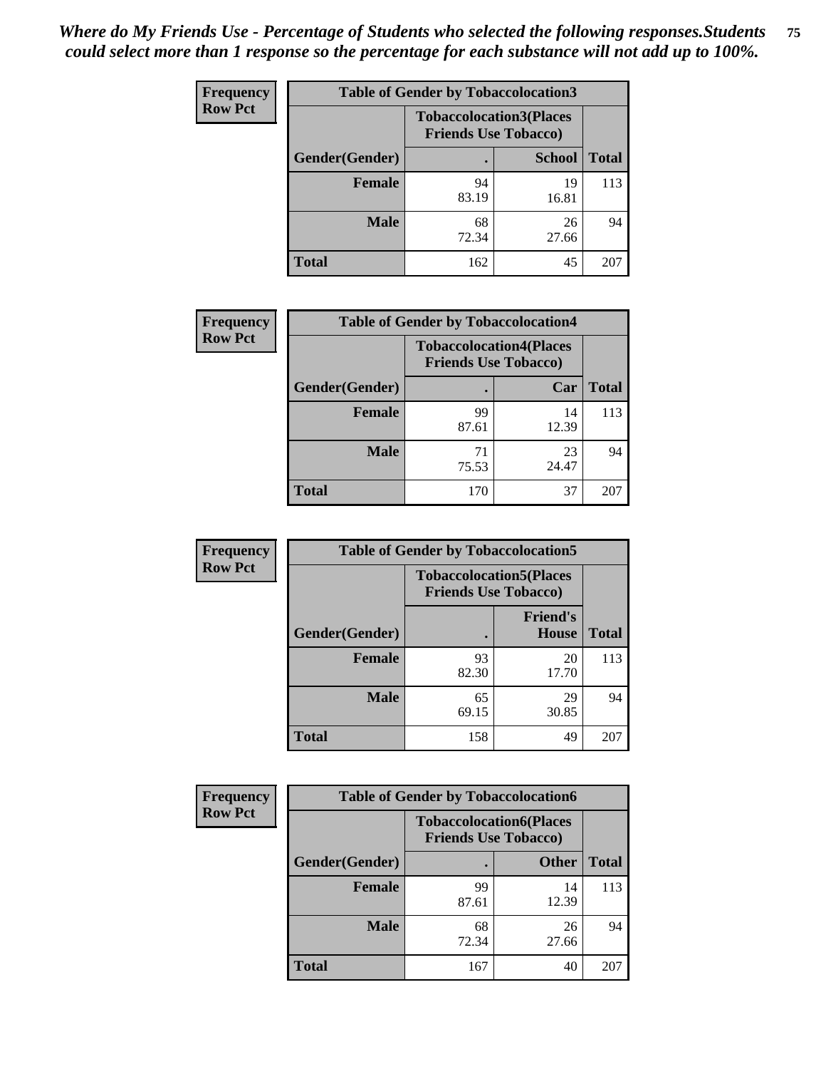*Where do My Friends Use - Percentage of Students who selected the following responses.Students could select more than 1 response so the percentage for each substance will not add up to 100%.*

**Frequency / Row Pct**

| Table of Gender by Tobaccolocation3 | | | |
|---|---|---|---|
| | Tobaccolocation3(Places Friends Use Tobacco) | | |
| Gender(Gender) | . | School | Total |
| Female | 94<br>83.19 | 19<br>16.81 | 113 |
| Male | 68<br>72.34 | 26<br>27.66 | 94 |
| Total | 162 | 45 | 207 |

**Frequency / Row Pct**

| Table of Gender by Tobaccolocation4 | | | |
|---|---|---|---|
| | Tobaccolocation4(Places Friends Use Tobacco) | | |
| Gender(Gender) | . | Car | Total |
| Female | 99<br>87.61 | 14<br>12.39 | 113 |
| Male | 71<br>75.53 | 23<br>24.47 | 94 |
| Total | 170 | 37 | 207 |

**Frequency / Row Pct**

| Table of Gender by Tobaccolocation5 | | | |
|---|---|---|---|
| | Tobaccolocation5(Places Friends Use Tobacco) | | |
| Gender(Gender) | . | Friend's House | Total |
| Female | 93<br>82.30 | 20<br>17.70 | 113 |
| Male | 65<br>69.15 | 29<br>30.85 | 94 |
| Total | 158 | 49 | 207 |

**Frequency / Row Pct**

| Table of Gender by Tobaccolocation6 | | | |
|---|---|---|---|
| | Tobaccolocation6(Places Friends Use Tobacco) | | |
| Gender(Gender) | . | Other | Total |
| Female | 99<br>87.61 | 14<br>12.39 | 113 |
| Male | 68<br>72.34 | 26<br>27.66 | 94 |
| Total | 167 | 40 | 207 |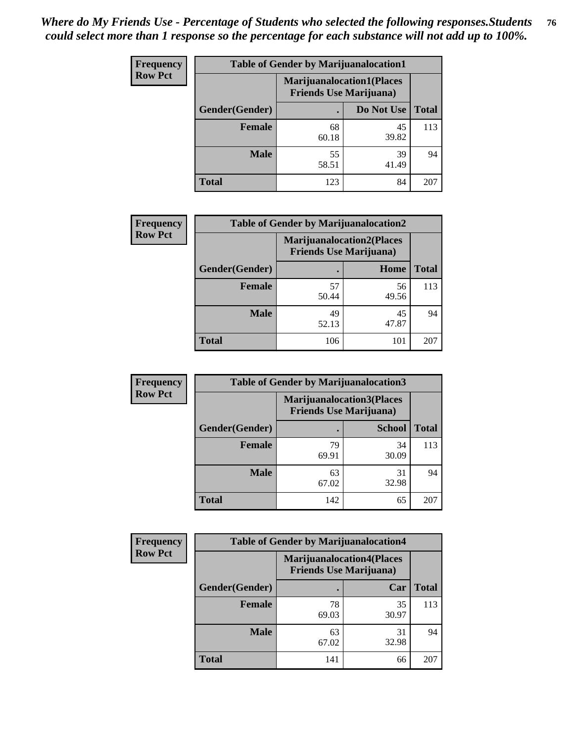*Where do My Friends Use - Percentage of Students who selected the following responses.Students could select more than 1 response so the percentage for each substance will not add up to 100%.*

**Frequency**
**Row Pct**

| Table of Gender by Marijuanalocation1 | | | |
|---|---|---|---|
| | Marijuanalocation1(Places Friends Use Marijuana) | | |
| Gender(Gender) | . | Do Not Use | Total |
| **Female** | 68<br>60.18 | 45<br>39.82 | 113 |
| **Male** | 55<br>58.51 | 39<br>41.49 | 94 |
| **Total** | 123 | 84 | 207 |

**Frequency**
**Row Pct**

| Table of Gender by Marijuanalocation2 | | | |
|---|---|---|---|
| | Marijuanalocation2(Places Friends Use Marijuana) | | |
| Gender(Gender) | . | Home | Total |
| **Female** | 57<br>50.44 | 56<br>49.56 | 113 |
| **Male** | 49<br>52.13 | 45<br>47.87 | 94 |
| **Total** | 106 | 101 | 207 |

**Frequency**
**Row Pct**

| Table of Gender by Marijuanalocation3 | | | |
|---|---|---|---|
| | Marijuanalocation3(Places Friends Use Marijuana) | | |
| Gender(Gender) | . | School | Total |
| **Female** | 79<br>69.91 | 34<br>30.09 | 113 |
| **Male** | 63<br>67.02 | 31<br>32.98 | 94 |
| **Total** | 142 | 65 | 207 |

**Frequency**
**Row Pct**

| Table of Gender by Marijuanalocation4 | | | |
|---|---|---|---|
| | Marijuanalocation4(Places Friends Use Marijuana) | | |
| Gender(Gender) | . | Car | Total |
| **Female** | 78<br>69.03 | 35<br>30.97 | 113 |
| **Male** | 63<br>67.02 | 31<br>32.98 | 94 |
| **Total** | 141 | 66 | 207 |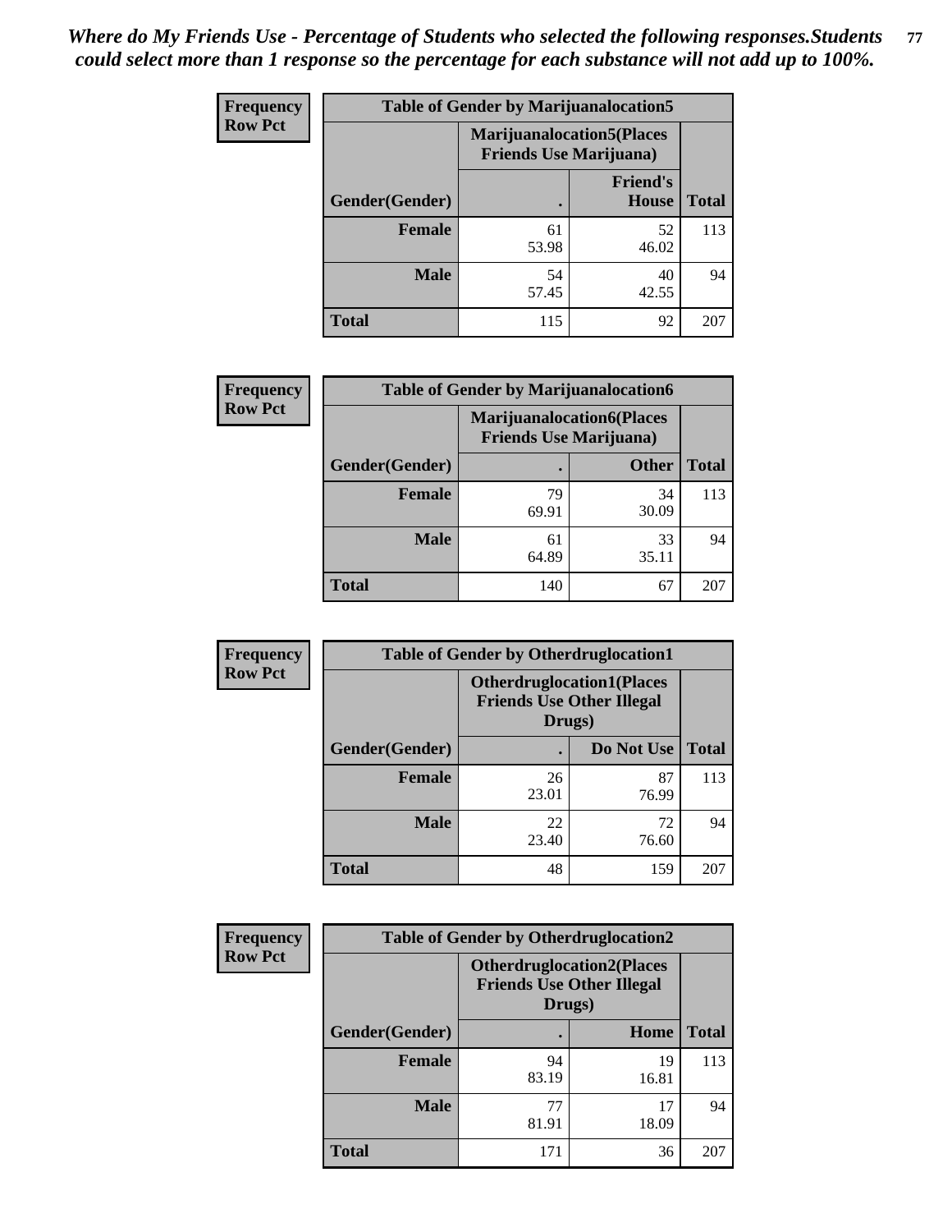*Where do My Friends Use - Percentage of Students who selected the following responses.Students could select more than 1 response so the percentage for each substance will not add up to 100%.*

**Frequency Row Pct**

| Table of Gender by Marijuanalocation5 | | | |
|---|---|---|---|
| | Marijuanalocation5(Places Friends Use Marijuana) | | |
| Gender(Gender) | . | Friend's House | Total |
| **Female** | 61<br>53.98 | 52<br>46.02 | 113 |
| **Male** | 54<br>57.45 | 40<br>42.55 | 94 |
| **Total** | 115 | 92 | 207 |

**Frequency Row Pct**

| Table of Gender by Marijuanalocation6 | | | |
|---|---|---|---|
| | Marijuanalocation6(Places Friends Use Marijuana) | | |
| Gender(Gender) | . | Other | Total |
| **Female** | 79<br>69.91 | 34<br>30.09 | 113 |
| **Male** | 61<br>64.89 | 33<br>35.11 | 94 |
| **Total** | 140 | 67 | 207 |

**Frequency Row Pct**

| Table of Gender by Otherdruglocation1 | | | |
|---|---|---|---|
| | Otherdruglocation1(Places Friends Use Other Illegal Drugs) | | |
| Gender(Gender) | . | Do Not Use | Total |
| **Female** | 26<br>23.01 | 87<br>76.99 | 113 |
| **Male** | 22<br>23.40 | 72<br>76.60 | 94 |
| **Total** | 48 | 159 | 207 |

**Frequency Row Pct**

| Table of Gender by Otherdruglocation2 | | | |
|---|---|---|---|
| | Otherdruglocation2(Places Friends Use Other Illegal Drugs) | | |
| Gender(Gender) | . | Home | Total |
| **Female** | 94<br>83.19 | 19<br>16.81 | 113 |
| **Male** | 77<br>81.91 | 17<br>18.09 | 94 |
| **Total** | 171 | 36 | 207 |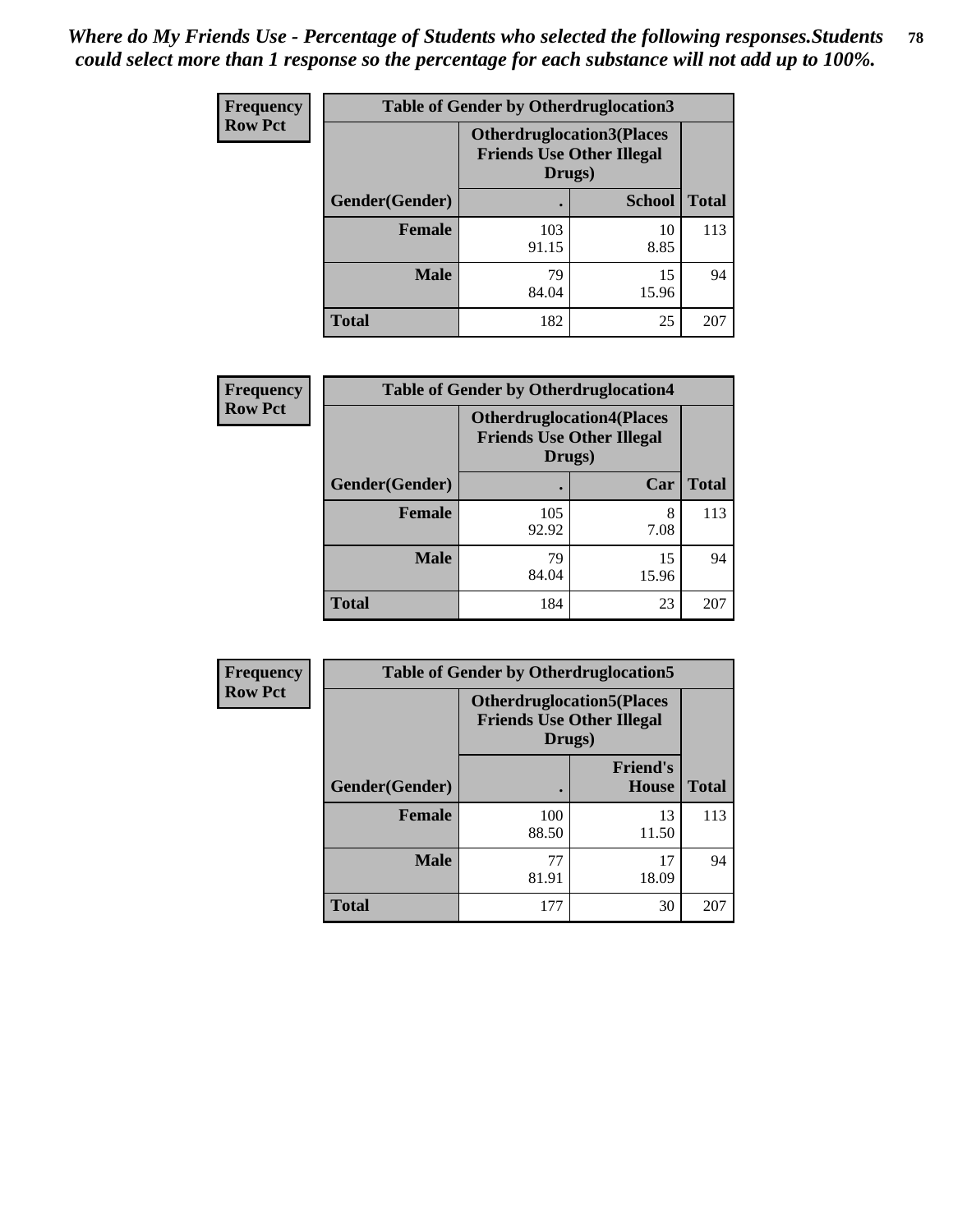*Where do My Friends Use - Percentage of Students who selected the following responses.Students could select more than 1 response so the percentage for each substance will not add up to 100%.*

**Frequency**
**Row Pct**

| Table of Gender by Otherdruglocation3 | | | |
|---|---|---|---|
| | Otherdruglocation3(Places Friends Use Other Illegal Drugs) | | |
| Gender(Gender) | . | School | Total |
| Female | 103<br>91.15 | 10<br>8.85 | 113 |
| Male | 79<br>84.04 | 15<br>15.96 | 94 |
| Total | 182 | 25 | 207 |

**Frequency**
**Row Pct**

| Table of Gender by Otherdruglocation4 | | | |
|---|---|---|---|
| | Otherdruglocation4(Places Friends Use Other Illegal Drugs) | | |
| Gender(Gender) | . | Car | Total |
| Female | 105<br>92.92 | 8<br>7.08 | 113 |
| Male | 79<br>84.04 | 15<br>15.96 | 94 |
| Total | 184 | 23 | 207 |

**Frequency**
**Row Pct**

| Table of Gender by Otherdruglocation5 | | | |
|---|---|---|---|
| | Otherdruglocation5(Places Friends Use Other Illegal Drugs) | | |
| Gender(Gender) | . | Friend's House | Total |
| Female | 100<br>88.50 | 13<br>11.50 | 113 |
| Male | 77<br>81.91 | 17<br>18.09 | 94 |
| Total | 177 | 30 | 207 |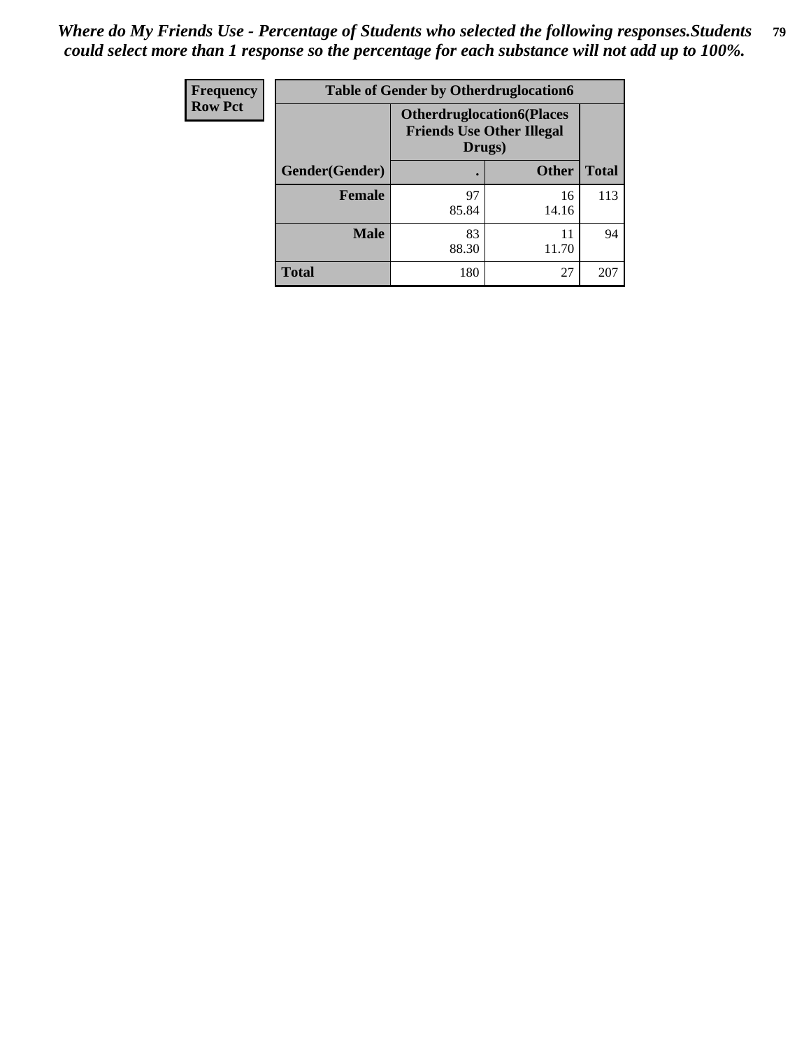*Where do My Friends Use - Percentage of Students who selected the following responses.Students could select more than 1 response so the percentage for each substance will not add up to 100%.*

| Frequency Row Pct | Table of Gender by Otherdruglocation6 | | |
|---|---|---|---|
| | Otherdruglocation6(Places Friends Use Other Illegal Drugs) | | |
| Gender(Gender) | . | Other | Total |
| **Female** | 97<br>85.84 | 16<br>14.16 | 113 |
| **Male** | 83<br>88.30 | 11<br>11.70 | 94 |
| **Total** | 180 | 27 | 207 |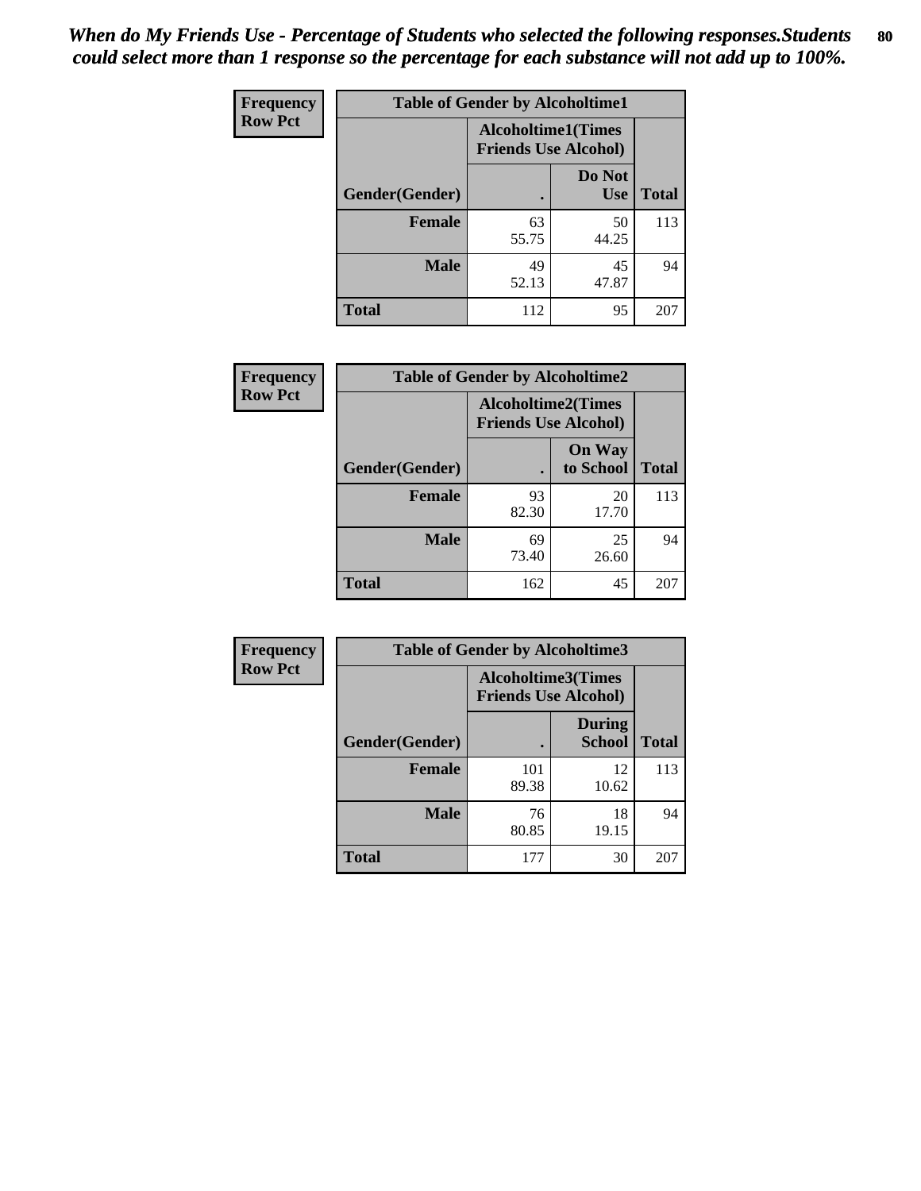*When do My Friends Use - Percentage of Students who selected the following responses.Students could select more than 1 response so the percentage for each substance will not add up to 100%.*

**Frequency**
**Row Pct**

| Table of Gender by Alcoholtime1 | | | |
|---|---|---|---|
| | Alcoholtime1(Times Friends Use Alcohol) | | |
| Gender(Gender) | . | Do Not Use | Total |
| **Female** | 63<br>55.75 | 50<br>44.25 | 113 |
| **Male** | 49<br>52.13 | 45<br>47.87 | 94 |
| **Total** | 112 | 95 | 207 |

**Frequency**
**Row Pct**

| Table of Gender by Alcoholtime2 | | | |
|---|---|---|---|
| | Alcoholtime2(Times Friends Use Alcohol) | | |
| Gender(Gender) | . | On Way to School | Total |
| **Female** | 93<br>82.30 | 20<br>17.70 | 113 |
| **Male** | 69<br>73.40 | 25<br>26.60 | 94 |
| **Total** | 162 | 45 | 207 |

**Frequency**
**Row Pct**

| Table of Gender by Alcoholtime3 | | | |
|---|---|---|---|
| | Alcoholtime3(Times Friends Use Alcohol) | | |
| Gender(Gender) | . | During School | Total |
| **Female** | 101<br>89.38 | 12<br>10.62 | 113 |
| **Male** | 76<br>80.85 | 18<br>19.15 | 94 |
| **Total** | 177 | 30 | 207 |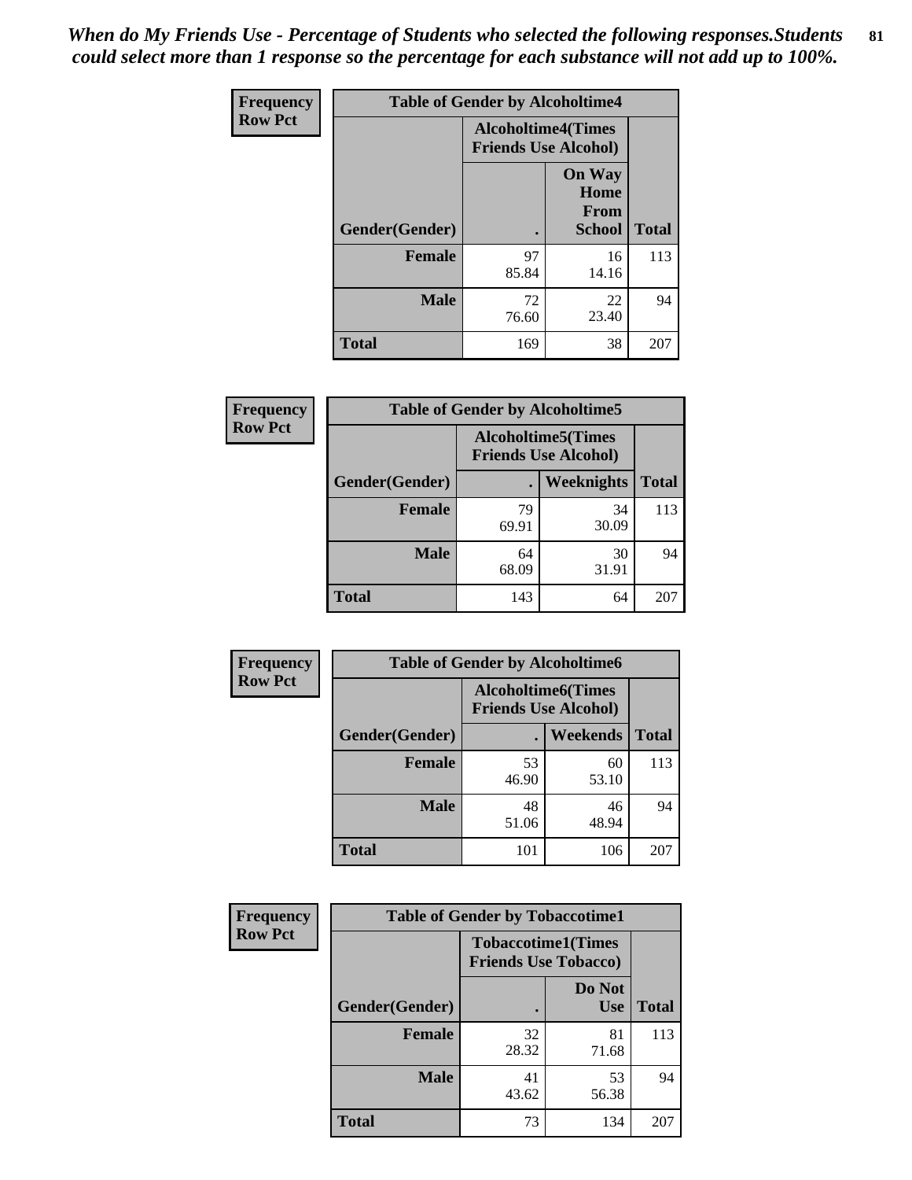*When do My Friends Use - Percentage of Students who selected the following responses.Students could select more than 1 response so the percentage for each substance will not add up to 100%.*

**Frequency Row Pct**

| Table of Gender by Alcoholtime4 | | | |
|---|---|---|---|
| | Alcoholtime4(Times Friends Use Alcohol) | | |
| Gender(Gender) | . | On Way Home From School | Total |
| **Female** | 97<br>85.84 | 16<br>14.16 | 113 |
| **Male** | 72<br>76.60 | 22<br>23.40 | 94 |
| **Total** | 169 | 38 | 207 |

**Frequency Row Pct**

| Table of Gender by Alcoholtime5 | | | |
|---|---|---|---|
| | Alcoholtime5(Times Friends Use Alcohol) | | |
| Gender(Gender) | . | Weeknights | Total |
| **Female** | 79<br>69.91 | 34<br>30.09 | 113 |
| **Male** | 64<br>68.09 | 30<br>31.91 | 94 |
| **Total** | 143 | 64 | 207 |

**Frequency Row Pct**

| Table of Gender by Alcoholtime6 | | | |
|---|---|---|---|
| | Alcoholtime6(Times Friends Use Alcohol) | | |
| Gender(Gender) | . | Weekends | Total |
| **Female** | 53<br>46.90 | 60<br>53.10 | 113 |
| **Male** | 48<br>51.06 | 46<br>48.94 | 94 |
| **Total** | 101 | 106 | 207 |

**Frequency Row Pct**

| Table of Gender by Tobaccotime1 | | | |
|---|---|---|---|
| | Tobaccotime1(Times Friends Use Tobacco) | | |
| Gender(Gender) | . | Do Not Use | Total |
| **Female** | 32<br>28.32 | 81<br>71.68 | 113 |
| **Male** | 41<br>43.62 | 53<br>56.38 | 94 |
| **Total** | 73 | 134 | 207 |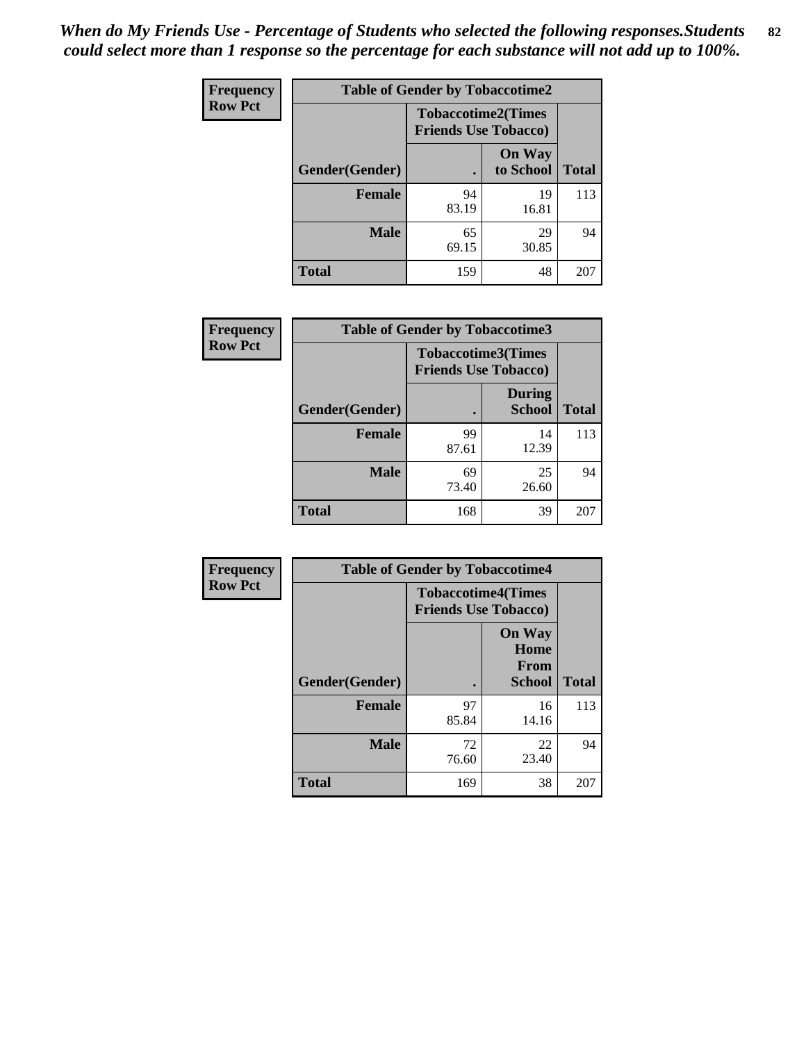*When do My Friends Use - Percentage of Students who selected the following responses.Students could select more than 1 response so the percentage for each substance will not add up to 100%.*

**Frequency**
**Row Pct**

| Table of Gender by Tobaccotime2 | | | |
|---|---|---|---|
| | Tobaccotime2(Times Friends Use Tobacco) | | |
| Gender(Gender) | . | On Way to School | Total |
| **Female** | 94<br>83.19 | 19<br>16.81 | 113 |
| **Male** | 65<br>69.15 | 29<br>30.85 | 94 |
| **Total** | 159 | 48 | 207 |

**Frequency**
**Row Pct**

| Table of Gender by Tobaccotime3 | | | |
|---|---|---|---|
| | Tobaccotime3(Times Friends Use Tobacco) | | |
| Gender(Gender) | . | During School | Total |
| **Female** | 99<br>87.61 | 14<br>12.39 | 113 |
| **Male** | 69<br>73.40 | 25<br>26.60 | 94 |
| **Total** | 168 | 39 | 207 |

**Frequency**
**Row Pct**

| Table of Gender by Tobaccotime4 | | | |
|---|---|---|---|
| | Tobaccotime4(Times Friends Use Tobacco) | | |
| Gender(Gender) | . | On Way Home From School | Total |
| **Female** | 97<br>85.84 | 16<br>14.16 | 113 |
| **Male** | 72<br>76.60 | 22<br>23.40 | 94 |
| **Total** | 169 | 38 | 207 |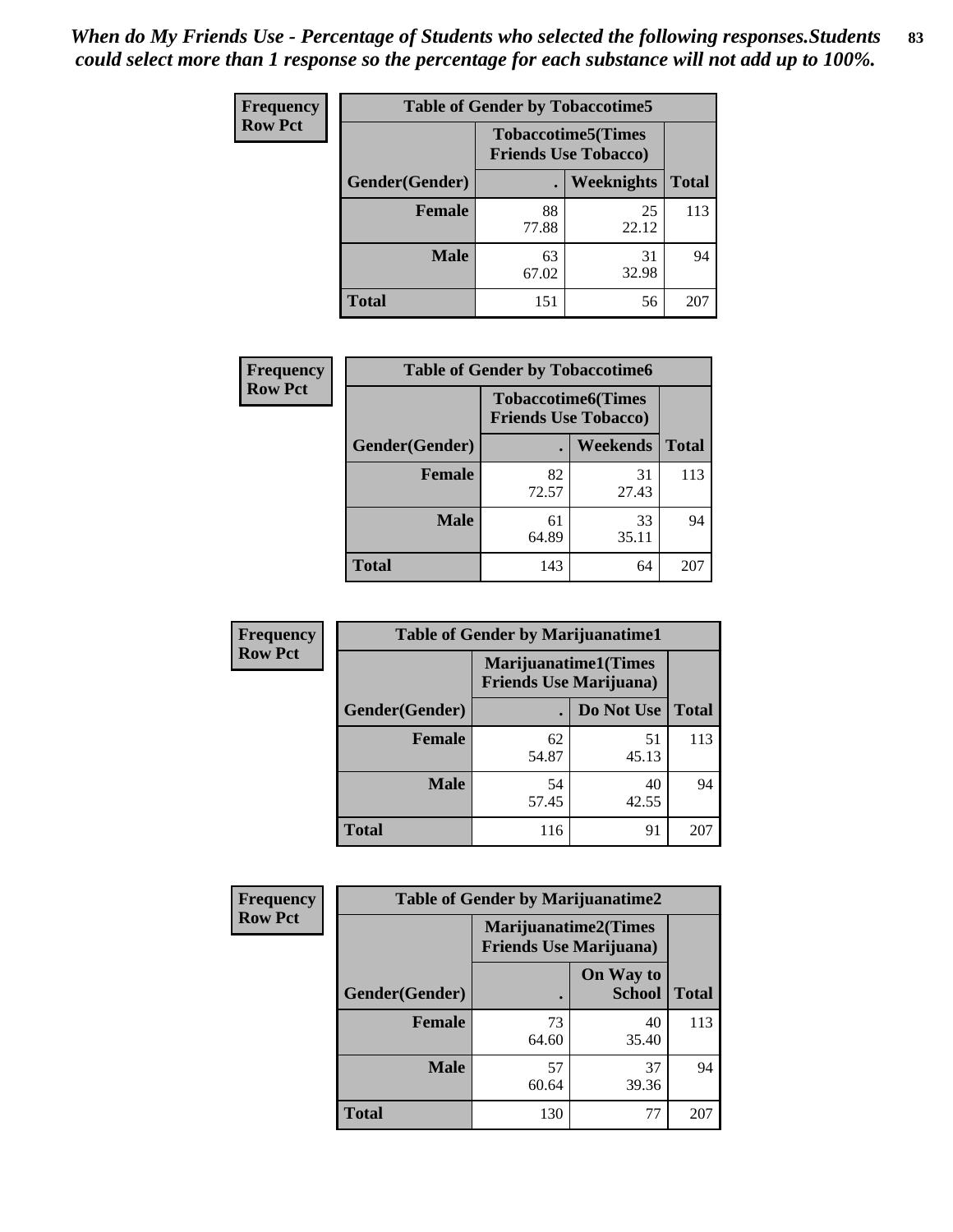*When do My Friends Use - Percentage of Students who selected the following responses.Students could select more than 1 response so the percentage for each substance will not add up to 100%.*

**Frequency / Row Pct**

| Table of Gender by Tobaccotime5 | | | |
|---|---|---|---|
| | Tobaccotime5(Times Friends Use Tobacco) | | |
| Gender(Gender) | . | Weeknights | Total |
| **Female** | 88<br>77.88 | 25<br>22.12 | 113 |
| **Male** | 63<br>67.02 | 31<br>32.98 | 94 |
| **Total** | 151 | 56 | 207 |

**Frequency / Row Pct**

| Table of Gender by Tobaccotime6 | | | |
|---|---|---|---|
| | Tobaccotime6(Times Friends Use Tobacco) | | |
| Gender(Gender) | . | Weekends | Total |
| **Female** | 82<br>72.57 | 31<br>27.43 | 113 |
| **Male** | 61<br>64.89 | 33<br>35.11 | 94 |
| **Total** | 143 | 64 | 207 |

**Frequency / Row Pct**

| Table of Gender by Marijuanatime1 | | | |
|---|---|---|---|
| | Marijuanatime1(Times Friends Use Marijuana) | | |
| Gender(Gender) | . | Do Not Use | Total |
| **Female** | 62<br>54.87 | 51<br>45.13 | 113 |
| **Male** | 54<br>57.45 | 40<br>42.55 | 94 |
| **Total** | 116 | 91 | 207 |

**Frequency / Row Pct**

| Table of Gender by Marijuanatime2 | | | |
|---|---|---|---|
| | Marijuanatime2(Times Friends Use Marijuana) | | |
| Gender(Gender) | . | On Way to School | Total |
| **Female** | 73<br>64.60 | 40<br>35.40 | 113 |
| **Male** | 57<br>60.64 | 37<br>39.36 | 94 |
| **Total** | 130 | 77 | 207 |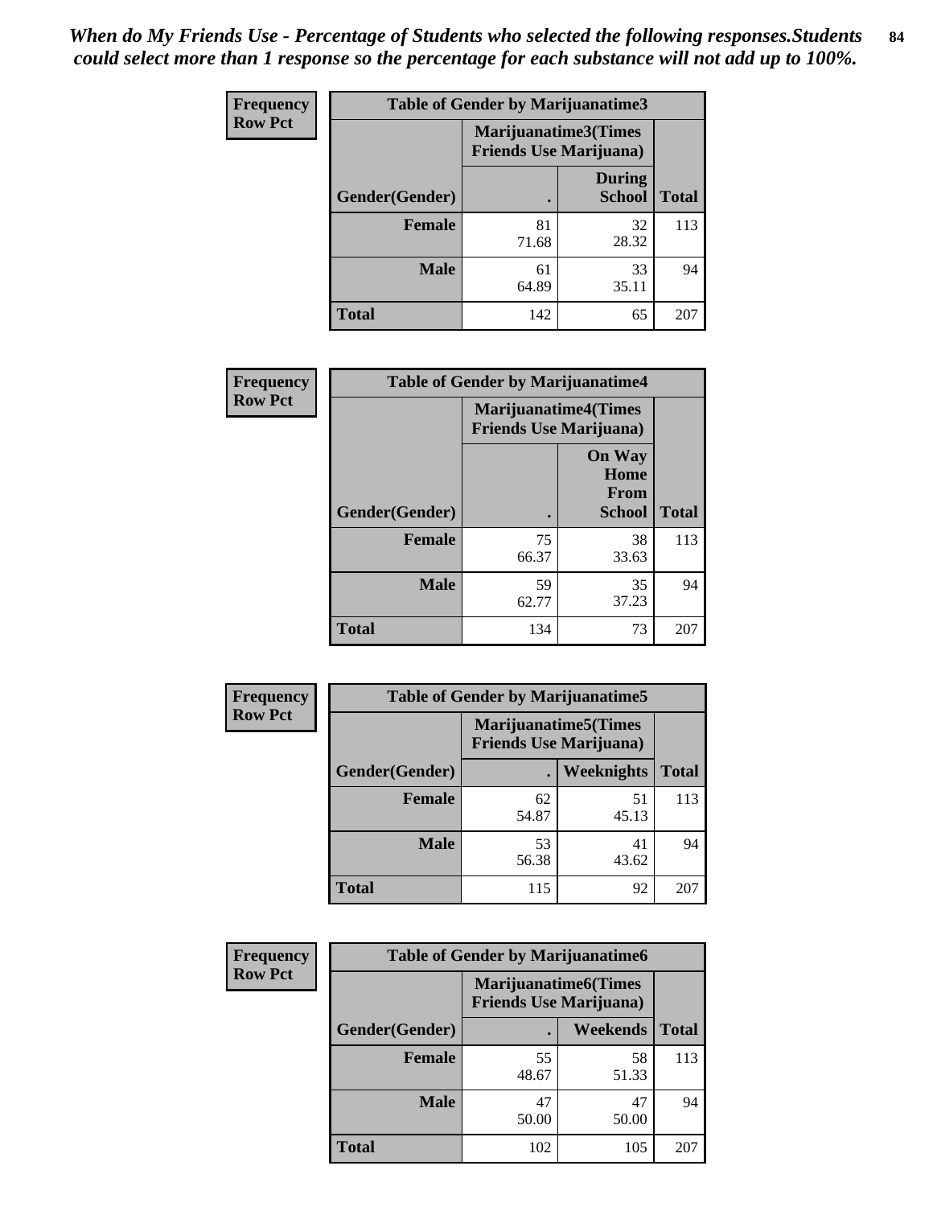*When do My Friends Use - Percentage of Students who selected the following responses.Students could select more than 1 response so the percentage for each substance will not add up to 100%.*

**Frequency**
**Row Pct**

| Table of Gender by Marijuanatime3 | | | |
|---|---|---|---|
| | Marijuanatime3(Times Friends Use Marijuana) | | |
| Gender(Gender) | . | During School | Total |
| Female | 81<br>71.68 | 32<br>28.32 | 113 |
| Male | 61<br>64.89 | 33<br>35.11 | 94 |
| Total | 142 | 65 | 207 |

**Frequency**
**Row Pct**

| Table of Gender by Marijuanatime4 | | | |
|---|---|---|---|
| | Marijuanatime4(Times Friends Use Marijuana) | | |
| Gender(Gender) | . | On Way Home From School | Total |
| Female | 75<br>66.37 | 38<br>33.63 | 113 |
| Male | 59<br>62.77 | 35<br>37.23 | 94 |
| Total | 134 | 73 | 207 |

**Frequency**
**Row Pct**

| Table of Gender by Marijuanatime5 | | | |
|---|---|---|---|
| | Marijuanatime5(Times Friends Use Marijuana) | | |
| Gender(Gender) | . | Weeknights | Total |
| Female | 62<br>54.87 | 51<br>45.13 | 113 |
| Male | 53<br>56.38 | 41<br>43.62 | 94 |
| Total | 115 | 92 | 207 |

**Frequency**
**Row Pct**

| Table of Gender by Marijuanatime6 | | | |
|---|---|---|---|
| | Marijuanatime6(Times Friends Use Marijuana) | | |
| Gender(Gender) | . | Weekends | Total |
| Female | 55<br>48.67 | 58<br>51.33 | 113 |
| Male | 47<br>50.00 | 47<br>50.00 | 94 |
| Total | 102 | 105 | 207 |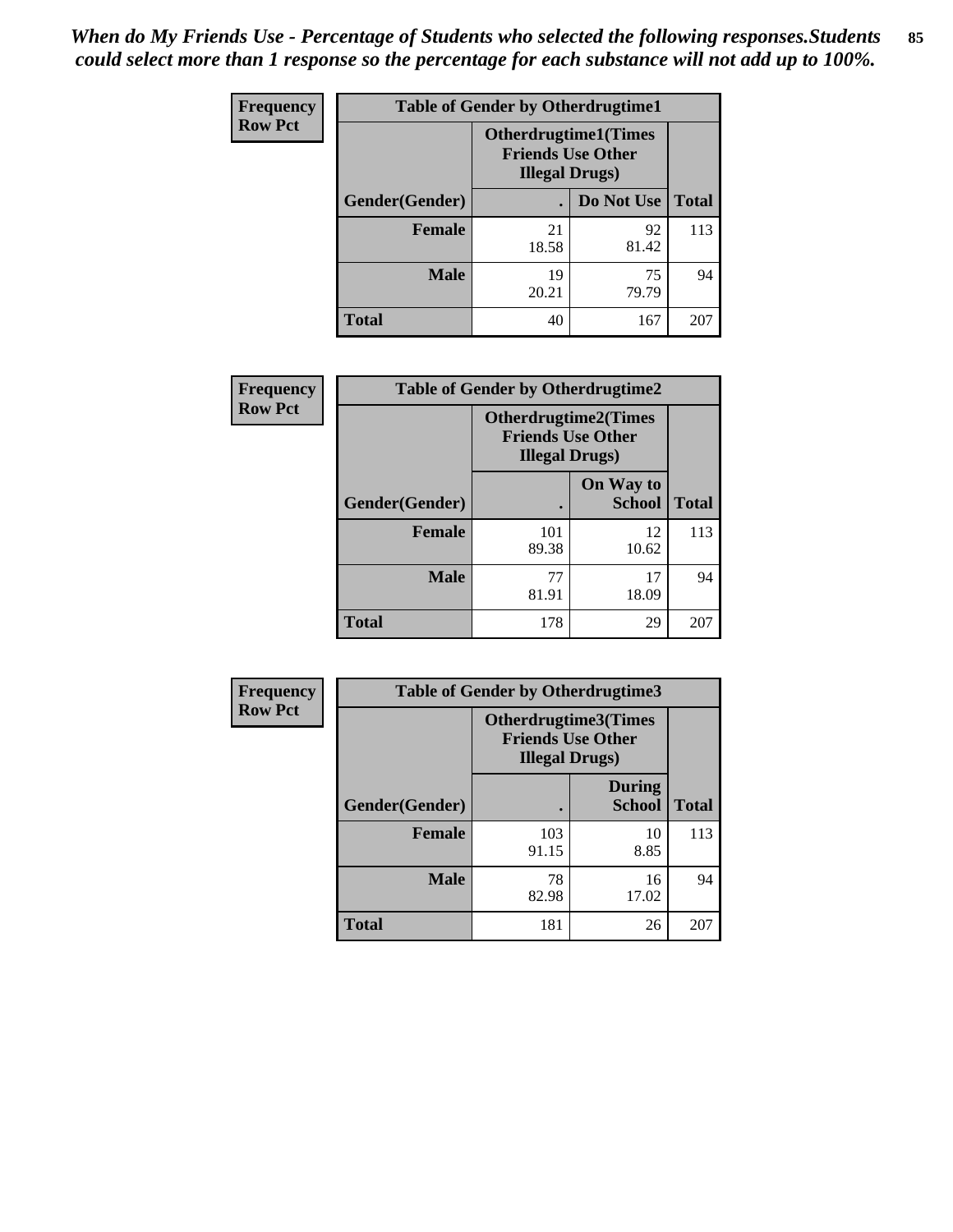*When do My Friends Use - Percentage of Students who selected the following responses.Students could select more than 1 response so the percentage for each substance will not add up to 100%.*

**Frequency**
**Row Pct**

| Table of Gender by Otherdrugtime1 | | | |
|---|---|---|---|
| | Otherdrugtime1(Times Friends Use Other Illegal Drugs) | | |
| Gender(Gender) | . | Do Not Use | Total |
| **Female** | 21<br>18.58 | 92<br>81.42 | 113 |
| **Male** | 19<br>20.21 | 75<br>79.79 | 94 |
| **Total** | 40 | 167 | 207 |

**Frequency**
**Row Pct**

| Table of Gender by Otherdrugtime2 | | | |
|---|---|---|---|
| | Otherdrugtime2(Times Friends Use Other Illegal Drugs) | | |
| Gender(Gender) | . | On Way to School | Total |
| **Female** | 101<br>89.38 | 12<br>10.62 | 113 |
| **Male** | 77<br>81.91 | 17<br>18.09 | 94 |
| **Total** | 178 | 29 | 207 |

**Frequency**
**Row Pct**

| Table of Gender by Otherdrugtime3 | | | |
|---|---|---|---|
| | Otherdrugtime3(Times Friends Use Other Illegal Drugs) | | |
| Gender(Gender) | . | During School | Total |
| **Female** | 103<br>91.15 | 10<br>8.85 | 113 |
| **Male** | 78<br>82.98 | 16<br>17.02 | 94 |
| **Total** | 181 | 26 | 207 |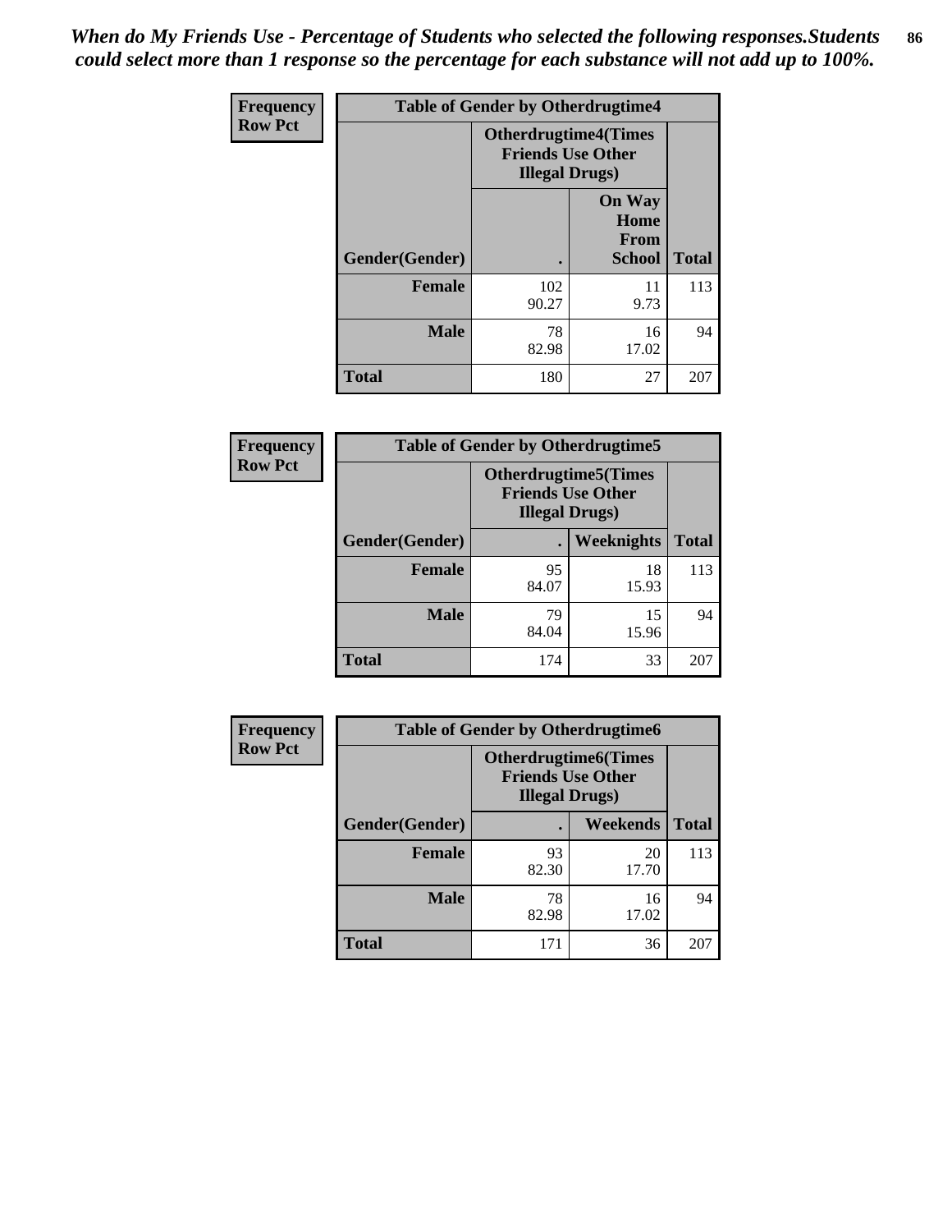*When do My Friends Use - Percentage of Students who selected the following responses.Students could select more than 1 response so the percentage for each substance will not add up to 100%.*

**Frequency**
**Row Pct**

| Table of Gender by Otherdrugtime4 | | | |
|---|---|---|---|
| | Otherdrugtime4(Times Friends Use Other Illegal Drugs) | | |
| Gender(Gender) | . | On Way Home From School | Total |
| Female | 102<br>90.27 | 11<br>9.73 | 113 |
| Male | 78<br>82.98 | 16<br>17.02 | 94 |
| Total | 180 | 27 | 207 |

**Frequency**
**Row Pct**

| Table of Gender by Otherdrugtime5 | | | |
|---|---|---|---|
| | Otherdrugtime5(Times Friends Use Other Illegal Drugs) | | |
| Gender(Gender) | . | Weeknights | Total |
| Female | 95<br>84.07 | 18<br>15.93 | 113 |
| Male | 79<br>84.04 | 15<br>15.96 | 94 |
| Total | 174 | 33 | 207 |

**Frequency**
**Row Pct**

| Table of Gender by Otherdrugtime6 | | | |
|---|---|---|---|
| | Otherdrugtime6(Times Friends Use Other Illegal Drugs) | | |
| Gender(Gender) | . | Weekends | Total |
| Female | 93<br>82.30 | 20<br>17.70 | 113 |
| Male | 78<br>82.98 | 16<br>17.02 | 94 |
| Total | 171 | 36 | 207 |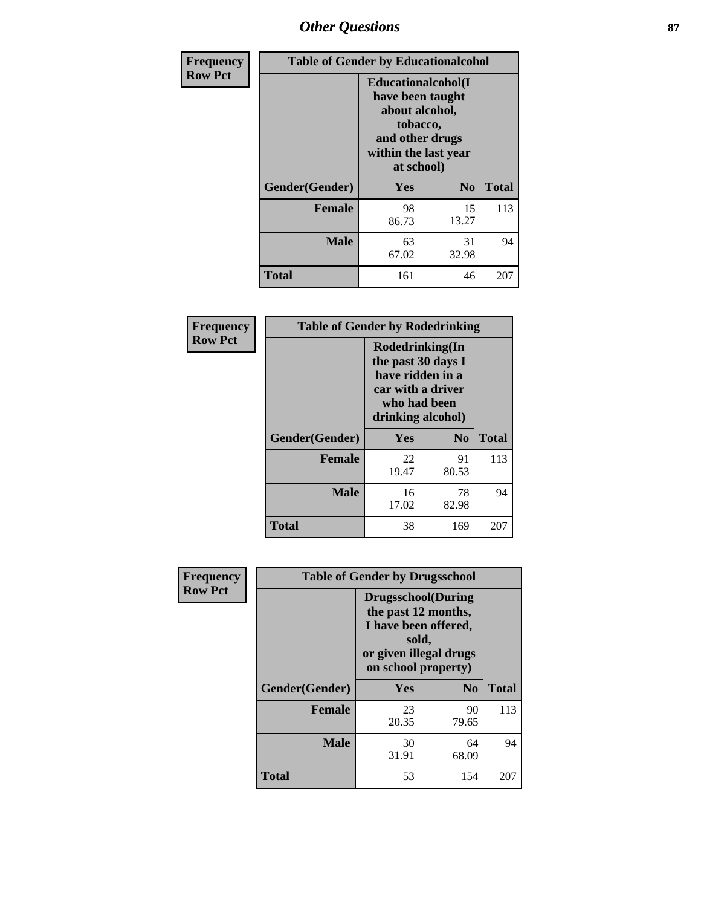# Other Questions

| Frequency Row Pct | Table of Gender by Educationalcohol | | |
|---|---|---|---|
| | Educationalcohol(I have been taught about alcohol, tobacco, and other drugs within the last year at school) | | |
| Gender(Gender) | Yes | No | Total |
| Female | 98<br>86.73 | 15<br>13.27 | 113 |
| Male | 63<br>67.02 | 31<br>32.98 | 94 |
| Total | 161 | 46 | 207 |

| Frequency Row Pct | Table of Gender by Rodedrinking | | |
|---|---|---|---|
| | Rodedrinking(In the past 30 days I have ridden in a car with a driver who had been drinking alcohol) | | |
| Gender(Gender) | Yes | No | Total |
| Female | 22<br>19.47 | 91<br>80.53 | 113 |
| Male | 16<br>17.02 | 78<br>82.98 | 94 |
| Total | 38 | 169 | 207 |

| Frequency Row Pct | Table of Gender by Drugsschool | | |
|---|---|---|---|
| | Drugsschool(During the past 12 months, I have been offered, sold, or given illegal drugs on school property) | | |
| Gender(Gender) | Yes | No | Total |
| Female | 23<br>20.35 | 90<br>79.65 | 113 |
| Male | 30<br>31.91 | 64<br>68.09 | 94 |
| Total | 53 | 154 | 207 |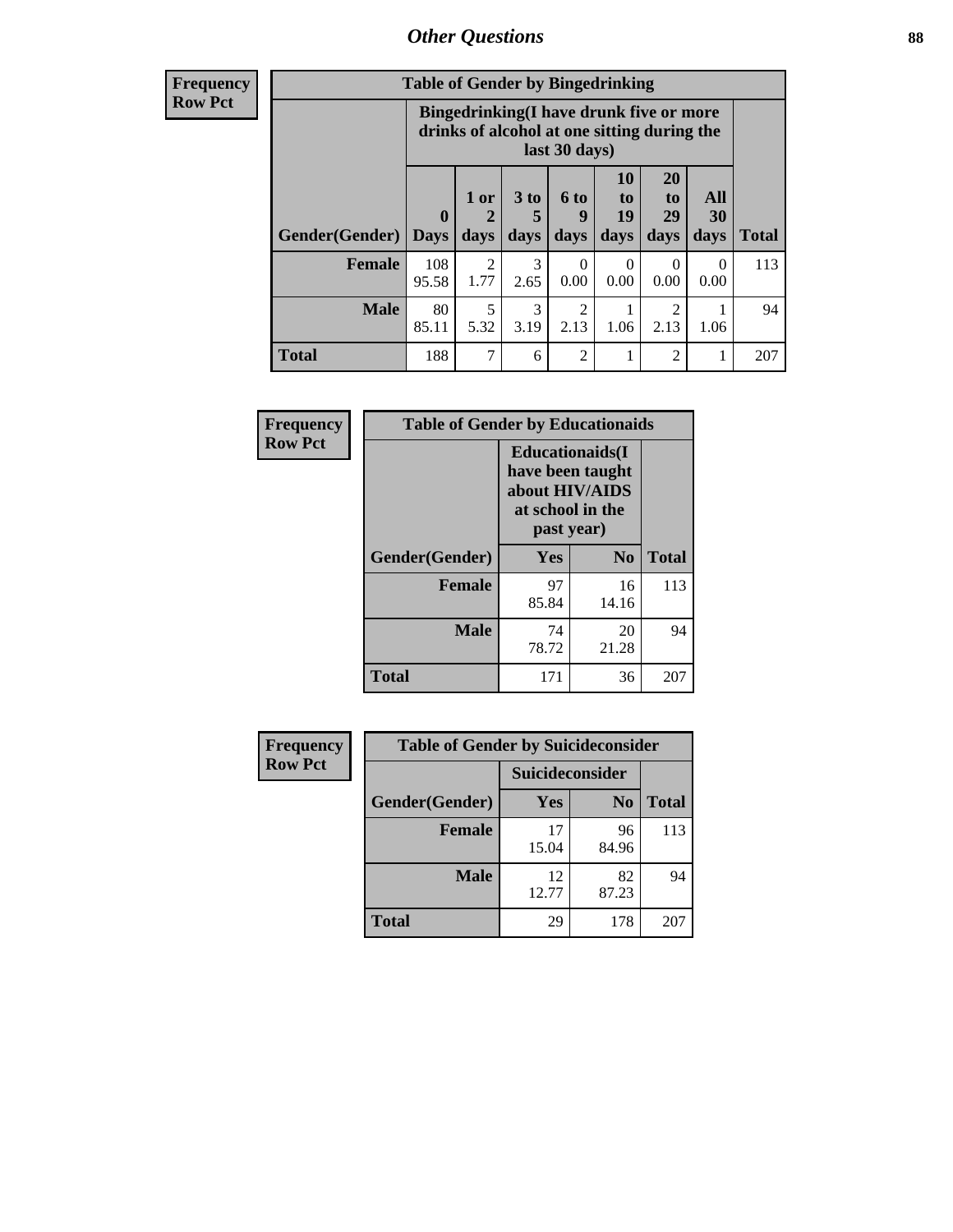# Other Questions

| Frequency Row Pct |
|---|

**Table of Gender by Bingedrinking**

| | Bingedrinking(I have drunk five or more drinks of alcohol at one sitting during the last 30 days) | | | | | | | |
|---|---|---|---|---|---|---|---|---|
| Gender(Gender) | 0 Days | 1 or 2 days | 3 to 5 days | 6 to 9 days | 10 to 19 days | 20 to 29 days | All 30 days | Total |
| Female | 108<br>95.58 | 2<br>1.77 | 3<br>2.65 | 0<br>0.00 | 0<br>0.00 | 0<br>0.00 | 0<br>0.00 | 113 |
| Male | 80<br>85.11 | 5<br>5.32 | 3<br>3.19 | 2<br>2.13 | 1<br>1.06 | 2<br>2.13 | 1<br>1.06 | 94 |
| Total | 188 | 7 | 6 | 2 | 1 | 2 | 1 | 207 |

| Frequency Row Pct |
|---|

**Table of Gender by Educationaids**

| | Educationaids(I have been taught about HIV/AIDS at school in the past year) | | |
|---|---|---|---|
| Gender(Gender) | Yes | No | Total |
| Female | 97<br>85.84 | 16<br>14.16 | 113 |
| Male | 74<br>78.72 | 20<br>21.28 | 94 |
| Total | 171 | 36 | 207 |

| Frequency Row Pct |
|---|

**Table of Gender by Suicideconsider**

| | Suicideconsider | | |
|---|---|---|---|
| Gender(Gender) | Yes | No | Total |
| Female | 17<br>15.04 | 96<br>84.96 | 113 |
| Male | 12<br>12.77 | 82<br>87.23 | 94 |
| Total | 29 | 178 | 207 |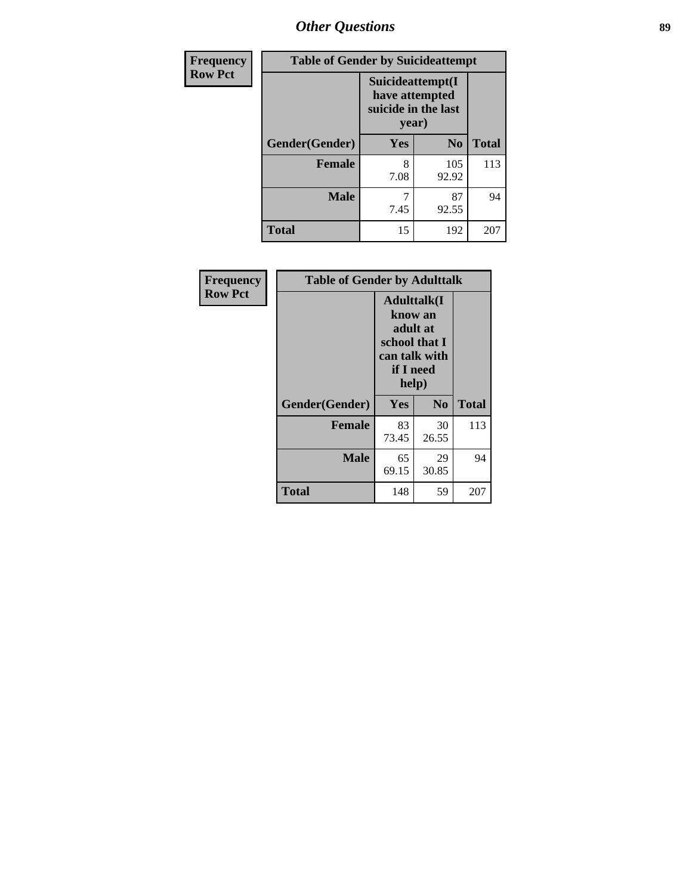## Other Questions

| Frequency Row Pct | Table of Gender by Suicideattempt | | |
|---|---|---|---|
| | Suicideattempt(I have attempted suicide in the last year) | | |
| Gender(Gender) | Yes | No | Total |
| Female | 8<br>7.08 | 105<br>92.92 | 113 |
| Male | 7<br>7.45 | 87<br>92.55 | 94 |
| Total | 15 | 192 | 207 |

| Frequency Row Pct | Table of Gender by Adulttalk | | |
|---|---|---|---|
| | Adulttalk(I know an adult at school that I can talk with if I need help) | | |
| Gender(Gender) | Yes | No | Total |
| Female | 83<br>73.45 | 30<br>26.55 | 113 |
| Male | 65<br>69.15 | 29<br>30.85 | 94 |
| Total | 148 | 59 | 207 |